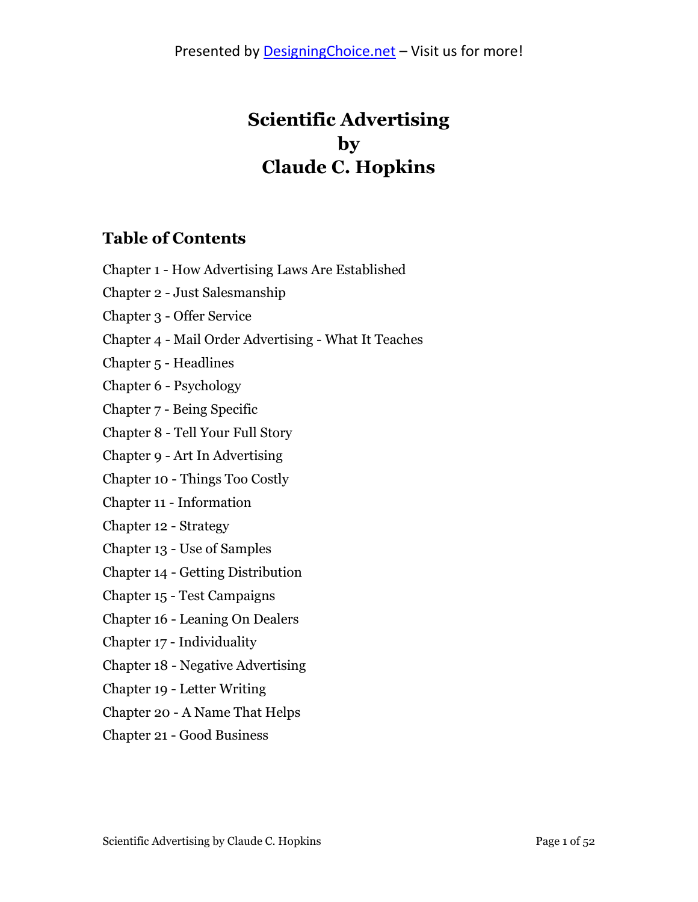Presented by [DesigningChoice.net](http://DesigningChoice.net) – Visit us for more!

# Scientific Advertising
# by
# Claude C. Hopkins

## Table of Contents

Chapter 1 - How Advertising Laws Are Established

Chapter 2 - Just Salesmanship

Chapter 3 - Offer Service

Chapter 4 - Mail Order Advertising - What It Teaches

Chapter 5 - Headlines

Chapter 6 - Psychology

Chapter 7 - Being Specific

Chapter 8 - Tell Your Full Story

Chapter 9 - Art In Advertising

Chapter 10 - Things Too Costly

Chapter 11 - Information

Chapter 12 - Strategy

Chapter 13 - Use of Samples

Chapter 14 - Getting Distribution

Chapter 15 - Test Campaigns

Chapter 16 - Leaning On Dealers

Chapter 17 - Individuality

Chapter 18 - Negative Advertising

Chapter 19 - Letter Writing

Chapter 20 - A Name That Helps

Chapter 21 - Good Business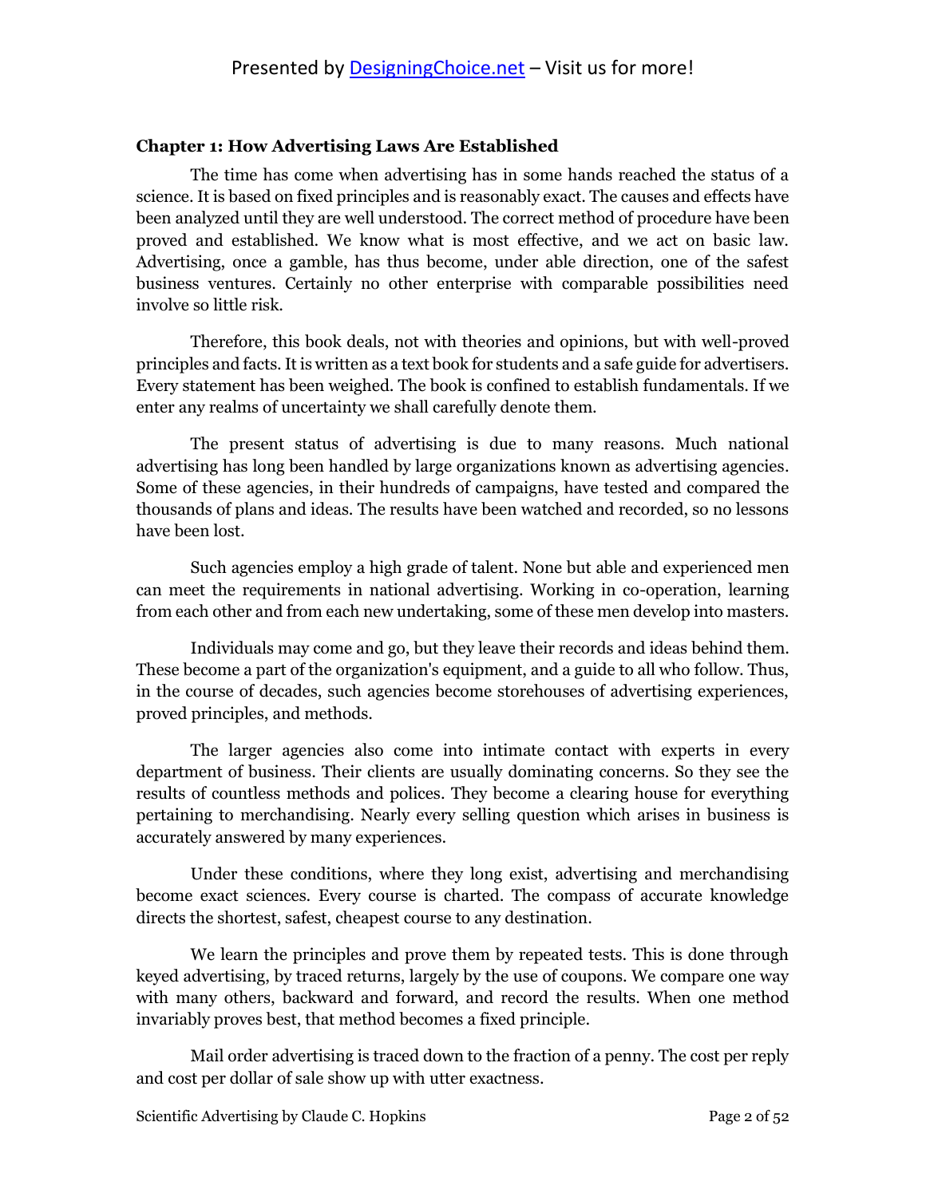## Chapter 1: How Advertising Laws Are Established

The time has come when advertising has in some hands reached the status of a science. It is based on fixed principles and is reasonably exact. The causes and effects have been analyzed until they are well understood. The correct method of procedure have been proved and established. We know what is most effective, and we act on basic law. Advertising, once a gamble, has thus become, under able direction, one of the safest business ventures. Certainly no other enterprise with comparable possibilities need involve so little risk.

Therefore, this book deals, not with theories and opinions, but with well-proved principles and facts. It is written as a text book for students and a safe guide for advertisers. Every statement has been weighed. The book is confined to establish fundamentals. If we enter any realms of uncertainty we shall carefully denote them.

The present status of advertising is due to many reasons. Much national advertising has long been handled by large organizations known as advertising agencies. Some of these agencies, in their hundreds of campaigns, have tested and compared the thousands of plans and ideas. The results have been watched and recorded, so no lessons have been lost.

Such agencies employ a high grade of talent. None but able and experienced men can meet the requirements in national advertising. Working in co-operation, learning from each other and from each new undertaking, some of these men develop into masters.

Individuals may come and go, but they leave their records and ideas behind them. These become a part of the organization's equipment, and a guide to all who follow. Thus, in the course of decades, such agencies become storehouses of advertising experiences, proved principles, and methods.

The larger agencies also come into intimate contact with experts in every department of business. Their clients are usually dominating concerns. So they see the results of countless methods and polices. They become a clearing house for everything pertaining to merchandising. Nearly every selling question which arises in business is accurately answered by many experiences.

Under these conditions, where they long exist, advertising and merchandising become exact sciences. Every course is charted. The compass of accurate knowledge directs the shortest, safest, cheapest course to any destination.

We learn the principles and prove them by repeated tests. This is done through keyed advertising, by traced returns, largely by the use of coupons. We compare one way with many others, backward and forward, and record the results. When one method invariably proves best, that method becomes a fixed principle.

Mail order advertising is traced down to the fraction of a penny. The cost per reply and cost per dollar of sale show up with utter exactness.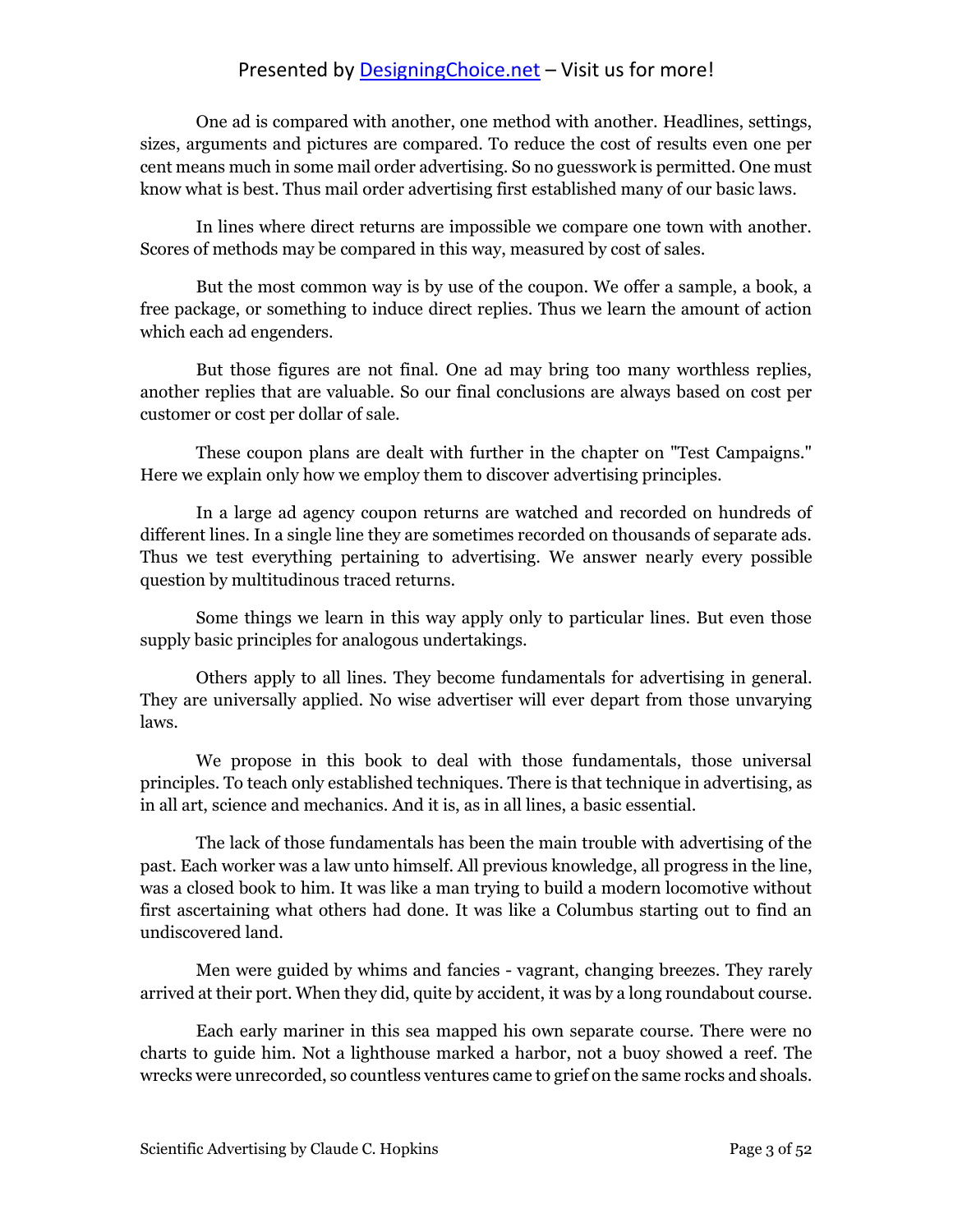One ad is compared with another, one method with another. Headlines, settings, sizes, arguments and pictures are compared. To reduce the cost of results even one per cent means much in some mail order advertising. So no guesswork is permitted. One must know what is best. Thus mail order advertising first established many of our basic laws.

In lines where direct returns are impossible we compare one town with another. Scores of methods may be compared in this way, measured by cost of sales.

But the most common way is by use of the coupon. We offer a sample, a book, a free package, or something to induce direct replies. Thus we learn the amount of action which each ad engenders.

But those figures are not final. One ad may bring too many worthless replies, another replies that are valuable. So our final conclusions are always based on cost per customer or cost per dollar of sale.

These coupon plans are dealt with further in the chapter on "Test Campaigns." Here we explain only how we employ them to discover advertising principles.

In a large ad agency coupon returns are watched and recorded on hundreds of different lines. In a single line they are sometimes recorded on thousands of separate ads. Thus we test everything pertaining to advertising. We answer nearly every possible question by multitudinous traced returns.

Some things we learn in this way apply only to particular lines. But even those supply basic principles for analogous undertakings.

Others apply to all lines. They become fundamentals for advertising in general. They are universally applied. No wise advertiser will ever depart from those unvarying laws.

We propose in this book to deal with those fundamentals, those universal principles. To teach only established techniques. There is that technique in advertising, as in all art, science and mechanics. And it is, as in all lines, a basic essential.

The lack of those fundamentals has been the main trouble with advertising of the past. Each worker was a law unto himself. All previous knowledge, all progress in the line, was a closed book to him. It was like a man trying to build a modern locomotive without first ascertaining what others had done. It was like a Columbus starting out to find an undiscovered land.

Men were guided by whims and fancies - vagrant, changing breezes. They rarely arrived at their port. When they did, quite by accident, it was by a long roundabout course.

Each early mariner in this sea mapped his own separate course. There were no charts to guide him. Not a lighthouse marked a harbor, not a buoy showed a reef. The wrecks were unrecorded, so countless ventures came to grief on the same rocks and shoals.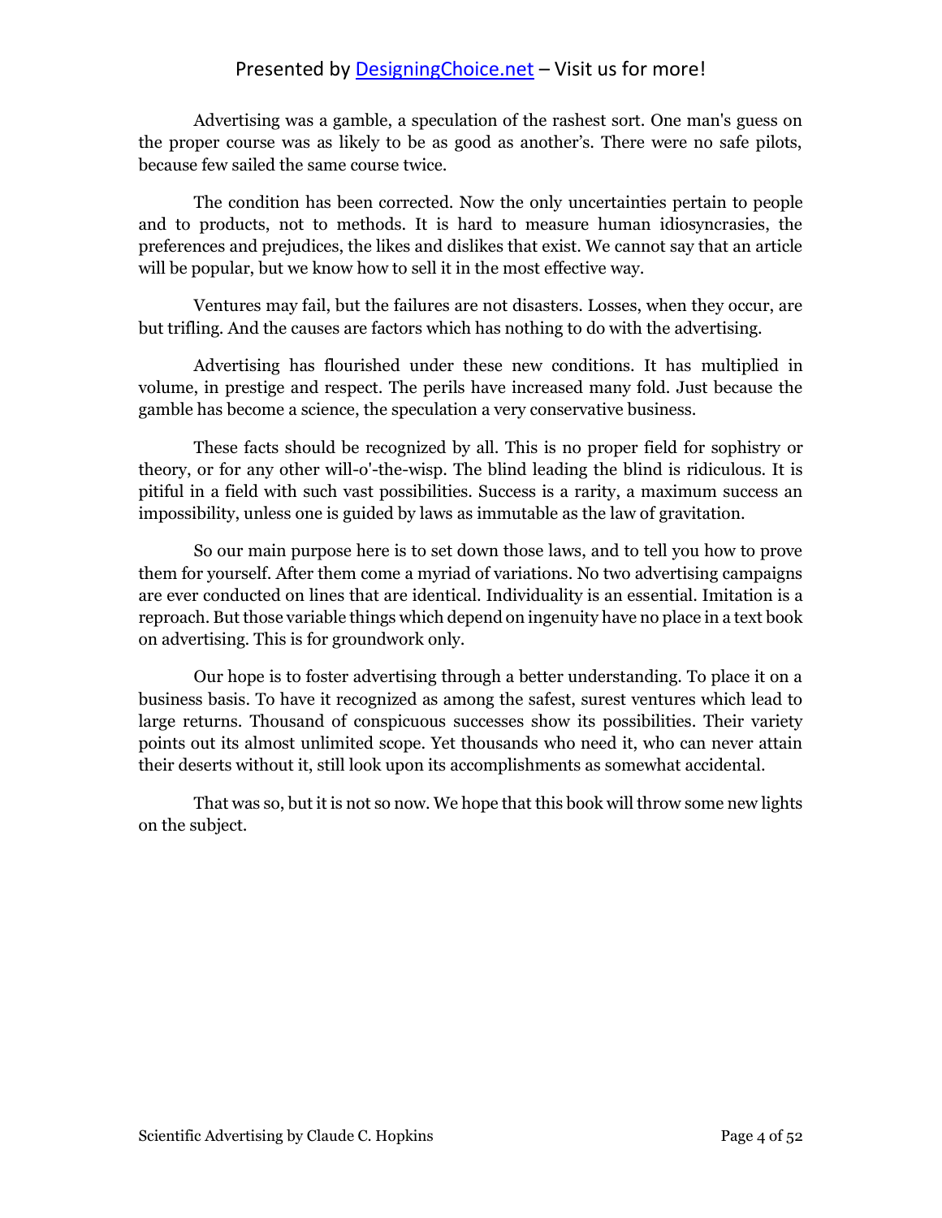Advertising was a gamble, a speculation of the rashest sort. One man's guess on the proper course was as likely to be as good as another's. There were no safe pilots, because few sailed the same course twice.

The condition has been corrected. Now the only uncertainties pertain to people and to products, not to methods. It is hard to measure human idiosyncrasies, the preferences and prejudices, the likes and dislikes that exist. We cannot say that an article will be popular, but we know how to sell it in the most effective way.

Ventures may fail, but the failures are not disasters. Losses, when they occur, are but trifling. And the causes are factors which has nothing to do with the advertising.

Advertising has flourished under these new conditions. It has multiplied in volume, in prestige and respect. The perils have increased many fold. Just because the gamble has become a science, the speculation a very conservative business.

These facts should be recognized by all. This is no proper field for sophistry or theory, or for any other will-o'-the-wisp. The blind leading the blind is ridiculous. It is pitiful in a field with such vast possibilities. Success is a rarity, a maximum success an impossibility, unless one is guided by laws as immutable as the law of gravitation.

So our main purpose here is to set down those laws, and to tell you how to prove them for yourself. After them come a myriad of variations. No two advertising campaigns are ever conducted on lines that are identical. Individuality is an essential. Imitation is a reproach. But those variable things which depend on ingenuity have no place in a text book on advertising. This is for groundwork only.

Our hope is to foster advertising through a better understanding. To place it on a business basis. To have it recognized as among the safest, surest ventures which lead to large returns. Thousand of conspicuous successes show its possibilities. Their variety points out its almost unlimited scope. Yet thousands who need it, who can never attain their deserts without it, still look upon its accomplishments as somewhat accidental.

That was so, but it is not so now. We hope that this book will throw some new lights on the subject.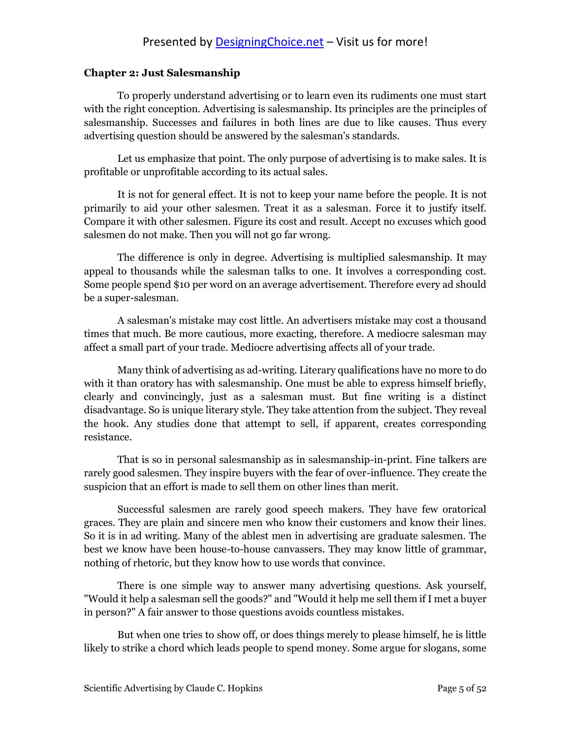**Chapter 2: Just Salesmanship**

To properly understand advertising or to learn even its rudiments one must start with the right conception. Advertising is salesmanship. Its principles are the principles of salesmanship. Successes and failures in both lines are due to like causes. Thus every advertising question should be answered by the salesman's standards.

Let us emphasize that point. The only purpose of advertising is to make sales. It is profitable or unprofitable according to its actual sales.

It is not for general effect. It is not to keep your name before the people. It is not primarily to aid your other salesmen. Treat it as a salesman. Force it to justify itself. Compare it with other salesmen. Figure its cost and result. Accept no excuses which good salesmen do not make. Then you will not go far wrong.

The difference is only in degree. Advertising is multiplied salesmanship. It may appeal to thousands while the salesman talks to one. It involves a corresponding cost. Some people spend $10 per word on an average advertisement. Therefore every ad should be a super-salesman.

A salesman's mistake may cost little. An advertisers mistake may cost a thousand times that much. Be more cautious, more exacting, therefore. A mediocre salesman may affect a small part of your trade. Mediocre advertising affects all of your trade.

Many think of advertising as ad-writing. Literary qualifications have no more to do with it than oratory has with salesmanship. One must be able to express himself briefly, clearly and convincingly, just as a salesman must. But fine writing is a distinct disadvantage. So is unique literary style. They take attention from the subject. They reveal the hook. Any studies done that attempt to sell, if apparent, creates corresponding resistance.

That is so in personal salesmanship as in salesmanship-in-print. Fine talkers are rarely good salesmen. They inspire buyers with the fear of over-influence. They create the suspicion that an effort is made to sell them on other lines than merit.

Successful salesmen are rarely good speech makers. They have few oratorical graces. They are plain and sincere men who know their customers and know their lines. So it is in ad writing. Many of the ablest men in advertising are graduate salesmen. The best we know have been house-to-house canvassers. They may know little of grammar, nothing of rhetoric, but they know how to use words that convince.

There is one simple way to answer many advertising questions. Ask yourself, "Would it help a salesman sell the goods?" and "Would it help me sell them if I met a buyer in person?" A fair answer to those questions avoids countless mistakes.

But when one tries to show off, or does things merely to please himself, he is little likely to strike a chord which leads people to spend money. Some argue for slogans, some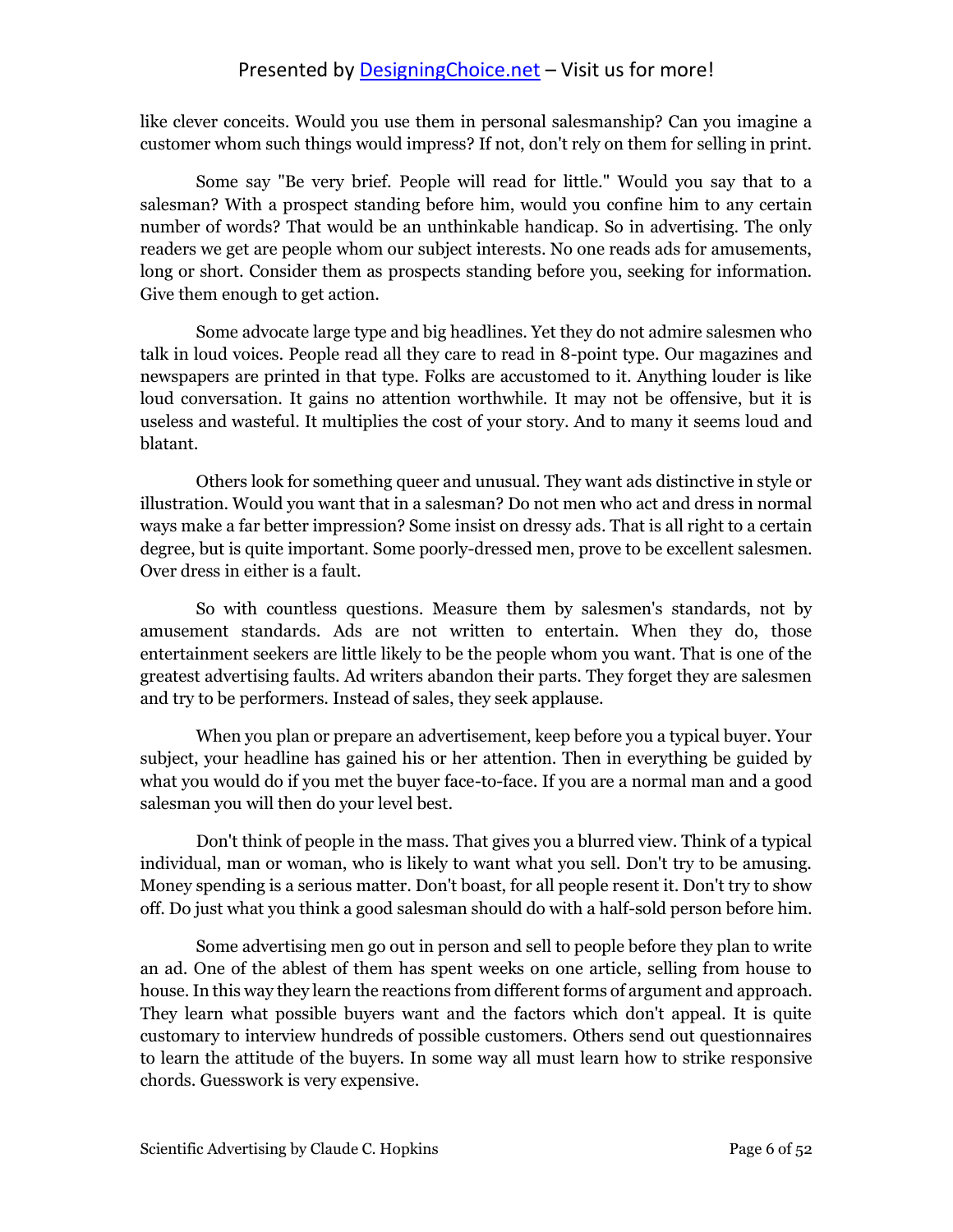like clever conceits. Would you use them in personal salesmanship? Can you imagine a customer whom such things would impress? If not, don't rely on them for selling in print.

Some say "Be very brief. People will read for little." Would you say that to a salesman? With a prospect standing before him, would you confine him to any certain number of words? That would be an unthinkable handicap. So in advertising. The only readers we get are people whom our subject interests. No one reads ads for amusements, long or short. Consider them as prospects standing before you, seeking for information. Give them enough to get action.

Some advocate large type and big headlines. Yet they do not admire salesmen who talk in loud voices. People read all they care to read in 8-point type. Our magazines and newspapers are printed in that type. Folks are accustomed to it. Anything louder is like loud conversation. It gains no attention worthwhile. It may not be offensive, but it is useless and wasteful. It multiplies the cost of your story. And to many it seems loud and blatant.

Others look for something queer and unusual. They want ads distinctive in style or illustration. Would you want that in a salesman? Do not men who act and dress in normal ways make a far better impression? Some insist on dressy ads. That is all right to a certain degree, but is quite important. Some poorly-dressed men, prove to be excellent salesmen. Over dress in either is a fault.

So with countless questions. Measure them by salesmen's standards, not by amusement standards. Ads are not written to entertain. When they do, those entertainment seekers are little likely to be the people whom you want. That is one of the greatest advertising faults. Ad writers abandon their parts. They forget they are salesmen and try to be performers. Instead of sales, they seek applause.

When you plan or prepare an advertisement, keep before you a typical buyer. Your subject, your headline has gained his or her attention. Then in everything be guided by what you would do if you met the buyer face-to-face. If you are a normal man and a good salesman you will then do your level best.

Don't think of people in the mass. That gives you a blurred view. Think of a typical individual, man or woman, who is likely to want what you sell. Don't try to be amusing. Money spending is a serious matter. Don't boast, for all people resent it. Don't try to show off. Do just what you think a good salesman should do with a half-sold person before him.

Some advertising men go out in person and sell to people before they plan to write an ad. One of the ablest of them has spent weeks on one article, selling from house to house. In this way they learn the reactions from different forms of argument and approach. They learn what possible buyers want and the factors which don't appeal. It is quite customary to interview hundreds of possible customers. Others send out questionnaires to learn the attitude of the buyers. In some way all must learn how to strike responsive chords. Guesswork is very expensive.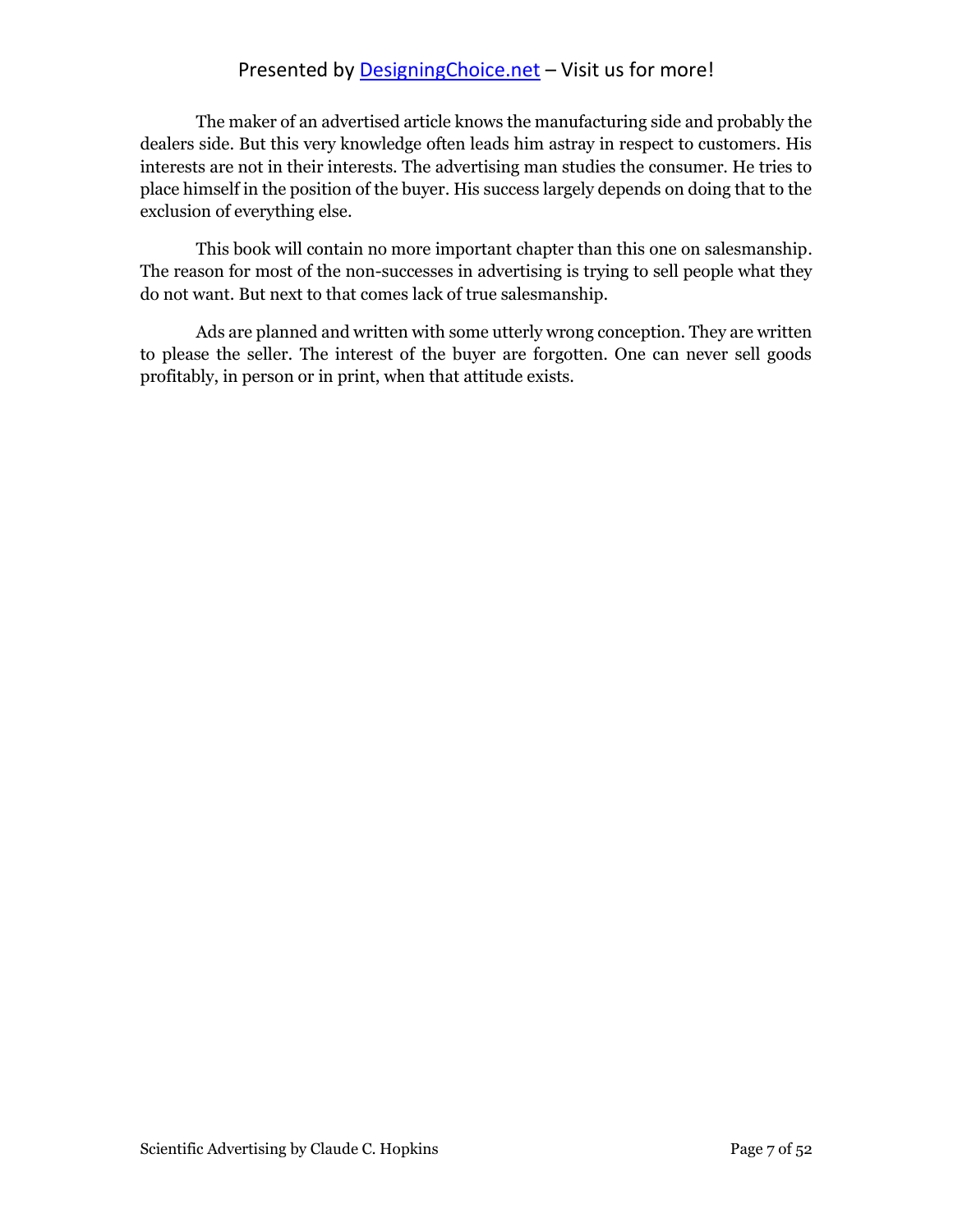The maker of an advertised article knows the manufacturing side and probably the dealers side. But this very knowledge often leads him astray in respect to customers. His interests are not in their interests. The advertising man studies the consumer. He tries to place himself in the position of the buyer. His success largely depends on doing that to the exclusion of everything else.

This book will contain no more important chapter than this one on salesmanship. The reason for most of the non-successes in advertising is trying to sell people what they do not want. But next to that comes lack of true salesmanship.

Ads are planned and written with some utterly wrong conception. They are written to please the seller. The interest of the buyer are forgotten. One can never sell goods profitably, in person or in print, when that attitude exists.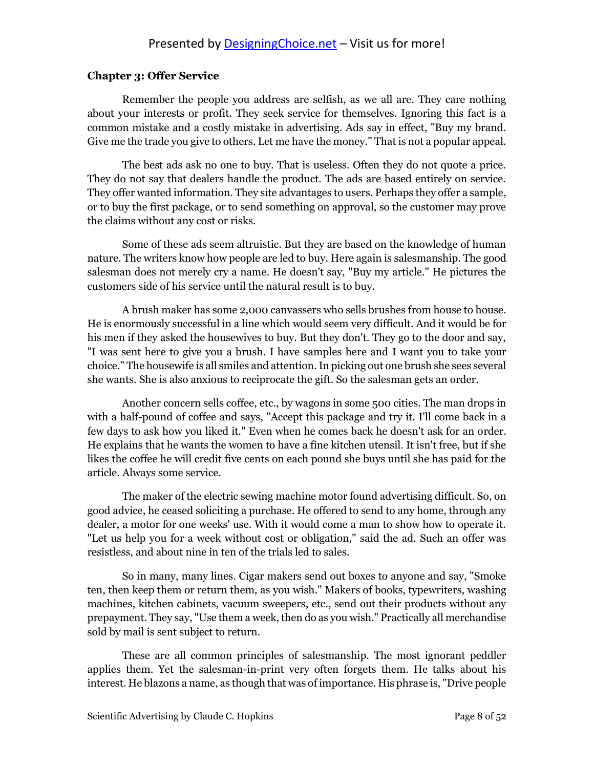### Chapter 3: Offer Service

Remember the people you address are selfish, as we all are. They care nothing about your interests or profit. They seek service for themselves. Ignoring this fact is a common mistake and a costly mistake in advertising. Ads say in effect, "Buy my brand. Give me the trade you give to others. Let me have the money." That is not a popular appeal.

The best ads ask no one to buy. That is useless. Often they do not quote a price. They do not say that dealers handle the product. The ads are based entirely on service. They offer wanted information. They site advantages to users. Perhaps they offer a sample, or to buy the first package, or to send something on approval, so the customer may prove the claims without any cost or risks.

Some of these ads seem altruistic. But they are based on the knowledge of human nature. The writers know how people are led to buy. Here again is salesmanship. The good salesman does not merely cry a name. He doesn't say, "Buy my article." He pictures the customers side of his service until the natural result is to buy.

A brush maker has some 2,000 canvassers who sells brushes from house to house. He is enormously successful in a line which would seem very difficult. And it would be for his men if they asked the housewives to buy. But they don't. They go to the door and say, "I was sent here to give you a brush. I have samples here and I want you to take your choice." The housewife is all smiles and attention. In picking out one brush she sees several she wants. She is also anxious to reciprocate the gift. So the salesman gets an order.

Another concern sells coffee, etc., by wagons in some 500 cities. The man drops in with a half-pound of coffee and says, "Accept this package and try it. I'll come back in a few days to ask how you liked it." Even when he comes back he doesn't ask for an order. He explains that he wants the women to have a fine kitchen utensil. It isn't free, but if she likes the coffee he will credit five cents on each pound she buys until she has paid for the article. Always some service.

The maker of the electric sewing machine motor found advertising difficult. So, on good advice, he ceased soliciting a purchase. He offered to send to any home, through any dealer, a motor for one weeks' use. With it would come a man to show how to operate it. "Let us help you for a week without cost or obligation," said the ad. Such an offer was resistless, and about nine in ten of the trials led to sales.

So in many, many lines. Cigar makers send out boxes to anyone and say, "Smoke ten, then keep them or return them, as you wish." Makers of books, typewriters, washing machines, kitchen cabinets, vacuum sweepers, etc., send out their products without any prepayment. They say, "Use them a week, then do as you wish." Practically all merchandise sold by mail is sent subject to return.

These are all common principles of salesmanship. The most ignorant peddler applies them. Yet the salesman-in-print very often forgets them. He talks about his interest. He blazons a name, as though that was of importance. His phrase is, "Drive people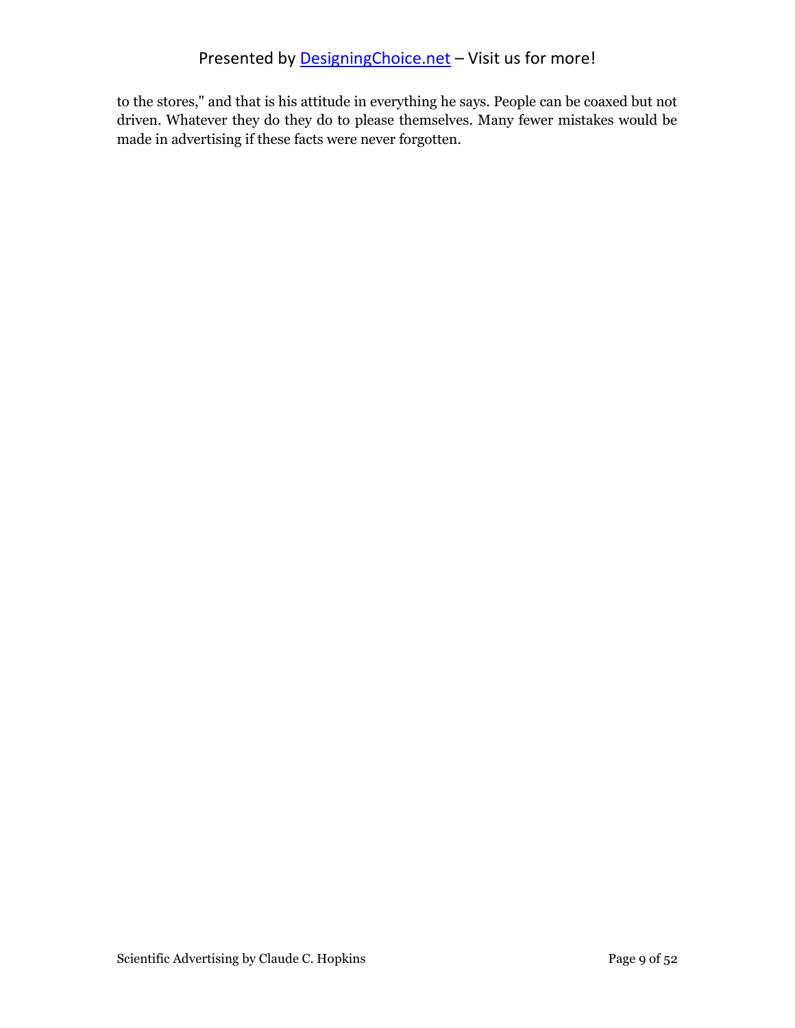to the stores," and that is his attitude in everything he says. People can be coaxed but not driven. Whatever they do they do to please themselves. Many fewer mistakes would be made in advertising if these facts were never forgotten.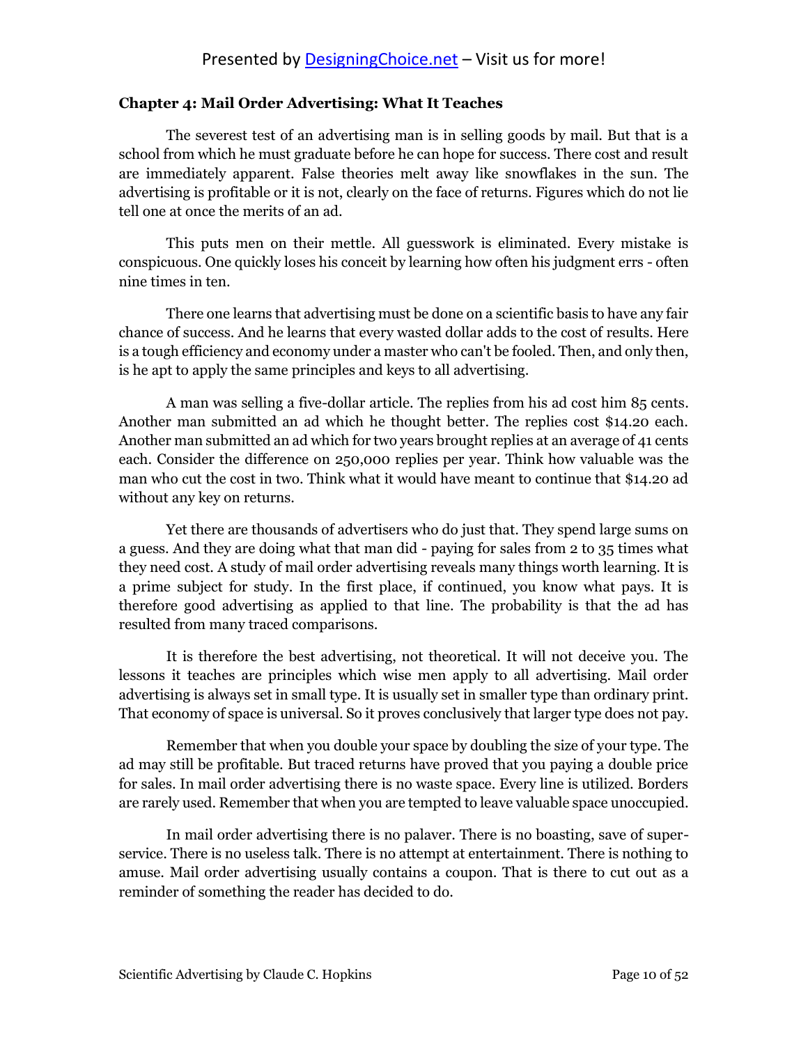### Chapter 4: Mail Order Advertising: What It Teaches

The severest test of an advertising man is in selling goods by mail. But that is a school from which he must graduate before he can hope for success. There cost and result are immediately apparent. False theories melt away like snowflakes in the sun. The advertising is profitable or it is not, clearly on the face of returns. Figures which do not lie tell one at once the merits of an ad.

This puts men on their mettle. All guesswork is eliminated. Every mistake is conspicuous. One quickly loses his conceit by learning how often his judgment errs - often nine times in ten.

There one learns that advertising must be done on a scientific basis to have any fair chance of success. And he learns that every wasted dollar adds to the cost of results. Here is a tough efficiency and economy under a master who can't be fooled. Then, and only then, is he apt to apply the same principles and keys to all advertising.

A man was selling a five-dollar article. The replies from his ad cost him 85 cents. Another man submitted an ad which he thought better. The replies cost $14.20 each. Another man submitted an ad which for two years brought replies at an average of 41 cents each. Consider the difference on 250,000 replies per year. Think how valuable was the man who cut the cost in two. Think what it would have meant to continue that $14.20 ad without any key on returns.

Yet there are thousands of advertisers who do just that. They spend large sums on a guess. And they are doing what that man did - paying for sales from 2 to 35 times what they need cost. A study of mail order advertising reveals many things worth learning. It is a prime subject for study. In the first place, if continued, you know what pays. It is therefore good advertising as applied to that line. The probability is that the ad has resulted from many traced comparisons.

It is therefore the best advertising, not theoretical. It will not deceive you. The lessons it teaches are principles which wise men apply to all advertising. Mail order advertising is always set in small type. It is usually set in smaller type than ordinary print. That economy of space is universal. So it proves conclusively that larger type does not pay.

Remember that when you double your space by doubling the size of your type. The ad may still be profitable. But traced returns have proved that you paying a double price for sales. In mail order advertising there is no waste space. Every line is utilized. Borders are rarely used. Remember that when you are tempted to leave valuable space unoccupied.

In mail order advertising there is no palaver. There is no boasting, save of super-service. There is no useless talk. There is no attempt at entertainment. There is nothing to amuse. Mail order advertising usually contains a coupon. That is there to cut out as a reminder of something the reader has decided to do.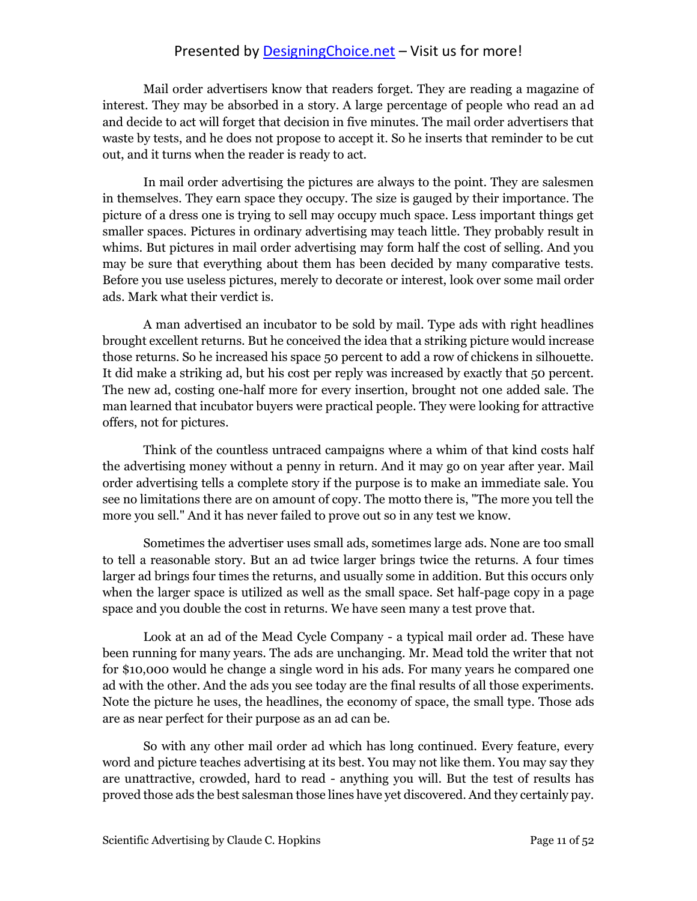Mail order advertisers know that readers forget. They are reading a magazine of interest. They may be absorbed in a story. A large percentage of people who read an ad and decide to act will forget that decision in five minutes. The mail order advertisers that waste by tests, and he does not propose to accept it. So he inserts that reminder to be cut out, and it turns when the reader is ready to act.

In mail order advertising the pictures are always to the point. They are salesmen in themselves. They earn space they occupy. The size is gauged by their importance. The picture of a dress one is trying to sell may occupy much space. Less important things get smaller spaces. Pictures in ordinary advertising may teach little. They probably result in whims. But pictures in mail order advertising may form half the cost of selling. And you may be sure that everything about them has been decided by many comparative tests. Before you use useless pictures, merely to decorate or interest, look over some mail order ads. Mark what their verdict is.

A man advertised an incubator to be sold by mail. Type ads with right headlines brought excellent returns. But he conceived the idea that a striking picture would increase those returns. So he increased his space 50 percent to add a row of chickens in silhouette. It did make a striking ad, but his cost per reply was increased by exactly that 50 percent. The new ad, costing one-half more for every insertion, brought not one added sale. The man learned that incubator buyers were practical people. They were looking for attractive offers, not for pictures.

Think of the countless untraced campaigns where a whim of that kind costs half the advertising money without a penny in return. And it may go on year after year. Mail order advertising tells a complete story if the purpose is to make an immediate sale. You see no limitations there are on amount of copy. The motto there is, "The more you tell the more you sell." And it has never failed to prove out so in any test we know.

Sometimes the advertiser uses small ads, sometimes large ads. None are too small to tell a reasonable story. But an ad twice larger brings twice the returns. A four times larger ad brings four times the returns, and usually some in addition. But this occurs only when the larger space is utilized as well as the small space. Set half-page copy in a page space and you double the cost in returns. We have seen many a test prove that.

Look at an ad of the Mead Cycle Company - a typical mail order ad. These have been running for many years. The ads are unchanging. Mr. Mead told the writer that not for $10,000 would he change a single word in his ads. For many years he compared one ad with the other. And the ads you see today are the final results of all those experiments. Note the picture he uses, the headlines, the economy of space, the small type. Those ads are as near perfect for their purpose as an ad can be.

So with any other mail order ad which has long continued. Every feature, every word and picture teaches advertising at its best. You may not like them. You may say they are unattractive, crowded, hard to read - anything you will. But the test of results has proved those ads the best salesman those lines have yet discovered. And they certainly pay.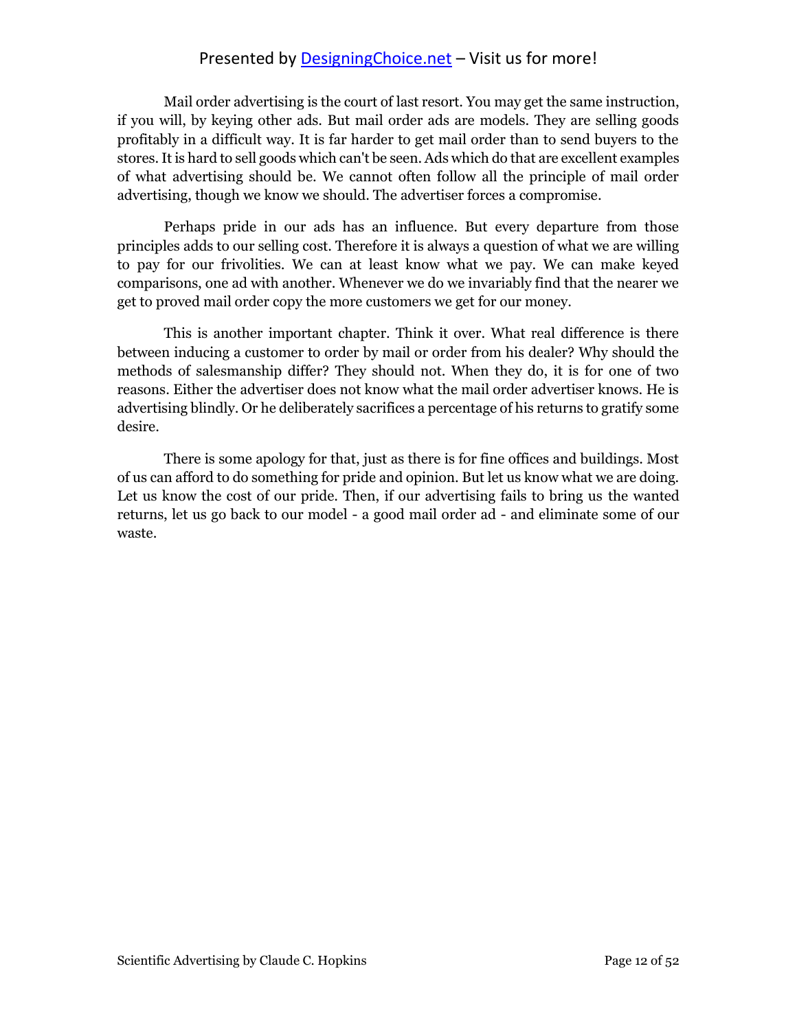Mail order advertising is the court of last resort. You may get the same instruction, if you will, by keying other ads. But mail order ads are models. They are selling goods profitably in a difficult way. It is far harder to get mail order than to send buyers to the stores. It is hard to sell goods which can't be seen. Ads which do that are excellent examples of what advertising should be. We cannot often follow all the principle of mail order advertising, though we know we should. The advertiser forces a compromise.

Perhaps pride in our ads has an influence. But every departure from those principles adds to our selling cost. Therefore it is always a question of what we are willing to pay for our frivolities. We can at least know what we pay. We can make keyed comparisons, one ad with another. Whenever we do we invariably find that the nearer we get to proved mail order copy the more customers we get for our money.

This is another important chapter. Think it over. What real difference is there between inducing a customer to order by mail or order from his dealer? Why should the methods of salesmanship differ? They should not. When they do, it is for one of two reasons. Either the advertiser does not know what the mail order advertiser knows. He is advertising blindly. Or he deliberately sacrifices a percentage of his returns to gratify some desire.

There is some apology for that, just as there is for fine offices and buildings. Most of us can afford to do something for pride and opinion. But let us know what we are doing. Let us know the cost of our pride. Then, if our advertising fails to bring us the wanted returns, let us go back to our model - a good mail order ad - and eliminate some of our waste.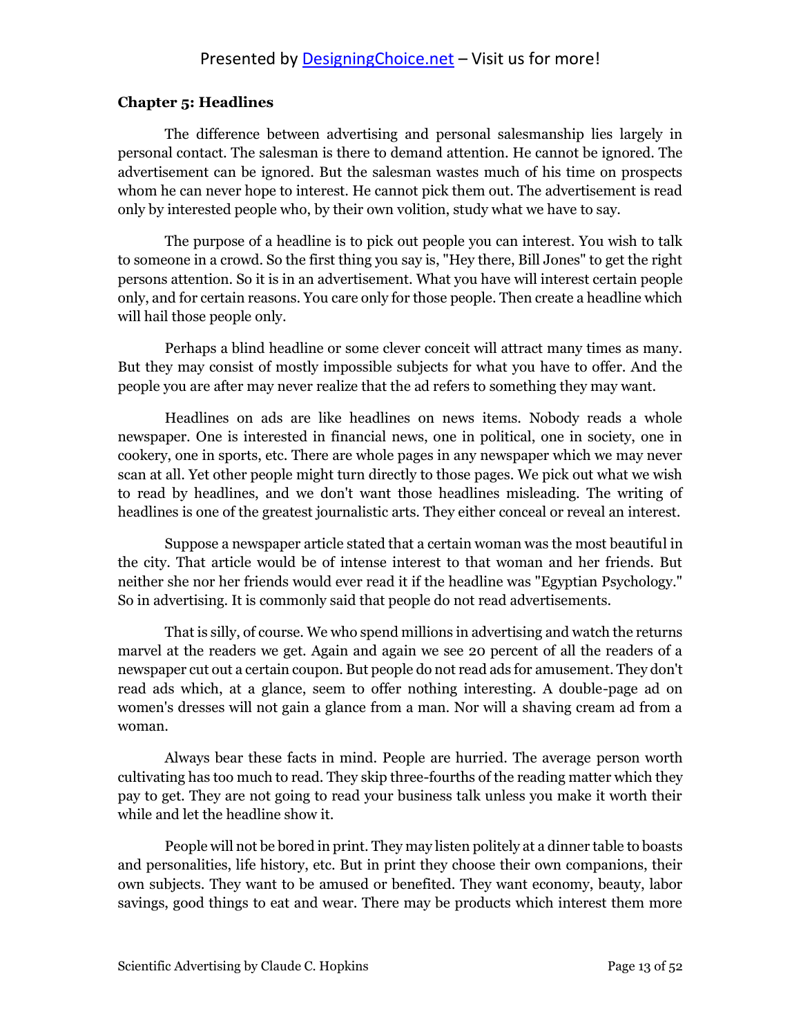### Chapter 5: Headlines

The difference between advertising and personal salesmanship lies largely in personal contact. The salesman is there to demand attention. He cannot be ignored. The advertisement can be ignored. But the salesman wastes much of his time on prospects whom he can never hope to interest. He cannot pick them out. The advertisement is read only by interested people who, by their own volition, study what we have to say.

The purpose of a headline is to pick out people you can interest. You wish to talk to someone in a crowd. So the first thing you say is, "Hey there, Bill Jones" to get the right persons attention. So it is in an advertisement. What you have will interest certain people only, and for certain reasons. You care only for those people. Then create a headline which will hail those people only.

Perhaps a blind headline or some clever conceit will attract many times as many. But they may consist of mostly impossible subjects for what you have to offer. And the people you are after may never realize that the ad refers to something they may want.

Headlines on ads are like headlines on news items. Nobody reads a whole newspaper. One is interested in financial news, one in political, one in society, one in cookery, one in sports, etc. There are whole pages in any newspaper which we may never scan at all. Yet other people might turn directly to those pages. We pick out what we wish to read by headlines, and we don't want those headlines misleading. The writing of headlines is one of the greatest journalistic arts. They either conceal or reveal an interest.

Suppose a newspaper article stated that a certain woman was the most beautiful in the city. That article would be of intense interest to that woman and her friends. But neither she nor her friends would ever read it if the headline was "Egyptian Psychology." So in advertising. It is commonly said that people do not read advertisements.

That is silly, of course. We who spend millions in advertising and watch the returns marvel at the readers we get. Again and again we see 20 percent of all the readers of a newspaper cut out a certain coupon. But people do not read ads for amusement. They don't read ads which, at a glance, seem to offer nothing interesting. A double-page ad on women's dresses will not gain a glance from a man. Nor will a shaving cream ad from a woman.

Always bear these facts in mind. People are hurried. The average person worth cultivating has too much to read. They skip three-fourths of the reading matter which they pay to get. They are not going to read your business talk unless you make it worth their while and let the headline show it.

People will not be bored in print. They may listen politely at a dinner table to boasts and personalities, life history, etc. But in print they choose their own companions, their own subjects. They want to be amused or benefited. They want economy, beauty, labor savings, good things to eat and wear. There may be products which interest them more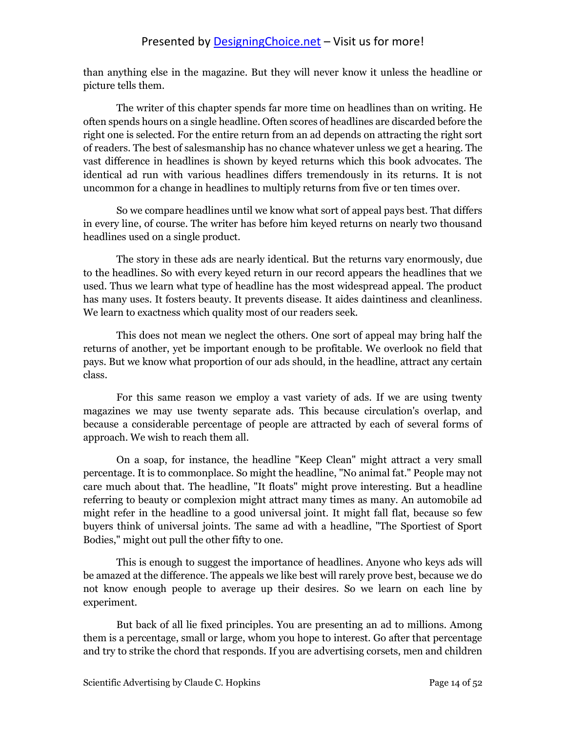than anything else in the magazine. But they will never know it unless the headline or picture tells them.

The writer of this chapter spends far more time on headlines than on writing. He often spends hours on a single headline. Often scores of headlines are discarded before the right one is selected. For the entire return from an ad depends on attracting the right sort of readers. The best of salesmanship has no chance whatever unless we get a hearing. The vast difference in headlines is shown by keyed returns which this book advocates. The identical ad run with various headlines differs tremendously in its returns. It is not uncommon for a change in headlines to multiply returns from five or ten times over.

So we compare headlines until we know what sort of appeal pays best. That differs in every line, of course. The writer has before him keyed returns on nearly two thousand headlines used on a single product.

The story in these ads are nearly identical. But the returns vary enormously, due to the headlines. So with every keyed return in our record appears the headlines that we used. Thus we learn what type of headline has the most widespread appeal. The product has many uses. It fosters beauty. It prevents disease. It aides daintiness and cleanliness. We learn to exactness which quality most of our readers seek.

This does not mean we neglect the others. One sort of appeal may bring half the returns of another, yet be important enough to be profitable. We overlook no field that pays. But we know what proportion of our ads should, in the headline, attract any certain class.

For this same reason we employ a vast variety of ads. If we are using twenty magazines we may use twenty separate ads. This because circulation's overlap, and because a considerable percentage of people are attracted by each of several forms of approach. We wish to reach them all.

On a soap, for instance, the headline "Keep Clean" might attract a very small percentage. It is to commonplace. So might the headline, "No animal fat." People may not care much about that. The headline, "It floats" might prove interesting. But a headline referring to beauty or complexion might attract many times as many. An automobile ad might refer in the headline to a good universal joint. It might fall flat, because so few buyers think of universal joints. The same ad with a headline, "The Sportiest of Sport Bodies," might out pull the other fifty to one.

This is enough to suggest the importance of headlines. Anyone who keys ads will be amazed at the difference. The appeals we like best will rarely prove best, because we do not know enough people to average up their desires. So we learn on each line by experiment.

But back of all lie fixed principles. You are presenting an ad to millions. Among them is a percentage, small or large, whom you hope to interest. Go after that percentage and try to strike the chord that responds. If you are advertising corsets, men and children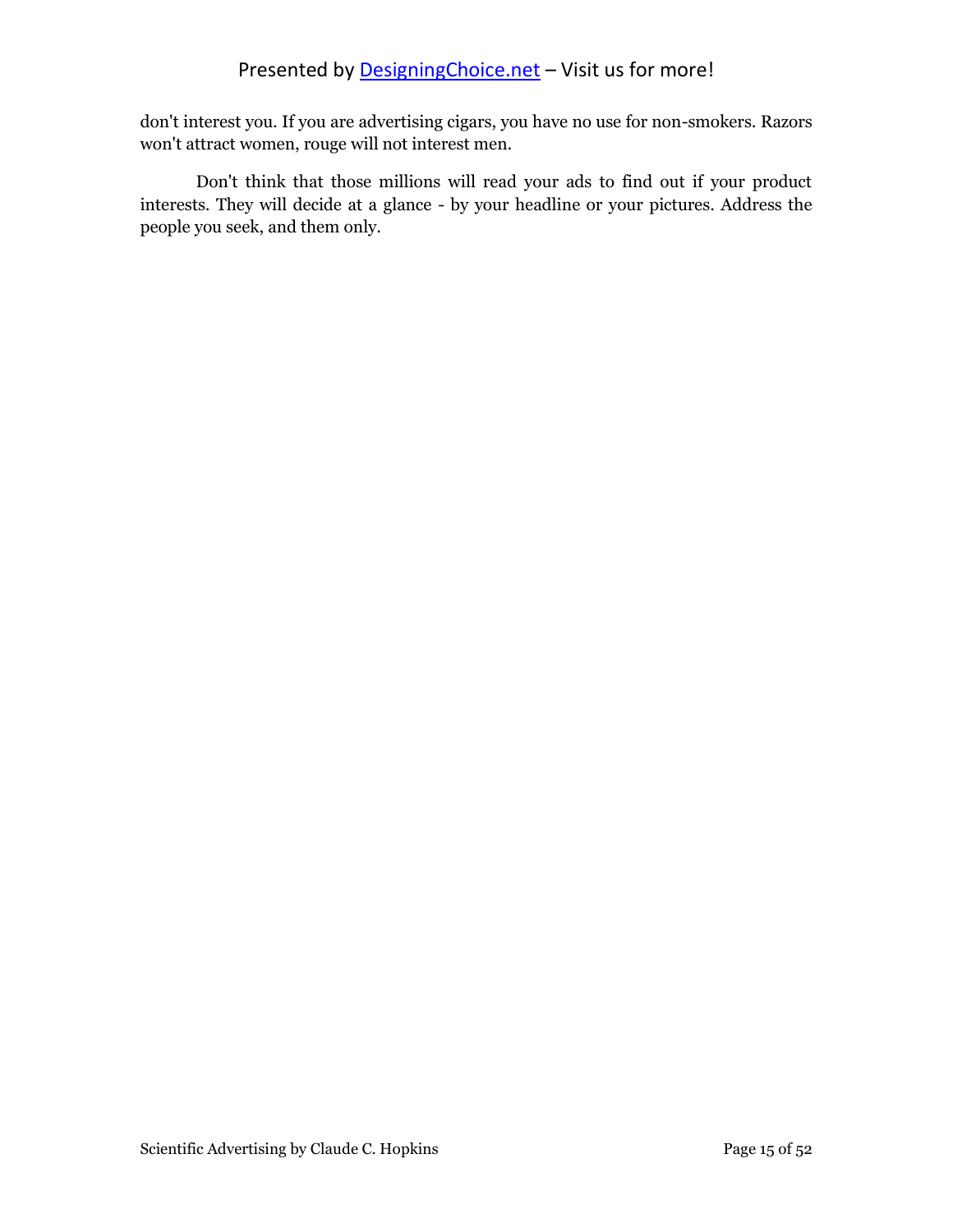don't interest you. If you are advertising cigars, you have no use for non-smokers. Razors won't attract women, rouge will not interest men.

Don't think that those millions will read your ads to find out if your product interests. They will decide at a glance - by your headline or your pictures. Address the people you seek, and them only.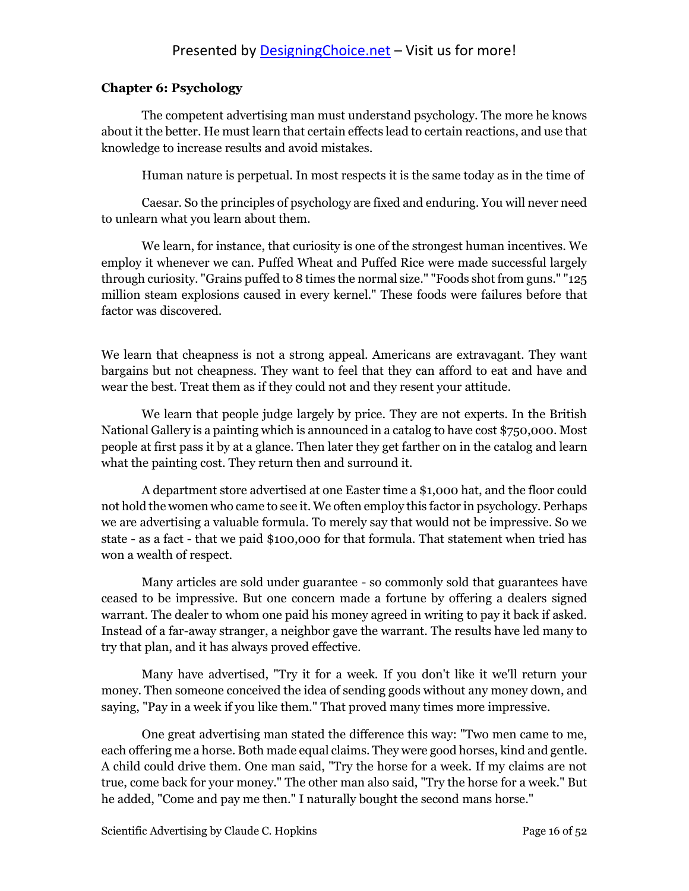### Chapter 6: Psychology

The competent advertising man must understand psychology. The more he knows about it the better. He must learn that certain effects lead to certain reactions, and use that knowledge to increase results and avoid mistakes.

Human nature is perpetual. In most respects it is the same today as in the time of

Caesar. So the principles of psychology are fixed and enduring. You will never need to unlearn what you learn about them.

We learn, for instance, that curiosity is one of the strongest human incentives. We employ it whenever we can. Puffed Wheat and Puffed Rice were made successful largely through curiosity. "Grains puffed to 8 times the normal size." "Foods shot from guns." "125 million steam explosions caused in every kernel." These foods were failures before that factor was discovered.

We learn that cheapness is not a strong appeal. Americans are extravagant. They want bargains but not cheapness. They want to feel that they can afford to eat and have and wear the best. Treat them as if they could not and they resent your attitude.

We learn that people judge largely by price. They are not experts. In the British National Gallery is a painting which is announced in a catalog to have cost $750,000. Most people at first pass it by at a glance. Then later they get farther on in the catalog and learn what the painting cost. They return then and surround it.

A department store advertised at one Easter time a $1,000 hat, and the floor could not hold the women who came to see it. We often employ this factor in psychology. Perhaps we are advertising a valuable formula. To merely say that would not be impressive. So we state - as a fact - that we paid $100,000 for that formula. That statement when tried has won a wealth of respect.

Many articles are sold under guarantee - so commonly sold that guarantees have ceased to be impressive. But one concern made a fortune by offering a dealers signed warrant. The dealer to whom one paid his money agreed in writing to pay it back if asked. Instead of a far-away stranger, a neighbor gave the warrant. The results have led many to try that plan, and it has always proved effective.

Many have advertised, "Try it for a week. If you don't like it we'll return your money. Then someone conceived the idea of sending goods without any money down, and saying, "Pay in a week if you like them." That proved many times more impressive.

One great advertising man stated the difference this way: "Two men came to me, each offering me a horse. Both made equal claims. They were good horses, kind and gentle. A child could drive them. One man said, "Try the horse for a week. If my claims are not true, come back for your money." The other man also said, "Try the horse for a week." But he added, "Come and pay me then." I naturally bought the second mans horse."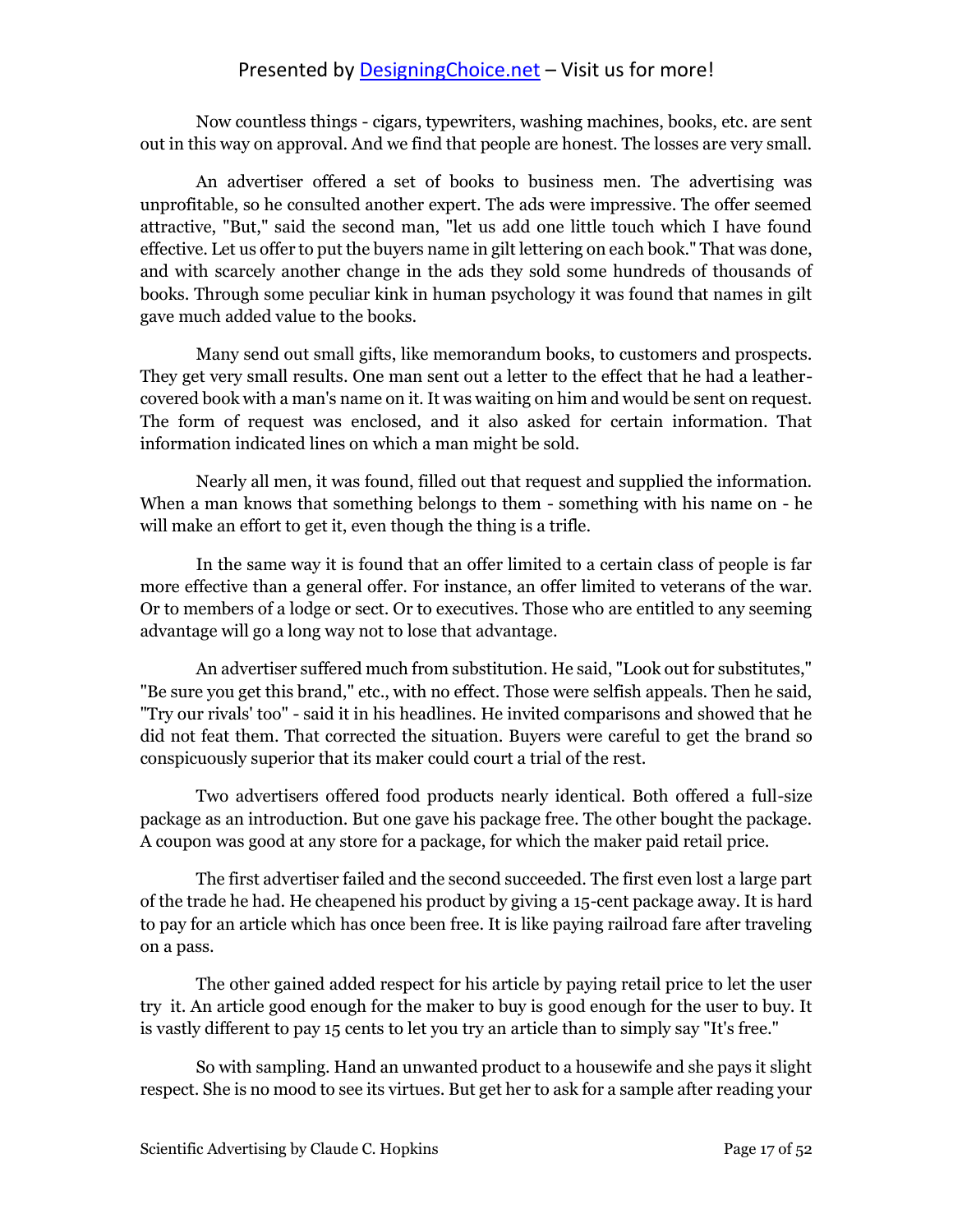Now countless things - cigars, typewriters, washing machines, books, etc. are sent out in this way on approval. And we find that people are honest. The losses are very small.

An advertiser offered a set of books to business men. The advertising was unprofitable, so he consulted another expert. The ads were impressive. The offer seemed attractive, "But," said the second man, "let us add one little touch which I have found effective. Let us offer to put the buyers name in gilt lettering on each book." That was done, and with scarcely another change in the ads they sold some hundreds of thousands of books. Through some peculiar kink in human psychology it was found that names in gilt gave much added value to the books.

Many send out small gifts, like memorandum books, to customers and prospects. They get very small results. One man sent out a letter to the effect that he had a leather-covered book with a man's name on it. It was waiting on him and would be sent on request. The form of request was enclosed, and it also asked for certain information. That information indicated lines on which a man might be sold.

Nearly all men, it was found, filled out that request and supplied the information. When a man knows that something belongs to them - something with his name on - he will make an effort to get it, even though the thing is a trifle.

In the same way it is found that an offer limited to a certain class of people is far more effective than a general offer. For instance, an offer limited to veterans of the war. Or to members of a lodge or sect. Or to executives. Those who are entitled to any seeming advantage will go a long way not to lose that advantage.

An advertiser suffered much from substitution. He said, "Look out for substitutes," "Be sure you get this brand," etc., with no effect. Those were selfish appeals. Then he said, "Try our rivals' too" - said it in his headlines. He invited comparisons and showed that he did not feat them. That corrected the situation. Buyers were careful to get the brand so conspicuously superior that its maker could court a trial of the rest.

Two advertisers offered food products nearly identical. Both offered a full-size package as an introduction. But one gave his package free. The other bought the package. A coupon was good at any store for a package, for which the maker paid retail price.

The first advertiser failed and the second succeeded. The first even lost a large part of the trade he had. He cheapened his product by giving a 15-cent package away. It is hard to pay for an article which has once been free. It is like paying railroad fare after traveling on a pass.

The other gained added respect for his article by paying retail price to let the user try it. An article good enough for the maker to buy is good enough for the user to buy. It is vastly different to pay 15 cents to let you try an article than to simply say "It's free."

So with sampling. Hand an unwanted product to a housewife and she pays it slight respect. She is no mood to see its virtues. But get her to ask for a sample after reading your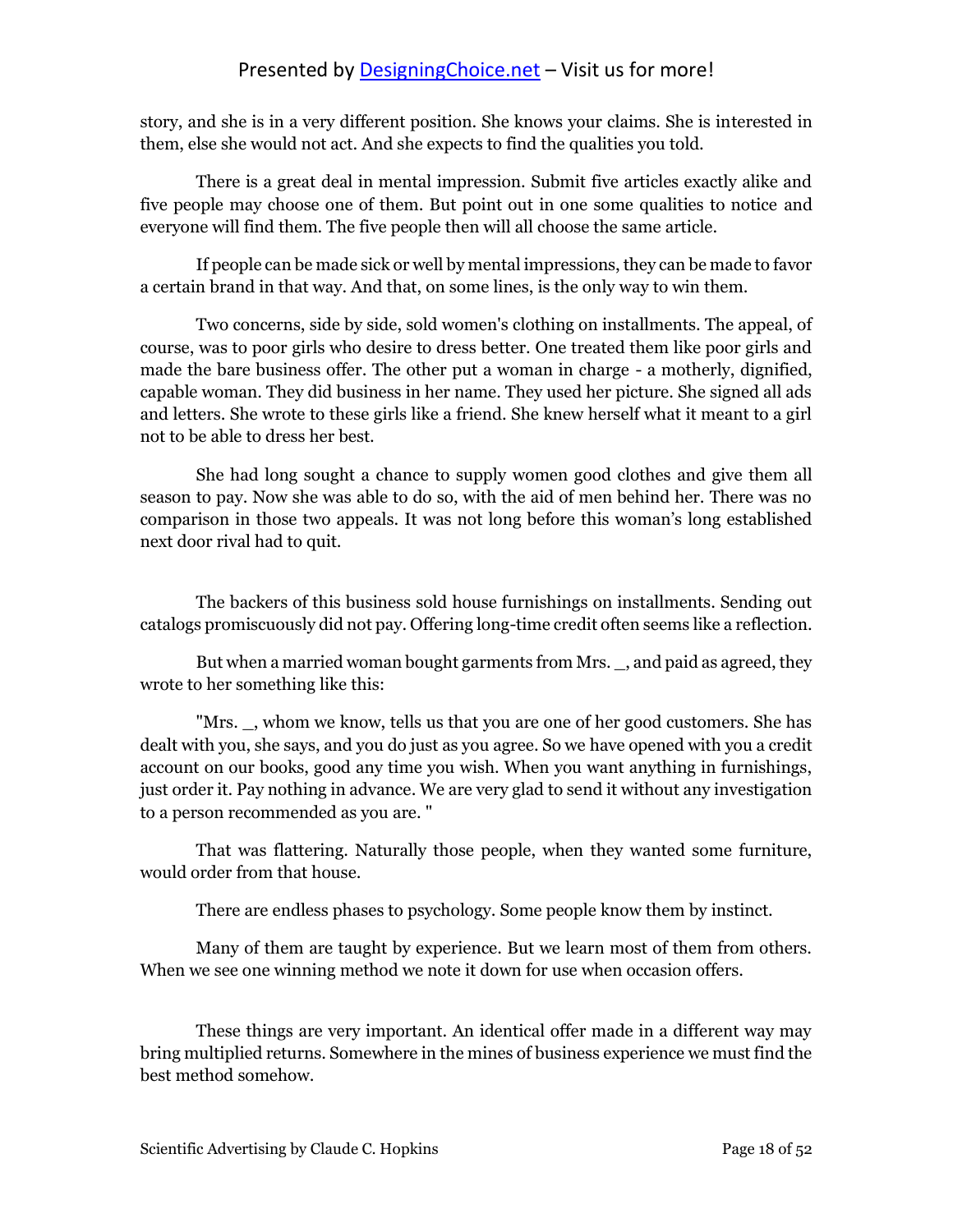story, and she is in a very different position. She knows your claims. She is interested in them, else she would not act. And she expects to find the qualities you told.

There is a great deal in mental impression. Submit five articles exactly alike and five people may choose one of them. But point out in one some qualities to notice and everyone will find them. The five people then will all choose the same article.

If people can be made sick or well by mental impressions, they can be made to favor a certain brand in that way. And that, on some lines, is the only way to win them.

Two concerns, side by side, sold women's clothing on installments. The appeal, of course, was to poor girls who desire to dress better. One treated them like poor girls and made the bare business offer. The other put a woman in charge - a motherly, dignified, capable woman. They did business in her name. They used her picture. She signed all ads and letters. She wrote to these girls like a friend. She knew herself what it meant to a girl not to be able to dress her best.

She had long sought a chance to supply women good clothes and give them all season to pay. Now she was able to do so, with the aid of men behind her. There was no comparison in those two appeals. It was not long before this woman's long established next door rival had to quit.

The backers of this business sold house furnishings on installments. Sending out catalogs promiscuously did not pay. Offering long-time credit often seems like a reflection.

But when a married woman bought garments from Mrs. _, and paid as agreed, they wrote to her something like this:

"Mrs. _, whom we know, tells us that you are one of her good customers. She has dealt with you, she says, and you do just as you agree. So we have opened with you a credit account on our books, good any time you wish. When you want anything in furnishings, just order it. Pay nothing in advance. We are very glad to send it without any investigation to a person recommended as you are. "

That was flattering. Naturally those people, when they wanted some furniture, would order from that house.

There are endless phases to psychology. Some people know them by instinct.

Many of them are taught by experience. But we learn most of them from others. When we see one winning method we note it down for use when occasion offers.

These things are very important. An identical offer made in a different way may bring multiplied returns. Somewhere in the mines of business experience we must find the best method somehow.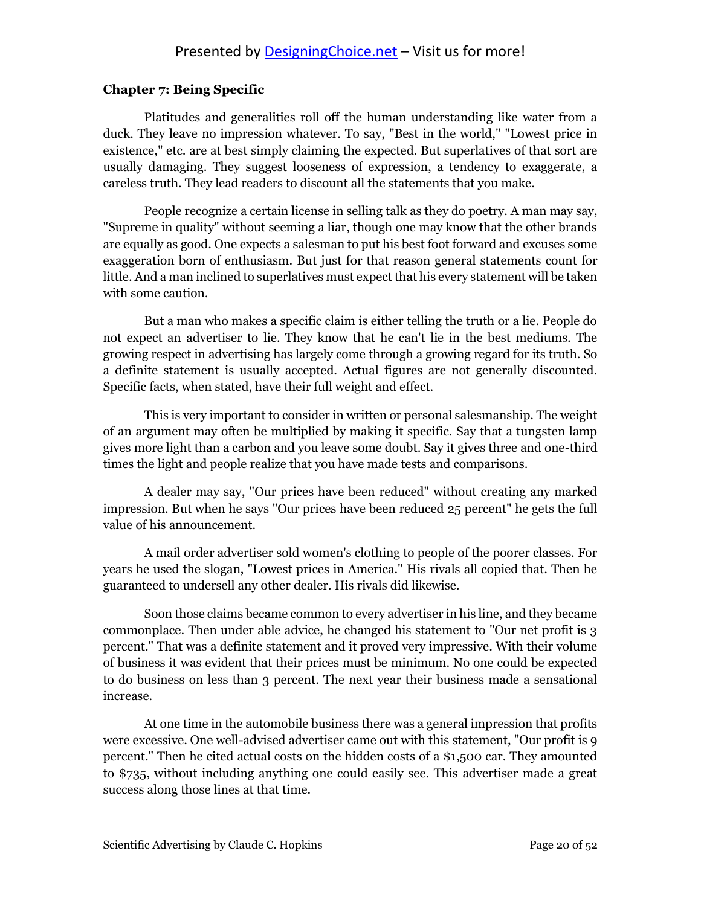**Chapter 7: Being Specific**

Platitudes and generalities roll off the human understanding like water from a duck. They leave no impression whatever. To say, "Best in the world," "Lowest price in existence," etc. are at best simply claiming the expected. But superlatives of that sort are usually damaging. They suggest looseness of expression, a tendency to exaggerate, a careless truth. They lead readers to discount all the statements that you make.

People recognize a certain license in selling talk as they do poetry. A man may say, "Supreme in quality" without seeming a liar, though one may know that the other brands are equally as good. One expects a salesman to put his best foot forward and excuses some exaggeration born of enthusiasm. But just for that reason general statements count for little. And a man inclined to superlatives must expect that his every statement will be taken with some caution.

But a man who makes a specific claim is either telling the truth or a lie. People do not expect an advertiser to lie. They know that he can't lie in the best mediums. The growing respect in advertising has largely come through a growing regard for its truth. So a definite statement is usually accepted. Actual figures are not generally discounted. Specific facts, when stated, have their full weight and effect.

This is very important to consider in written or personal salesmanship. The weight of an argument may often be multiplied by making it specific. Say that a tungsten lamp gives more light than a carbon and you leave some doubt. Say it gives three and one-third times the light and people realize that you have made tests and comparisons.

A dealer may say, "Our prices have been reduced" without creating any marked impression. But when he says "Our prices have been reduced 25 percent" he gets the full value of his announcement.

A mail order advertiser sold women's clothing to people of the poorer classes. For years he used the slogan, "Lowest prices in America." His rivals all copied that. Then he guaranteed to undersell any other dealer. His rivals did likewise.

Soon those claims became common to every advertiser in his line, and they became commonplace. Then under able advice, he changed his statement to "Our net profit is 3 percent." That was a definite statement and it proved very impressive. With their volume of business it was evident that their prices must be minimum. No one could be expected to do business on less than 3 percent. The next year their business made a sensational increase.

At one time in the automobile business there was a general impression that profits were excessive. One well-advised advertiser came out with this statement, "Our profit is 9 percent." Then he cited actual costs on the hidden costs of a $1,500 car. They amounted to $735, without including anything one could easily see. This advertiser made a great success along those lines at that time.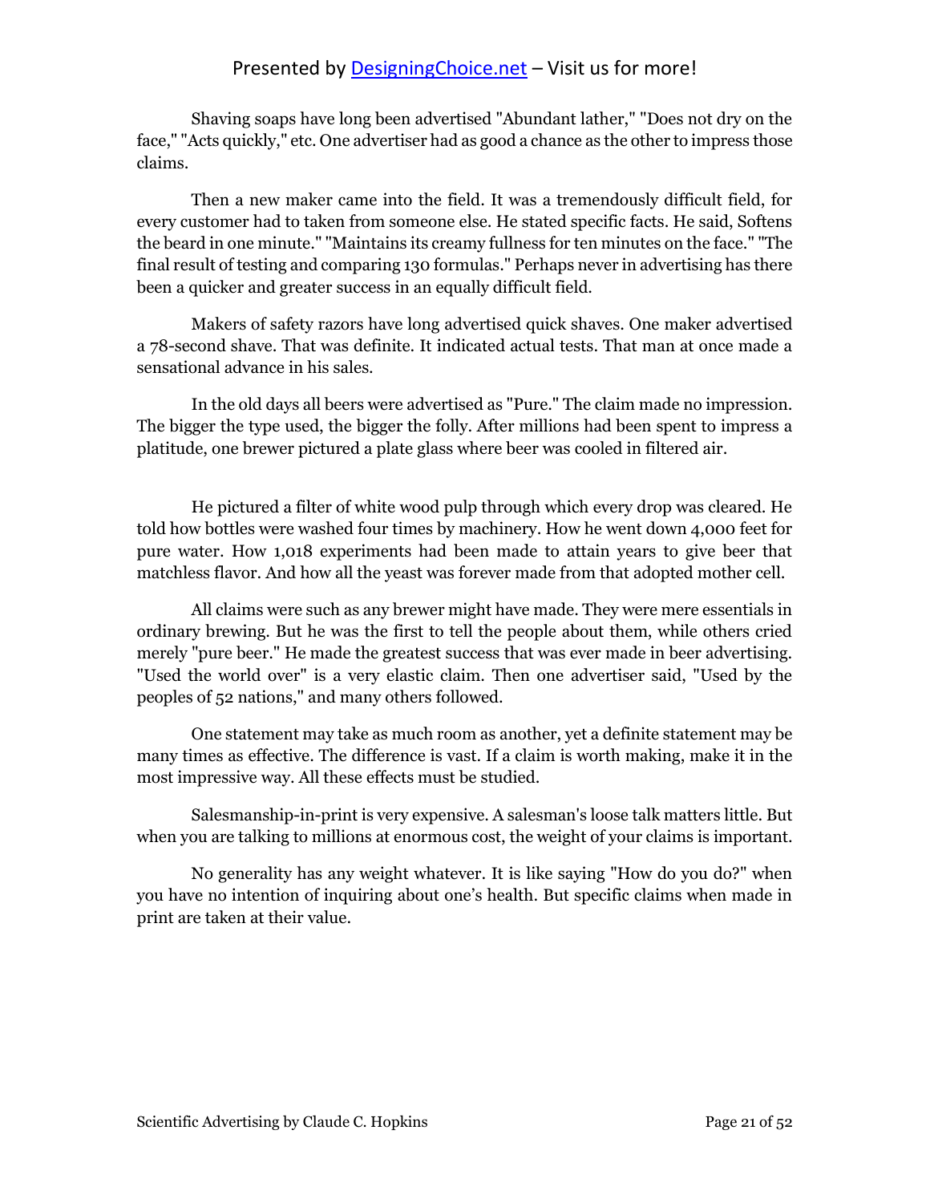Shaving soaps have long been advertised "Abundant lather," "Does not dry on the face," "Acts quickly," etc. One advertiser had as good a chance as the other to impress those claims.

Then a new maker came into the field. It was a tremendously difficult field, for every customer had to taken from someone else. He stated specific facts. He said, Softens the beard in one minute." "Maintains its creamy fullness for ten minutes on the face." "The final result of testing and comparing 130 formulas." Perhaps never in advertising has there been a quicker and greater success in an equally difficult field.

Makers of safety razors have long advertised quick shaves. One maker advertised a 78-second shave. That was definite. It indicated actual tests. That man at once made a sensational advance in his sales.

In the old days all beers were advertised as "Pure." The claim made no impression. The bigger the type used, the bigger the folly. After millions had been spent to impress a platitude, one brewer pictured a plate glass where beer was cooled in filtered air.

He pictured a filter of white wood pulp through which every drop was cleared. He told how bottles were washed four times by machinery. How he went down 4,000 feet for pure water. How 1,018 experiments had been made to attain years to give beer that matchless flavor. And how all the yeast was forever made from that adopted mother cell.

All claims were such as any brewer might have made. They were mere essentials in ordinary brewing. But he was the first to tell the people about them, while others cried merely "pure beer." He made the greatest success that was ever made in beer advertising. "Used the world over" is a very elastic claim. Then one advertiser said, "Used by the peoples of 52 nations," and many others followed.

One statement may take as much room as another, yet a definite statement may be many times as effective. The difference is vast. If a claim is worth making, make it in the most impressive way. All these effects must be studied.

Salesmanship-in-print is very expensive. A salesman's loose talk matters little. But when you are talking to millions at enormous cost, the weight of your claims is important.

No generality has any weight whatever. It is like saying "How do you do?" when you have no intention of inquiring about one's health. But specific claims when made in print are taken at their value.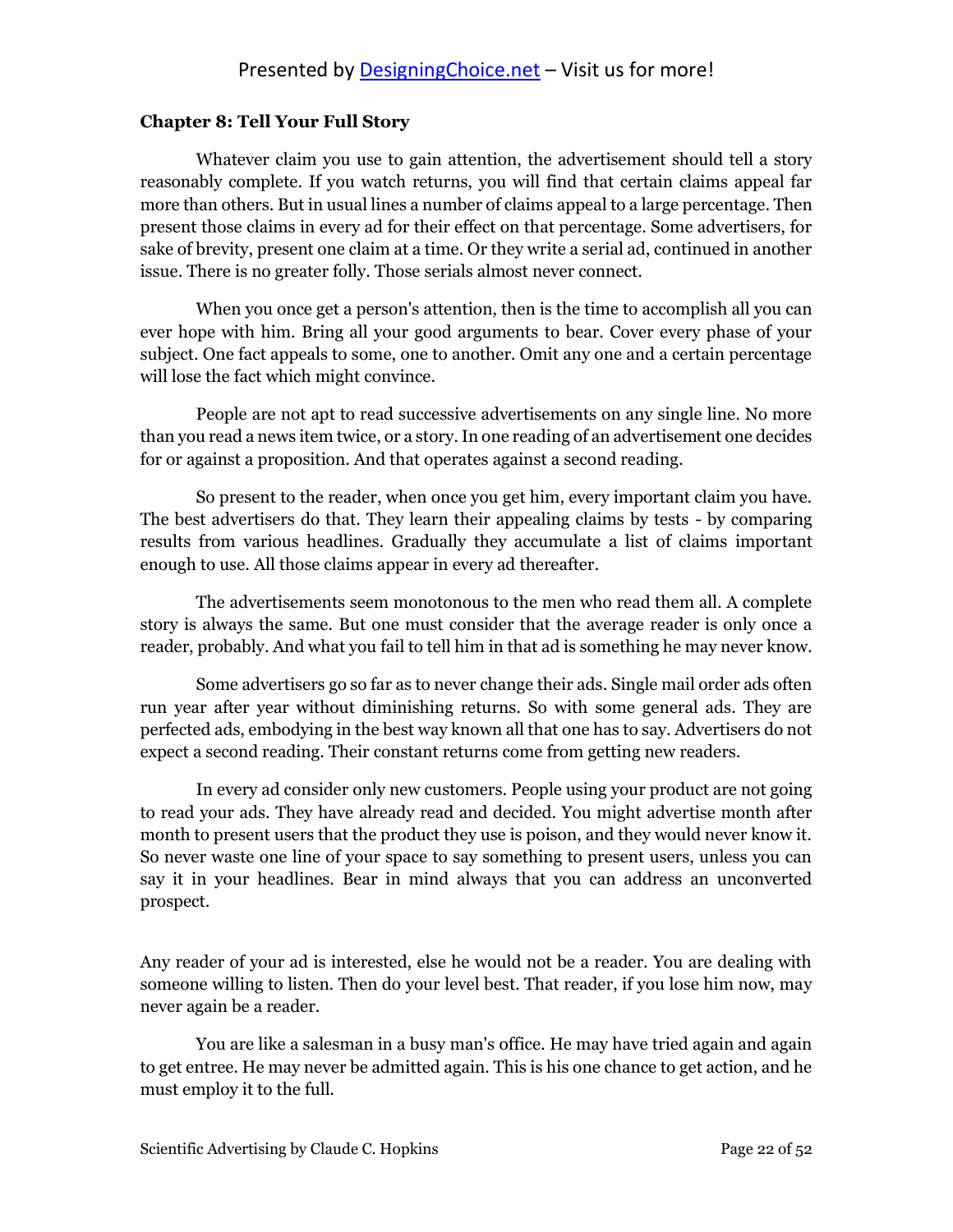## Chapter 8: Tell Your Full Story

Whatever claim you use to gain attention, the advertisement should tell a story reasonably complete. If you watch returns, you will find that certain claims appeal far more than others. But in usual lines a number of claims appeal to a large percentage. Then present those claims in every ad for their effect on that percentage. Some advertisers, for sake of brevity, present one claim at a time. Or they write a serial ad, continued in another issue. There is no greater folly. Those serials almost never connect.

When you once get a person's attention, then is the time to accomplish all you can ever hope with him. Bring all your good arguments to bear. Cover every phase of your subject. One fact appeals to some, one to another. Omit any one and a certain percentage will lose the fact which might convince.

People are not apt to read successive advertisements on any single line. No more than you read a news item twice, or a story. In one reading of an advertisement one decides for or against a proposition. And that operates against a second reading.

So present to the reader, when once you get him, every important claim you have. The best advertisers do that. They learn their appealing claims by tests - by comparing results from various headlines. Gradually they accumulate a list of claims important enough to use. All those claims appear in every ad thereafter.

The advertisements seem monotonous to the men who read them all. A complete story is always the same. But one must consider that the average reader is only once a reader, probably. And what you fail to tell him in that ad is something he may never know.

Some advertisers go so far as to never change their ads. Single mail order ads often run year after year without diminishing returns. So with some general ads. They are perfected ads, embodying in the best way known all that one has to say. Advertisers do not expect a second reading. Their constant returns come from getting new readers.

In every ad consider only new customers. People using your product are not going to read your ads. They have already read and decided. You might advertise month after month to present users that the product they use is poison, and they would never know it. So never waste one line of your space to say something to present users, unless you can say it in your headlines. Bear in mind always that you can address an unconverted prospect.

Any reader of your ad is interested, else he would not be a reader. You are dealing with someone willing to listen. Then do your level best. That reader, if you lose him now, may never again be a reader.

You are like a salesman in a busy man's office. He may have tried again and again to get entree. He may never be admitted again. This is his one chance to get action, and he must employ it to the full.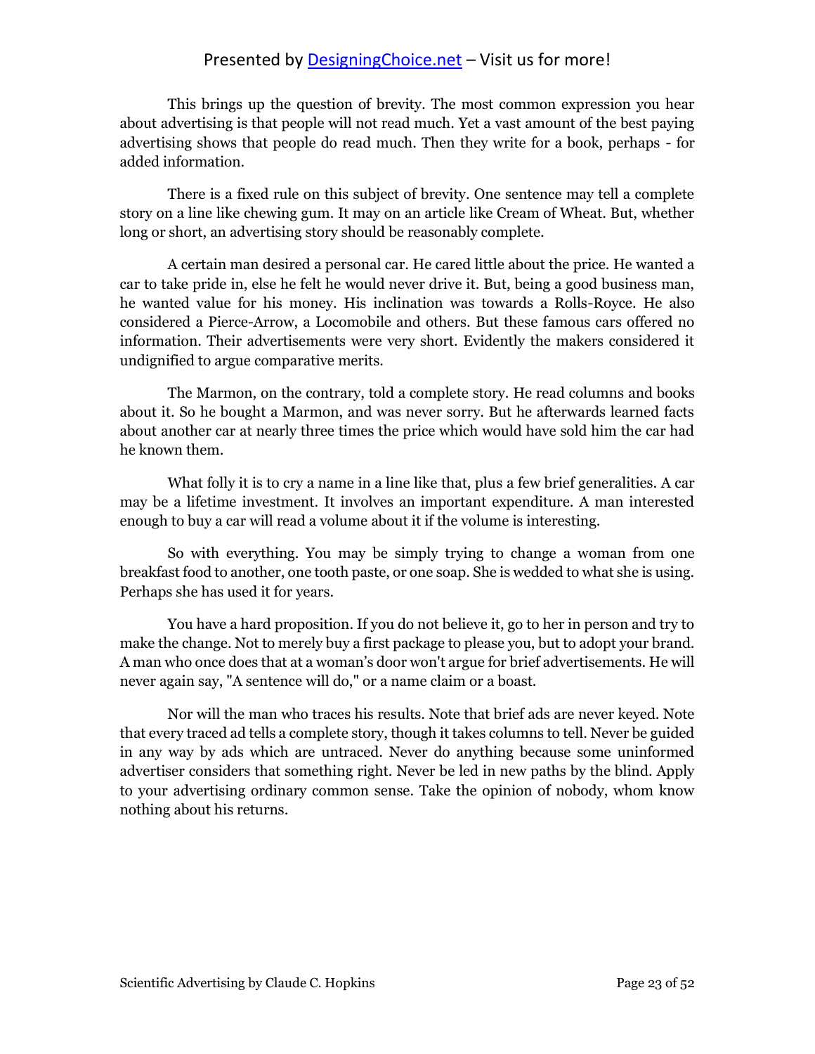This brings up the question of brevity. The most common expression you hear about advertising is that people will not read much. Yet a vast amount of the best paying advertising shows that people do read much. Then they write for a book, perhaps - for added information.

There is a fixed rule on this subject of brevity. One sentence may tell a complete story on a line like chewing gum. It may on an article like Cream of Wheat. But, whether long or short, an advertising story should be reasonably complete.

A certain man desired a personal car. He cared little about the price. He wanted a car to take pride in, else he felt he would never drive it. But, being a good business man, he wanted value for his money. His inclination was towards a Rolls-Royce. He also considered a Pierce-Arrow, a Locomobile and others. But these famous cars offered no information. Their advertisements were very short. Evidently the makers considered it undignified to argue comparative merits.

The Marmon, on the contrary, told a complete story. He read columns and books about it. So he bought a Marmon, and was never sorry. But he afterwards learned facts about another car at nearly three times the price which would have sold him the car had he known them.

What folly it is to cry a name in a line like that, plus a few brief generalities. A car may be a lifetime investment. It involves an important expenditure. A man interested enough to buy a car will read a volume about it if the volume is interesting.

So with everything. You may be simply trying to change a woman from one breakfast food to another, one tooth paste, or one soap. She is wedded to what she is using. Perhaps she has used it for years.

You have a hard proposition. If you do not believe it, go to her in person and try to make the change. Not to merely buy a first package to please you, but to adopt your brand. A man who once does that at a woman's door won't argue for brief advertisements. He will never again say, "A sentence will do," or a name claim or a boast.

Nor will the man who traces his results. Note that brief ads are never keyed. Note that every traced ad tells a complete story, though it takes columns to tell. Never be guided in any way by ads which are untraced. Never do anything because some uninformed advertiser considers that something right. Never be led in new paths by the blind. Apply to your advertising ordinary common sense. Take the opinion of nobody, whom know nothing about his returns.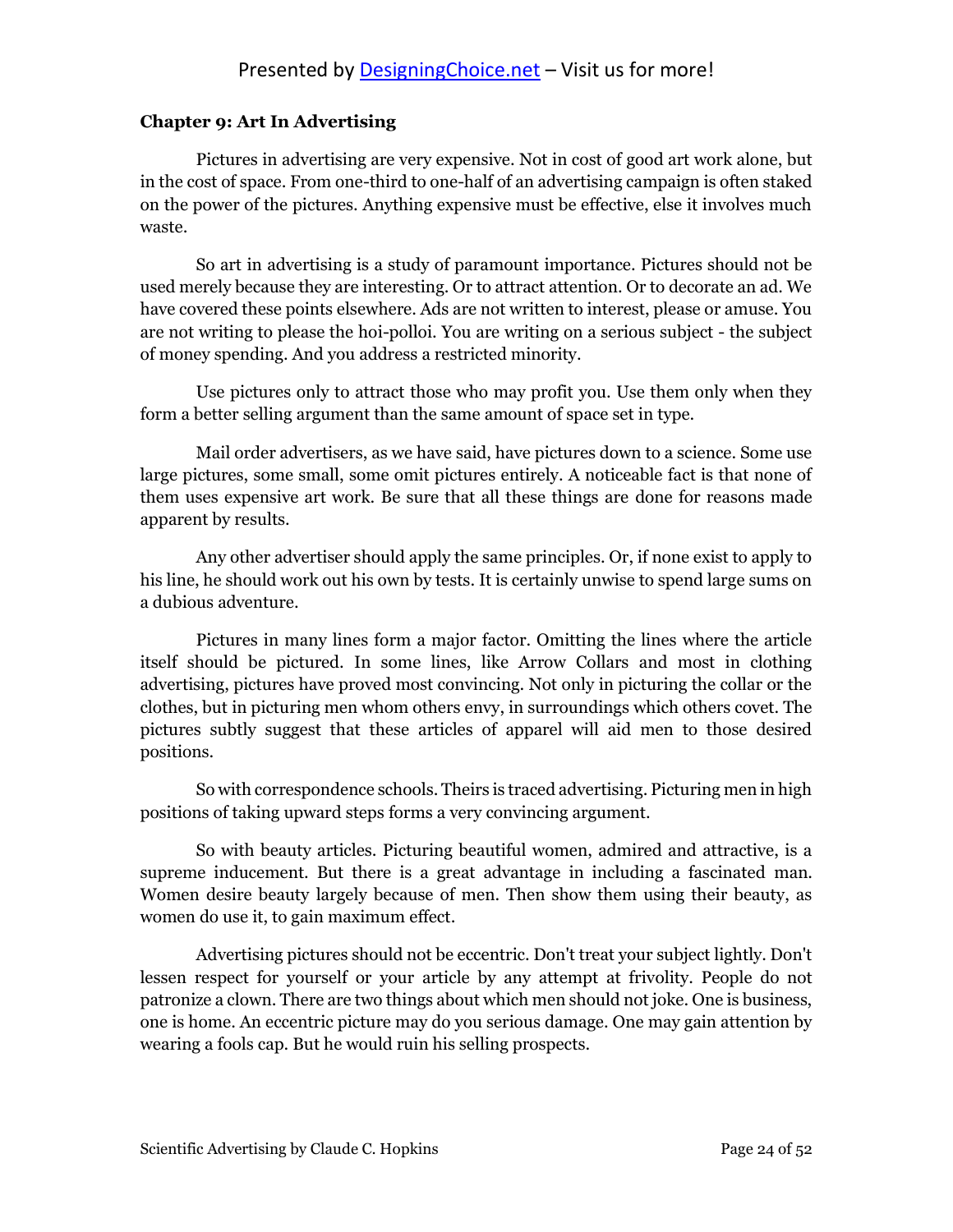### Chapter 9: Art In Advertising

Pictures in advertising are very expensive. Not in cost of good art work alone, but in the cost of space. From one-third to one-half of an advertising campaign is often staked on the power of the pictures. Anything expensive must be effective, else it involves much waste.

So art in advertising is a study of paramount importance. Pictures should not be used merely because they are interesting. Or to attract attention. Or to decorate an ad. We have covered these points elsewhere. Ads are not written to interest, please or amuse. You are not writing to please the hoi-polloi. You are writing on a serious subject - the subject of money spending. And you address a restricted minority.

Use pictures only to attract those who may profit you. Use them only when they form a better selling argument than the same amount of space set in type.

Mail order advertisers, as we have said, have pictures down to a science. Some use large pictures, some small, some omit pictures entirely. A noticeable fact is that none of them uses expensive art work. Be sure that all these things are done for reasons made apparent by results.

Any other advertiser should apply the same principles. Or, if none exist to apply to his line, he should work out his own by tests. It is certainly unwise to spend large sums on a dubious adventure.

Pictures in many lines form a major factor. Omitting the lines where the article itself should be pictured. In some lines, like Arrow Collars and most in clothing advertising, pictures have proved most convincing. Not only in picturing the collar or the clothes, but in picturing men whom others envy, in surroundings which others covet. The pictures subtly suggest that these articles of apparel will aid men to those desired positions.

So with correspondence schools. Theirs is traced advertising. Picturing men in high positions of taking upward steps forms a very convincing argument.

So with beauty articles. Picturing beautiful women, admired and attractive, is a supreme inducement. But there is a great advantage in including a fascinated man. Women desire beauty largely because of men. Then show them using their beauty, as women do use it, to gain maximum effect.

Advertising pictures should not be eccentric. Don't treat your subject lightly. Don't lessen respect for yourself or your article by any attempt at frivolity. People do not patronize a clown. There are two things about which men should not joke. One is business, one is home. An eccentric picture may do you serious damage. One may gain attention by wearing a fools cap. But he would ruin his selling prospects.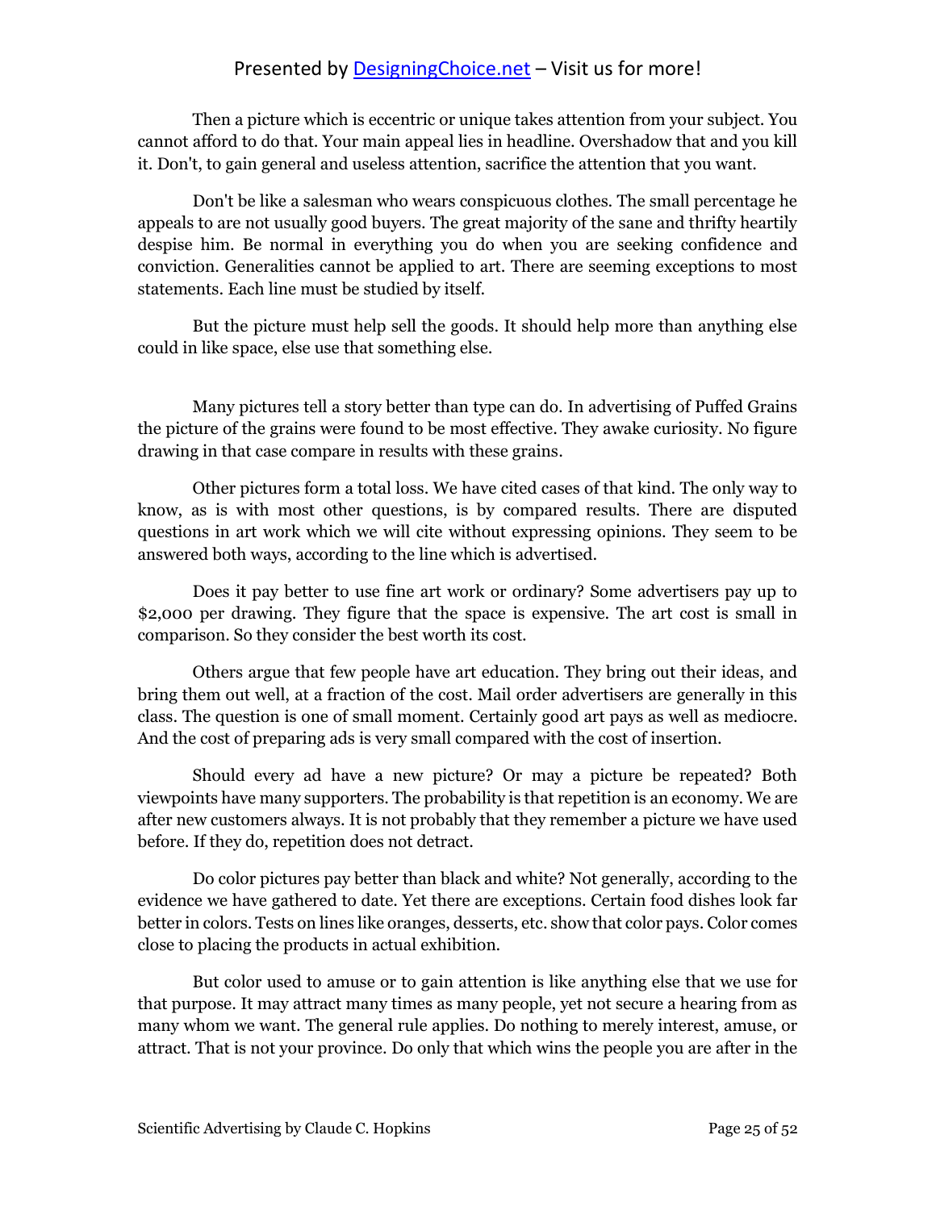Then a picture which is eccentric or unique takes attention from your subject. You cannot afford to do that. Your main appeal lies in headline. Overshadow that and you kill it. Don't, to gain general and useless attention, sacrifice the attention that you want.

Don't be like a salesman who wears conspicuous clothes. The small percentage he appeals to are not usually good buyers. The great majority of the sane and thrifty heartily despise him. Be normal in everything you do when you are seeking confidence and conviction. Generalities cannot be applied to art. There are seeming exceptions to most statements. Each line must be studied by itself.

But the picture must help sell the goods. It should help more than anything else could in like space, else use that something else.

Many pictures tell a story better than type can do. In advertising of Puffed Grains the picture of the grains were found to be most effective. They awake curiosity. No figure drawing in that case compare in results with these grains.

Other pictures form a total loss. We have cited cases of that kind. The only way to know, as is with most other questions, is by compared results. There are disputed questions in art work which we will cite without expressing opinions. They seem to be answered both ways, according to the line which is advertised.

Does it pay better to use fine art work or ordinary? Some advertisers pay up to $2,000 per drawing. They figure that the space is expensive. The art cost is small in comparison. So they consider the best worth its cost.

Others argue that few people have art education. They bring out their ideas, and bring them out well, at a fraction of the cost. Mail order advertisers are generally in this class. The question is one of small moment. Certainly good art pays as well as mediocre. And the cost of preparing ads is very small compared with the cost of insertion.

Should every ad have a new picture? Or may a picture be repeated? Both viewpoints have many supporters. The probability is that repetition is an economy. We are after new customers always. It is not probably that they remember a picture we have used before. If they do, repetition does not detract.

Do color pictures pay better than black and white? Not generally, according to the evidence we have gathered to date. Yet there are exceptions. Certain food dishes look far better in colors. Tests on lines like oranges, desserts, etc. show that color pays. Color comes close to placing the products in actual exhibition.

But color used to amuse or to gain attention is like anything else that we use for that purpose. It may attract many times as many people, yet not secure a hearing from as many whom we want. The general rule applies. Do nothing to merely interest, amuse, or attract. That is not your province. Do only that which wins the people you are after in the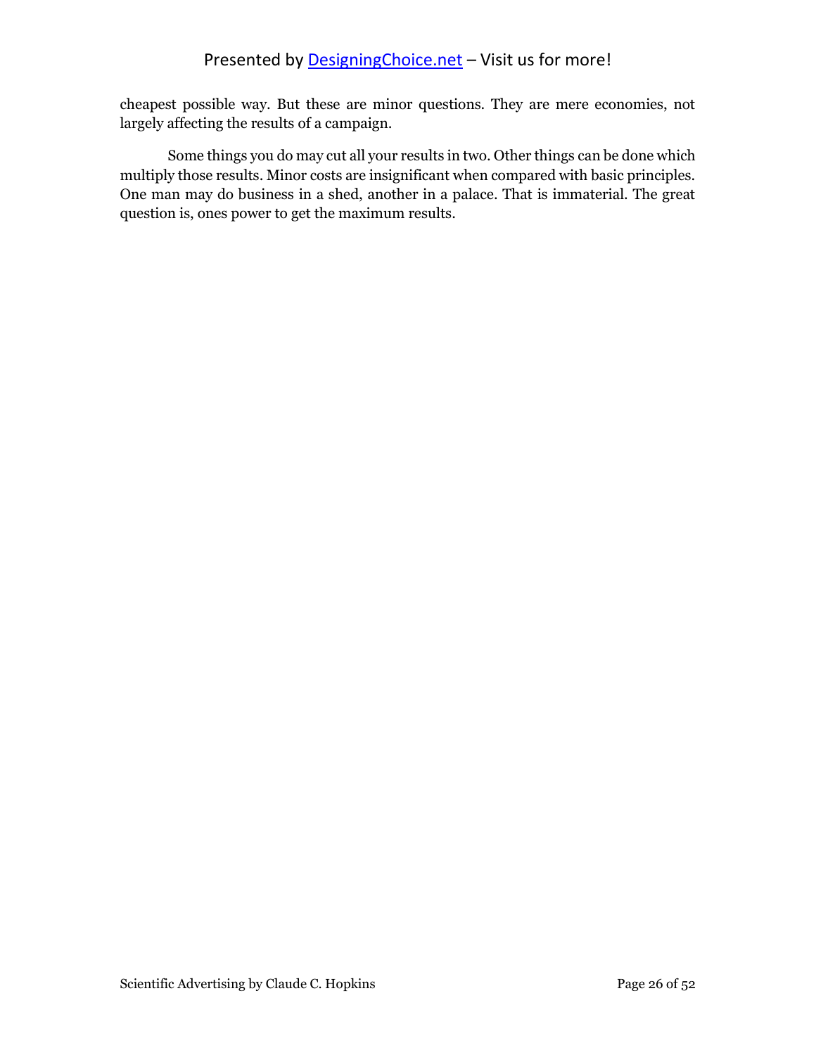cheapest possible way. But these are minor questions. They are mere economies, not largely affecting the results of a campaign.

Some things you do may cut all your results in two. Other things can be done which multiply those results. Minor costs are insignificant when compared with basic principles. One man may do business in a shed, another in a palace. That is immaterial. The great question is, ones power to get the maximum results.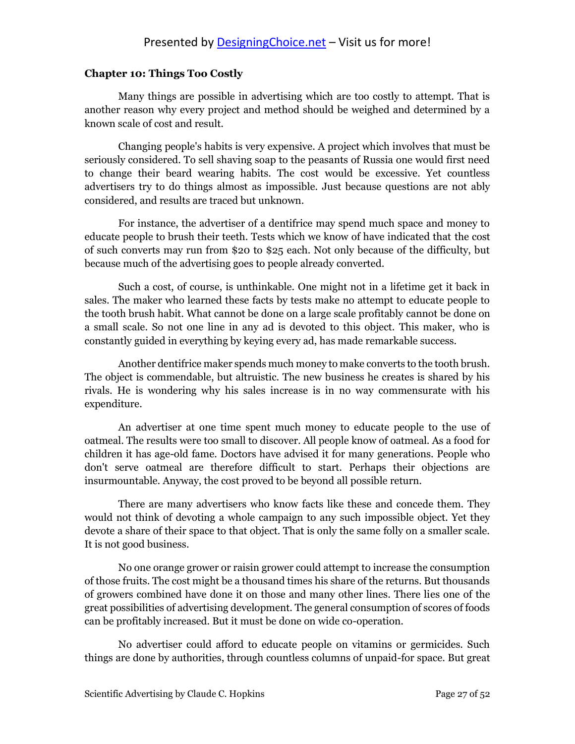### Chapter 10: Things Too Costly

Many things are possible in advertising which are too costly to attempt. That is another reason why every project and method should be weighed and determined by a known scale of cost and result.

Changing people's habits is very expensive. A project which involves that must be seriously considered. To sell shaving soap to the peasants of Russia one would first need to change their beard wearing habits. The cost would be excessive. Yet countless advertisers try to do things almost as impossible. Just because questions are not ably considered, and results are traced but unknown.

For instance, the advertiser of a dentifrice may spend much space and money to educate people to brush their teeth. Tests which we know of have indicated that the cost of such converts may run from $20 to $25 each. Not only because of the difficulty, but because much of the advertising goes to people already converted.

Such a cost, of course, is unthinkable. One might not in a lifetime get it back in sales. The maker who learned these facts by tests make no attempt to educate people to the tooth brush habit. What cannot be done on a large scale profitably cannot be done on a small scale. So not one line in any ad is devoted to this object. This maker, who is constantly guided in everything by keying every ad, has made remarkable success.

Another dentifrice maker spends much money to make converts to the tooth brush. The object is commendable, but altruistic. The new business he creates is shared by his rivals. He is wondering why his sales increase is in no way commensurate with his expenditure.

An advertiser at one time spent much money to educate people to the use of oatmeal. The results were too small to discover. All people know of oatmeal. As a food for children it has age-old fame. Doctors have advised it for many generations. People who don't serve oatmeal are therefore difficult to start. Perhaps their objections are insurmountable. Anyway, the cost proved to be beyond all possible return.

There are many advertisers who know facts like these and concede them. They would not think of devoting a whole campaign to any such impossible object. Yet they devote a share of their space to that object. That is only the same folly on a smaller scale. It is not good business.

No one orange grower or raisin grower could attempt to increase the consumption of those fruits. The cost might be a thousand times his share of the returns. But thousands of growers combined have done it on those and many other lines. There lies one of the great possibilities of advertising development. The general consumption of scores of foods can be profitably increased. But it must be done on wide co-operation.

No advertiser could afford to educate people on vitamins or germicides. Such things are done by authorities, through countless columns of unpaid-for space. But great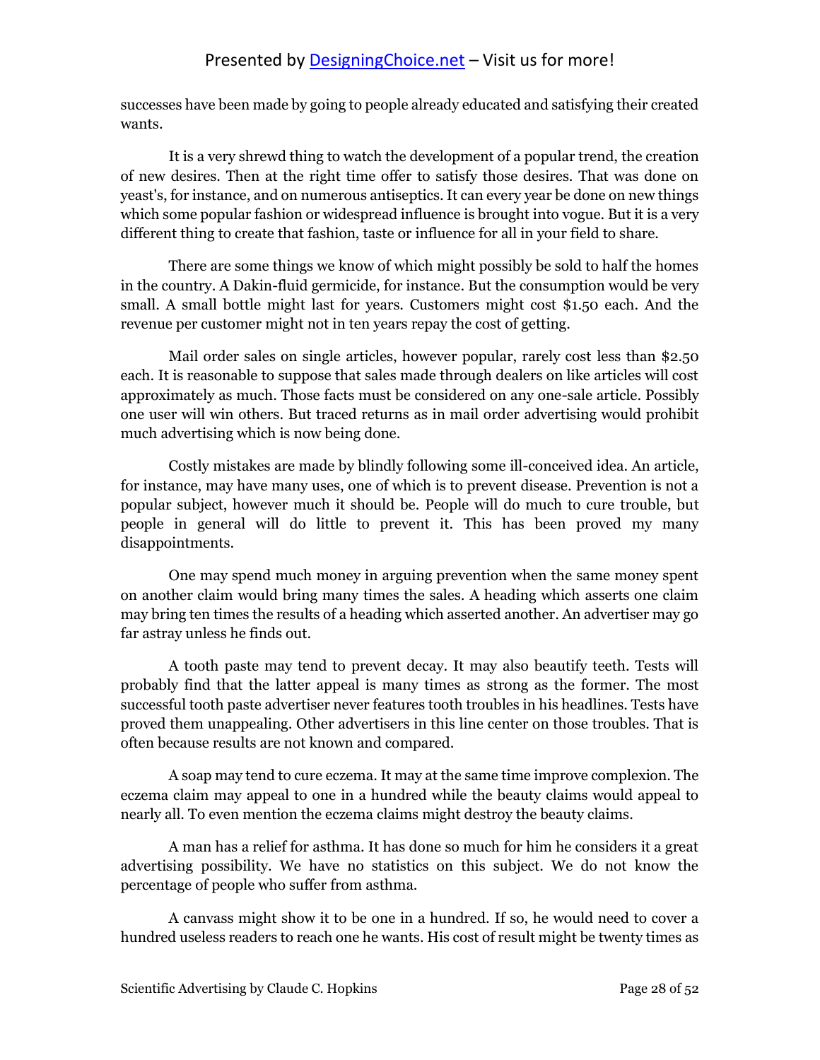successes have been made by going to people already educated and satisfying their created wants.

It is a very shrewd thing to watch the development of a popular trend, the creation of new desires. Then at the right time offer to satisfy those desires. That was done on yeast's, for instance, and on numerous antiseptics. It can every year be done on new things which some popular fashion or widespread influence is brought into vogue. But it is a very different thing to create that fashion, taste or influence for all in your field to share.

There are some things we know of which might possibly be sold to half the homes in the country. A Dakin-fluid germicide, for instance. But the consumption would be very small. A small bottle might last for years. Customers might cost $1.50 each. And the revenue per customer might not in ten years repay the cost of getting.

Mail order sales on single articles, however popular, rarely cost less than $2.50 each. It is reasonable to suppose that sales made through dealers on like articles will cost approximately as much. Those facts must be considered on any one-sale article. Possibly one user will win others. But traced returns as in mail order advertising would prohibit much advertising which is now being done.

Costly mistakes are made by blindly following some ill-conceived idea. An article, for instance, may have many uses, one of which is to prevent disease. Prevention is not a popular subject, however much it should be. People will do much to cure trouble, but people in general will do little to prevent it. This has been proved my many disappointments.

One may spend much money in arguing prevention when the same money spent on another claim would bring many times the sales. A heading which asserts one claim may bring ten times the results of a heading which asserted another. An advertiser may go far astray unless he finds out.

A tooth paste may tend to prevent decay. It may also beautify teeth. Tests will probably find that the latter appeal is many times as strong as the former. The most successful tooth paste advertiser never features tooth troubles in his headlines. Tests have proved them unappealing. Other advertisers in this line center on those troubles. That is often because results are not known and compared.

A soap may tend to cure eczema. It may at the same time improve complexion. The eczema claim may appeal to one in a hundred while the beauty claims would appeal to nearly all. To even mention the eczema claims might destroy the beauty claims.

A man has a relief for asthma. It has done so much for him he considers it a great advertising possibility. We have no statistics on this subject. We do not know the percentage of people who suffer from asthma.

A canvass might show it to be one in a hundred. If so, he would need to cover a hundred useless readers to reach one he wants. His cost of result might be twenty times as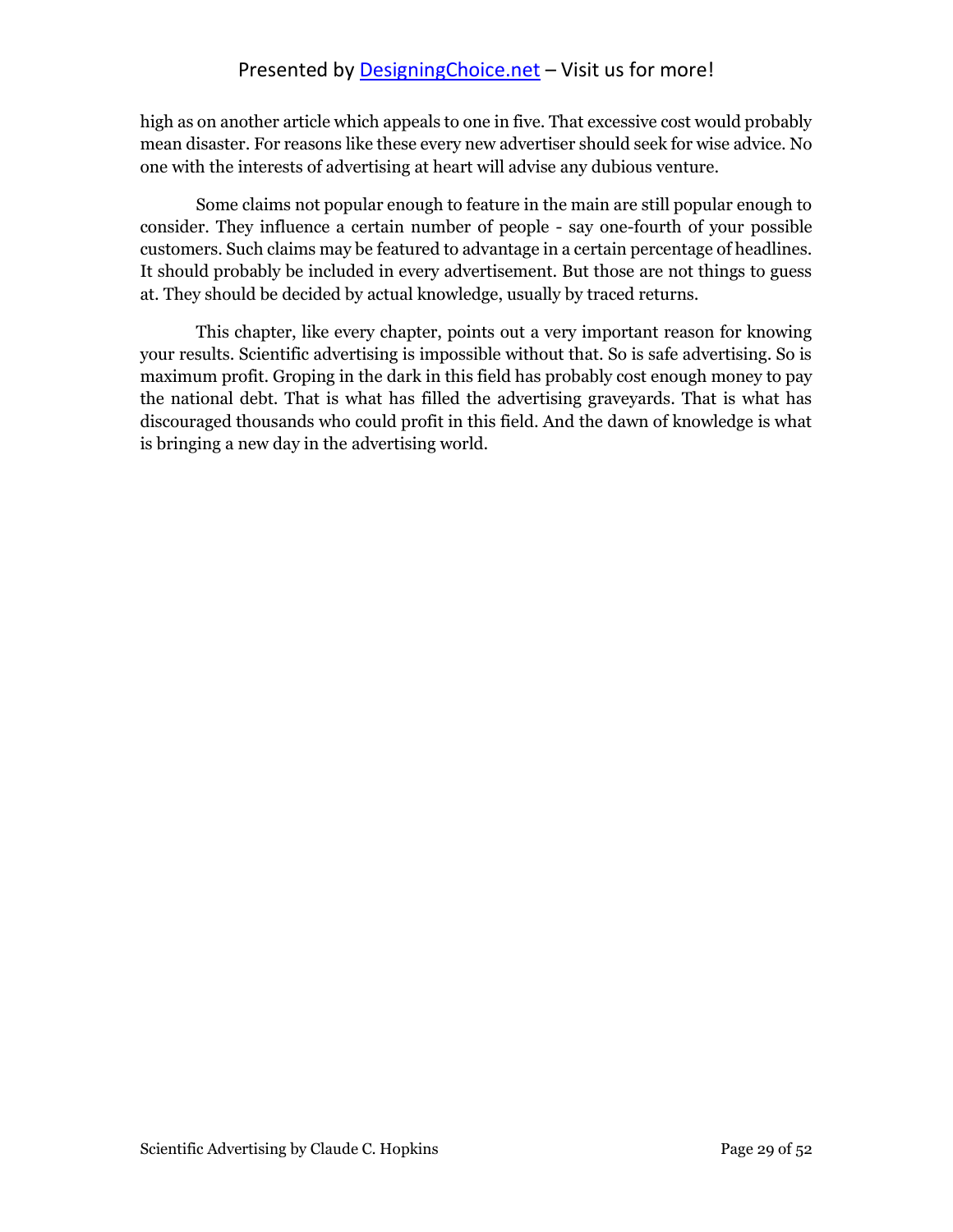high as on another article which appeals to one in five. That excessive cost would probably mean disaster. For reasons like these every new advertiser should seek for wise advice. No one with the interests of advertising at heart will advise any dubious venture.

Some claims not popular enough to feature in the main are still popular enough to consider. They influence a certain number of people - say one-fourth of your possible customers. Such claims may be featured to advantage in a certain percentage of headlines. It should probably be included in every advertisement. But those are not things to guess at. They should be decided by actual knowledge, usually by traced returns.

This chapter, like every chapter, points out a very important reason for knowing your results. Scientific advertising is impossible without that. So is safe advertising. So is maximum profit. Groping in the dark in this field has probably cost enough money to pay the national debt. That is what has filled the advertising graveyards. That is what has discouraged thousands who could profit in this field. And the dawn of knowledge is what is bringing a new day in the advertising world.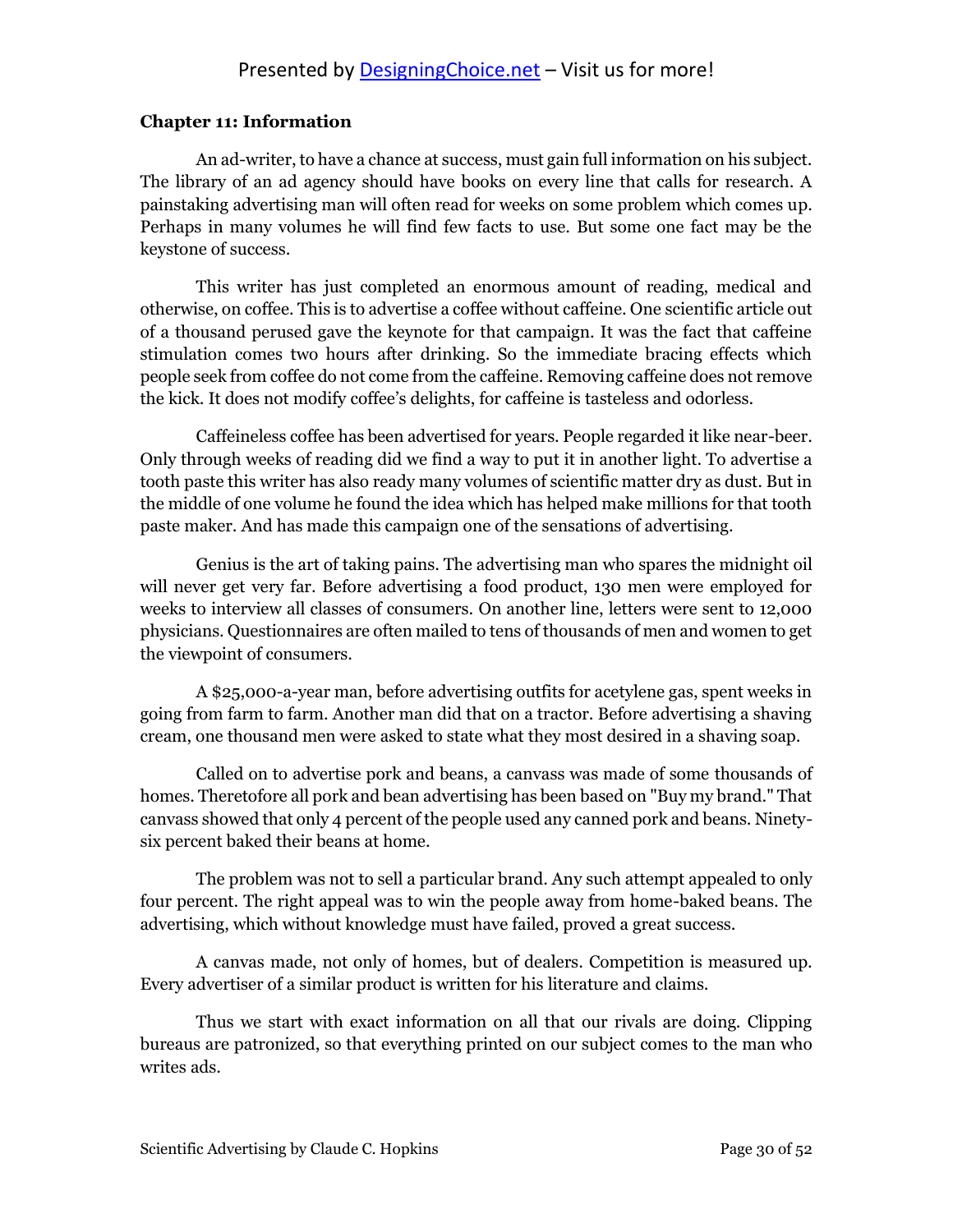**Chapter 11: Information**

An ad-writer, to have a chance at success, must gain full information on his subject. The library of an ad agency should have books on every line that calls for research. A painstaking advertising man will often read for weeks on some problem which comes up. Perhaps in many volumes he will find few facts to use. But some one fact may be the keystone of success.

This writer has just completed an enormous amount of reading, medical and otherwise, on coffee. This is to advertise a coffee without caffeine. One scientific article out of a thousand perused gave the keynote for that campaign. It was the fact that caffeine stimulation comes two hours after drinking. So the immediate bracing effects which people seek from coffee do not come from the caffeine. Removing caffeine does not remove the kick. It does not modify coffee's delights, for caffeine is tasteless and odorless.

Caffeineless coffee has been advertised for years. People regarded it like near-beer. Only through weeks of reading did we find a way to put it in another light. To advertise a tooth paste this writer has also ready many volumes of scientific matter dry as dust. But in the middle of one volume he found the idea which has helped make millions for that tooth paste maker. And has made this campaign one of the sensations of advertising.

Genius is the art of taking pains. The advertising man who spares the midnight oil will never get very far. Before advertising a food product, 130 men were employed for weeks to interview all classes of consumers. On another line, letters were sent to 12,000 physicians. Questionnaires are often mailed to tens of thousands of men and women to get the viewpoint of consumers.

A $25,000-a-year man, before advertising outfits for acetylene gas, spent weeks in going from farm to farm. Another man did that on a tractor. Before advertising a shaving cream, one thousand men were asked to state what they most desired in a shaving soap.

Called on to advertise pork and beans, a canvass was made of some thousands of homes. Theretofore all pork and bean advertising has been based on "Buy my brand." That canvass showed that only 4 percent of the people used any canned pork and beans. Ninety-six percent baked their beans at home.

The problem was not to sell a particular brand. Any such attempt appealed to only four percent. The right appeal was to win the people away from home-baked beans. The advertising, which without knowledge must have failed, proved a great success.

A canvas made, not only of homes, but of dealers. Competition is measured up. Every advertiser of a similar product is written for his literature and claims.

Thus we start with exact information on all that our rivals are doing. Clipping bureaus are patronized, so that everything printed on our subject comes to the man who writes ads.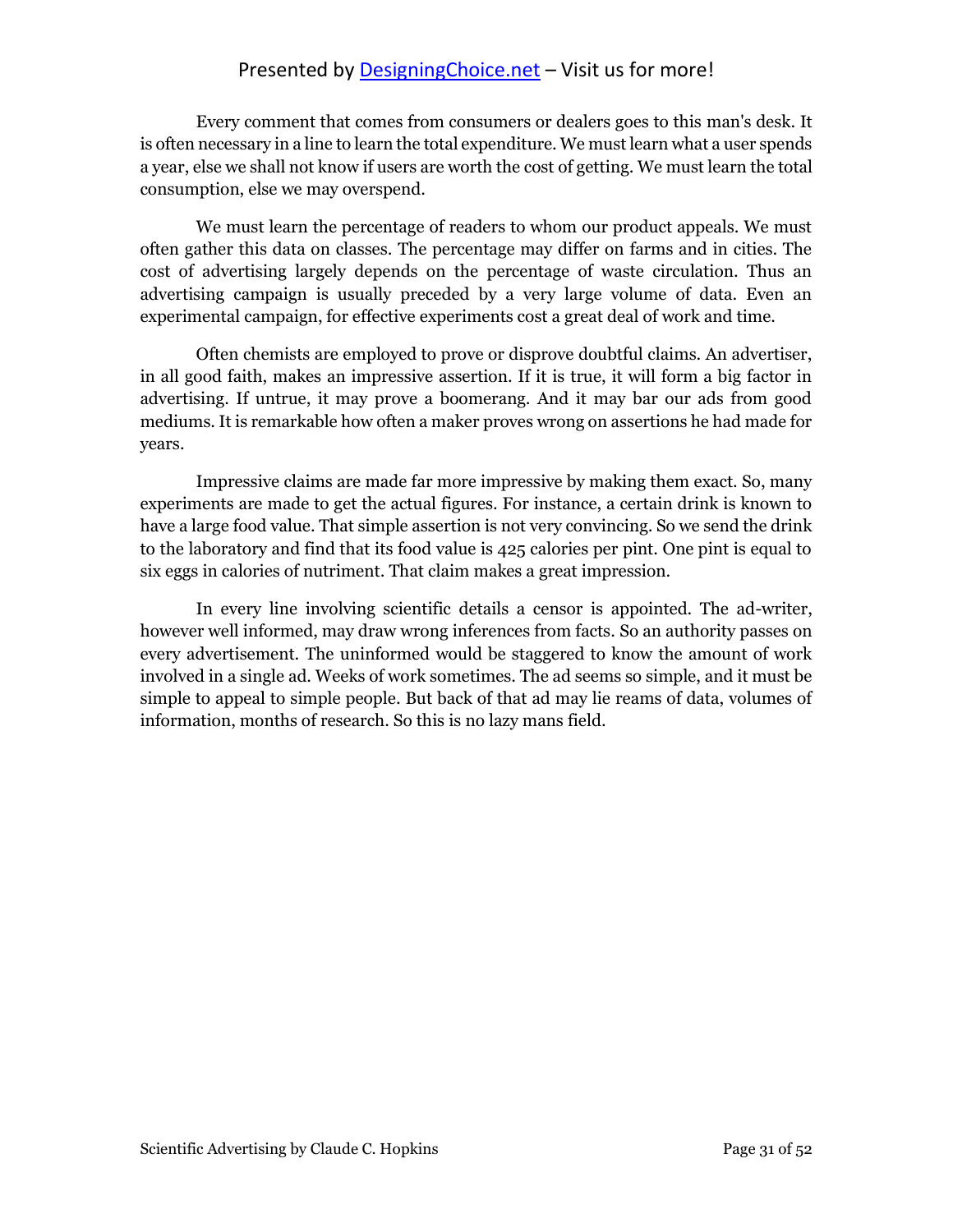Every comment that comes from consumers or dealers goes to this man's desk. It is often necessary in a line to learn the total expenditure. We must learn what a user spends a year, else we shall not know if users are worth the cost of getting. We must learn the total consumption, else we may overspend.

We must learn the percentage of readers to whom our product appeals. We must often gather this data on classes. The percentage may differ on farms and in cities. The cost of advertising largely depends on the percentage of waste circulation. Thus an advertising campaign is usually preceded by a very large volume of data. Even an experimental campaign, for effective experiments cost a great deal of work and time.

Often chemists are employed to prove or disprove doubtful claims. An advertiser, in all good faith, makes an impressive assertion. If it is true, it will form a big factor in advertising. If untrue, it may prove a boomerang. And it may bar our ads from good mediums. It is remarkable how often a maker proves wrong on assertions he had made for years.

Impressive claims are made far more impressive by making them exact. So, many experiments are made to get the actual figures. For instance, a certain drink is known to have a large food value. That simple assertion is not very convincing. So we send the drink to the laboratory and find that its food value is 425 calories per pint. One pint is equal to six eggs in calories of nutriment. That claim makes a great impression.

In every line involving scientific details a censor is appointed. The ad-writer, however well informed, may draw wrong inferences from facts. So an authority passes on every advertisement. The uninformed would be staggered to know the amount of work involved in a single ad. Weeks of work sometimes. The ad seems so simple, and it must be simple to appeal to simple people. But back of that ad may lie reams of data, volumes of information, months of research. So this is no lazy mans field.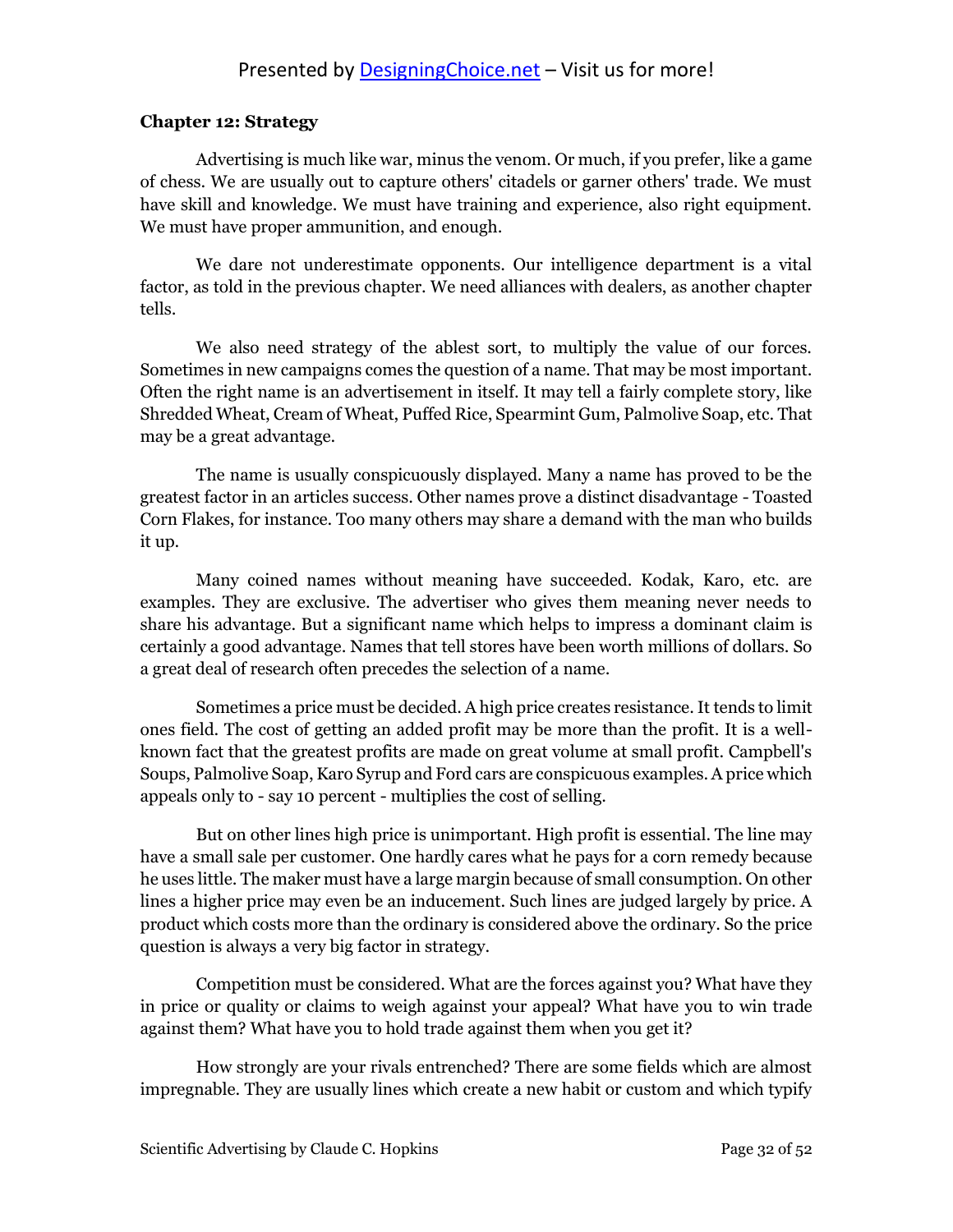**Chapter 12: Strategy**

Advertising is much like war, minus the venom. Or much, if you prefer, like a game of chess. We are usually out to capture others' citadels or garner others' trade. We must have skill and knowledge. We must have training and experience, also right equipment. We must have proper ammunition, and enough.

We dare not underestimate opponents. Our intelligence department is a vital factor, as told in the previous chapter. We need alliances with dealers, as another chapter tells.

We also need strategy of the ablest sort, to multiply the value of our forces. Sometimes in new campaigns comes the question of a name. That may be most important. Often the right name is an advertisement in itself. It may tell a fairly complete story, like Shredded Wheat, Cream of Wheat, Puffed Rice, Spearmint Gum, Palmolive Soap, etc. That may be a great advantage.

The name is usually conspicuously displayed. Many a name has proved to be the greatest factor in an articles success. Other names prove a distinct disadvantage - Toasted Corn Flakes, for instance. Too many others may share a demand with the man who builds it up.

Many coined names without meaning have succeeded. Kodak, Karo, etc. are examples. They are exclusive. The advertiser who gives them meaning never needs to share his advantage. But a significant name which helps to impress a dominant claim is certainly a good advantage. Names that tell stores have been worth millions of dollars. So a great deal of research often precedes the selection of a name.

Sometimes a price must be decided. A high price creates resistance. It tends to limit ones field. The cost of getting an added profit may be more than the profit. It is a well-known fact that the greatest profits are made on great volume at small profit. Campbell's Soups, Palmolive Soap, Karo Syrup and Ford cars are conspicuous examples. A price which appeals only to - say 10 percent - multiplies the cost of selling.

But on other lines high price is unimportant. High profit is essential. The line may have a small sale per customer. One hardly cares what he pays for a corn remedy because he uses little. The maker must have a large margin because of small consumption. On other lines a higher price may even be an inducement. Such lines are judged largely by price. A product which costs more than the ordinary is considered above the ordinary. So the price question is always a very big factor in strategy.

Competition must be considered. What are the forces against you? What have they in price or quality or claims to weigh against your appeal? What have you to win trade against them? What have you to hold trade against them when you get it?

How strongly are your rivals entrenched? There are some fields which are almost impregnable. They are usually lines which create a new habit or custom and which typify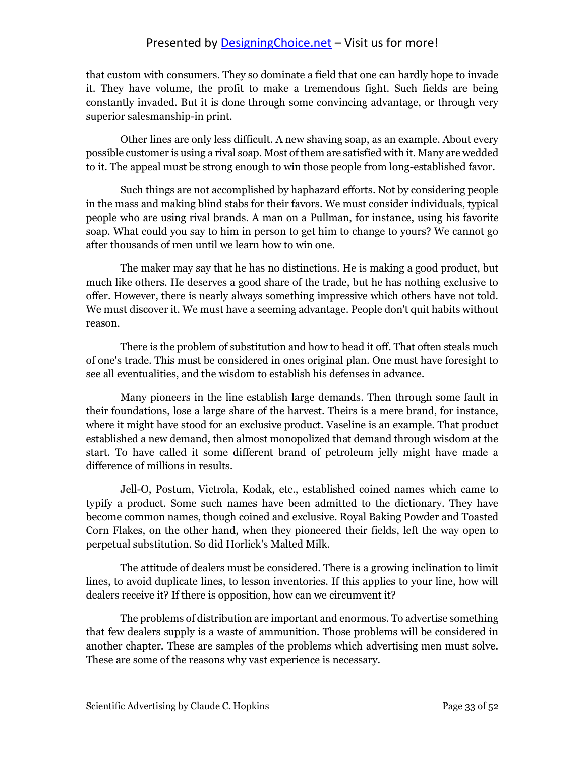that custom with consumers. They so dominate a field that one can hardly hope to invade it. They have volume, the profit to make a tremendous fight. Such fields are being constantly invaded. But it is done through some convincing advantage, or through very superior salesmanship-in print.

Other lines are only less difficult. A new shaving soap, as an example. About every possible customer is using a rival soap. Most of them are satisfied with it. Many are wedded to it. The appeal must be strong enough to win those people from long-established favor.

Such things are not accomplished by haphazard efforts. Not by considering people in the mass and making blind stabs for their favors. We must consider individuals, typical people who are using rival brands. A man on a Pullman, for instance, using his favorite soap. What could you say to him in person to get him to change to yours? We cannot go after thousands of men until we learn how to win one.

The maker may say that he has no distinctions. He is making a good product, but much like others. He deserves a good share of the trade, but he has nothing exclusive to offer. However, there is nearly always something impressive which others have not told. We must discover it. We must have a seeming advantage. People don't quit habits without reason.

There is the problem of substitution and how to head it off. That often steals much of one's trade. This must be considered in ones original plan. One must have foresight to see all eventualities, and the wisdom to establish his defenses in advance.

Many pioneers in the line establish large demands. Then through some fault in their foundations, lose a large share of the harvest. Theirs is a mere brand, for instance, where it might have stood for an exclusive product. Vaseline is an example. That product established a new demand, then almost monopolized that demand through wisdom at the start. To have called it some different brand of petroleum jelly might have made a difference of millions in results.

Jell-O, Postum, Victrola, Kodak, etc., established coined names which came to typify a product. Some such names have been admitted to the dictionary. They have become common names, though coined and exclusive. Royal Baking Powder and Toasted Corn Flakes, on the other hand, when they pioneered their fields, left the way open to perpetual substitution. So did Horlick's Malted Milk.

The attitude of dealers must be considered. There is a growing inclination to limit lines, to avoid duplicate lines, to lesson inventories. If this applies to your line, how will dealers receive it? If there is opposition, how can we circumvent it?

The problems of distribution are important and enormous. To advertise something that few dealers supply is a waste of ammunition. Those problems will be considered in another chapter. These are samples of the problems which advertising men must solve. These are some of the reasons why vast experience is necessary.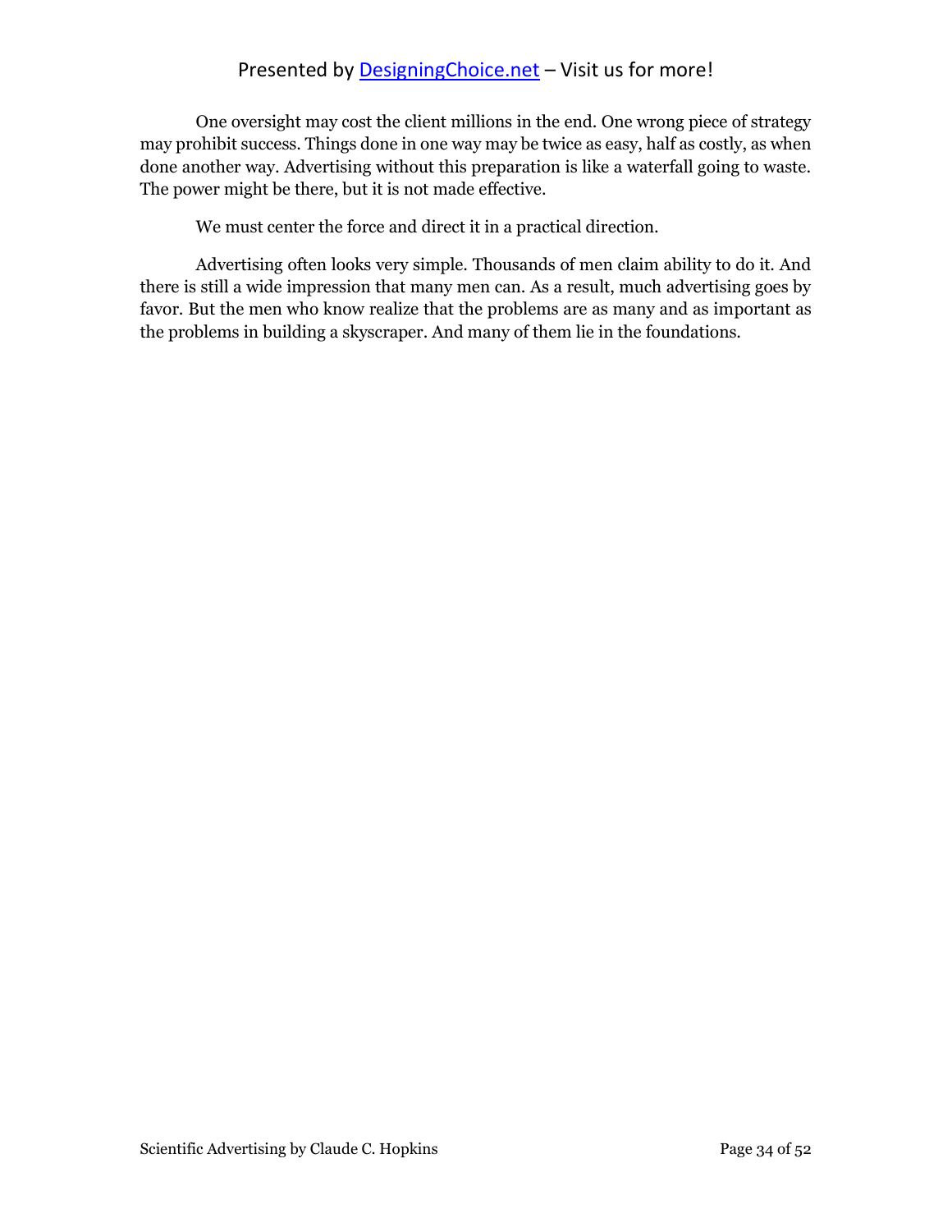One oversight may cost the client millions in the end. One wrong piece of strategy may prohibit success. Things done in one way may be twice as easy, half as costly, as when done another way. Advertising without this preparation is like a waterfall going to waste. The power might be there, but it is not made effective.

We must center the force and direct it in a practical direction.

Advertising often looks very simple. Thousands of men claim ability to do it. And there is still a wide impression that many men can. As a result, much advertising goes by favor. But the men who know realize that the problems are as many and as important as the problems in building a skyscraper. And many of them lie in the foundations.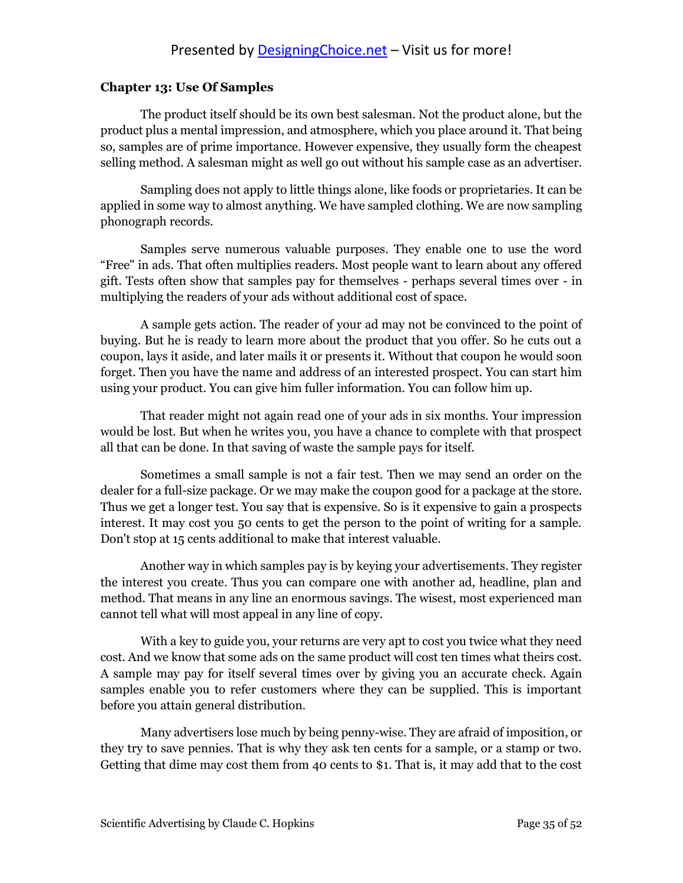**Chapter 13: Use Of Samples**

The product itself should be its own best salesman. Not the product alone, but the product plus a mental impression, and atmosphere, which you place around it. That being so, samples are of prime importance. However expensive, they usually form the cheapest selling method. A salesman might as well go out without his sample case as an advertiser.

Sampling does not apply to little things alone, like foods or proprietaries. It can be applied in some way to almost anything. We have sampled clothing. We are now sampling phonograph records.

Samples serve numerous valuable purposes. They enable one to use the word "Free" in ads. That often multiplies readers. Most people want to learn about any offered gift. Tests often show that samples pay for themselves - perhaps several times over - in multiplying the readers of your ads without additional cost of space.

A sample gets action. The reader of your ad may not be convinced to the point of buying. But he is ready to learn more about the product that you offer. So he cuts out a coupon, lays it aside, and later mails it or presents it. Without that coupon he would soon forget. Then you have the name and address of an interested prospect. You can start him using your product. You can give him fuller information. You can follow him up.

That reader might not again read one of your ads in six months. Your impression would be lost. But when he writes you, you have a chance to complete with that prospect all that can be done. In that saving of waste the sample pays for itself.

Sometimes a small sample is not a fair test. Then we may send an order on the dealer for a full-size package. Or we may make the coupon good for a package at the store. Thus we get a longer test. You say that is expensive. So is it expensive to gain a prospects interest. It may cost you 50 cents to get the person to the point of writing for a sample. Don't stop at 15 cents additional to make that interest valuable.

Another way in which samples pay is by keying your advertisements. They register the interest you create. Thus you can compare one with another ad, headline, plan and method. That means in any line an enormous savings. The wisest, most experienced man cannot tell what will most appeal in any line of copy.

With a key to guide you, your returns are very apt to cost you twice what they need cost. And we know that some ads on the same product will cost ten times what theirs cost. A sample may pay for itself several times over by giving you an accurate check. Again samples enable you to refer customers where they can be supplied. This is important before you attain general distribution.

Many advertisers lose much by being penny-wise. They are afraid of imposition, or they try to save pennies. That is why they ask ten cents for a sample, or a stamp or two. Getting that dime may cost them from 40 cents to $1. That is, it may add that to the cost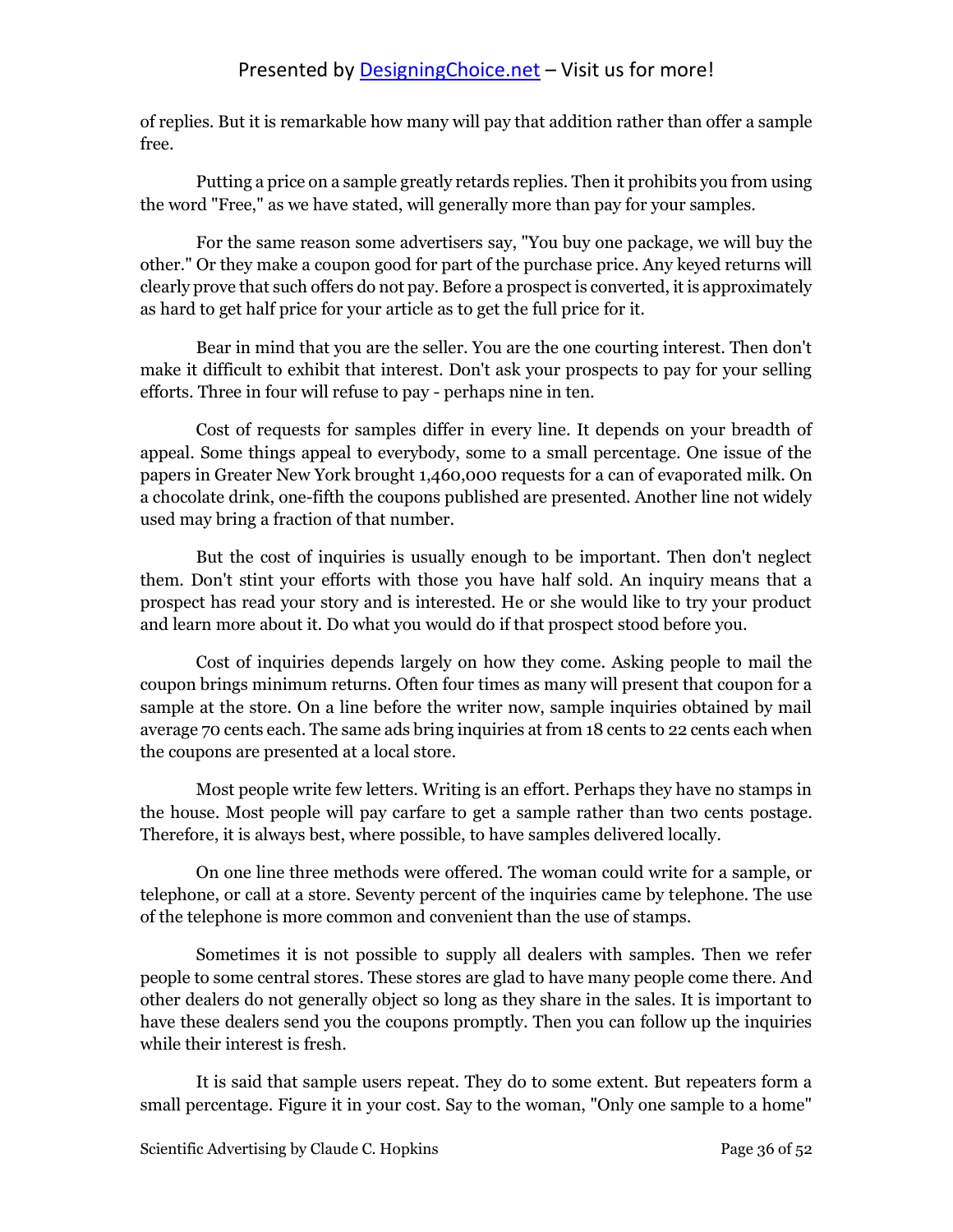of replies. But it is remarkable how many will pay that addition rather than offer a sample free.

Putting a price on a sample greatly retards replies. Then it prohibits you from using the word "Free," as we have stated, will generally more than pay for your samples.

For the same reason some advertisers say, "You buy one package, we will buy the other." Or they make a coupon good for part of the purchase price. Any keyed returns will clearly prove that such offers do not pay. Before a prospect is converted, it is approximately as hard to get half price for your article as to get the full price for it.

Bear in mind that you are the seller. You are the one courting interest. Then don't make it difficult to exhibit that interest. Don't ask your prospects to pay for your selling efforts. Three in four will refuse to pay - perhaps nine in ten.

Cost of requests for samples differ in every line. It depends on your breadth of appeal. Some things appeal to everybody, some to a small percentage. One issue of the papers in Greater New York brought 1,460,000 requests for a can of evaporated milk. On a chocolate drink, one-fifth the coupons published are presented. Another line not widely used may bring a fraction of that number.

But the cost of inquiries is usually enough to be important. Then don't neglect them. Don't stint your efforts with those you have half sold. An inquiry means that a prospect has read your story and is interested. He or she would like to try your product and learn more about it. Do what you would do if that prospect stood before you.

Cost of inquiries depends largely on how they come. Asking people to mail the coupon brings minimum returns. Often four times as many will present that coupon for a sample at the store. On a line before the writer now, sample inquiries obtained by mail average 70 cents each. The same ads bring inquiries at from 18 cents to 22 cents each when the coupons are presented at a local store.

Most people write few letters. Writing is an effort. Perhaps they have no stamps in the house. Most people will pay carfare to get a sample rather than two cents postage. Therefore, it is always best, where possible, to have samples delivered locally.

On one line three methods were offered. The woman could write for a sample, or telephone, or call at a store. Seventy percent of the inquiries came by telephone. The use of the telephone is more common and convenient than the use of stamps.

Sometimes it is not possible to supply all dealers with samples. Then we refer people to some central stores. These stores are glad to have many people come there. And other dealers do not generally object so long as they share in the sales. It is important to have these dealers send you the coupons promptly. Then you can follow up the inquiries while their interest is fresh.

It is said that sample users repeat. They do to some extent. But repeaters form a small percentage. Figure it in your cost. Say to the woman, "Only one sample to a home"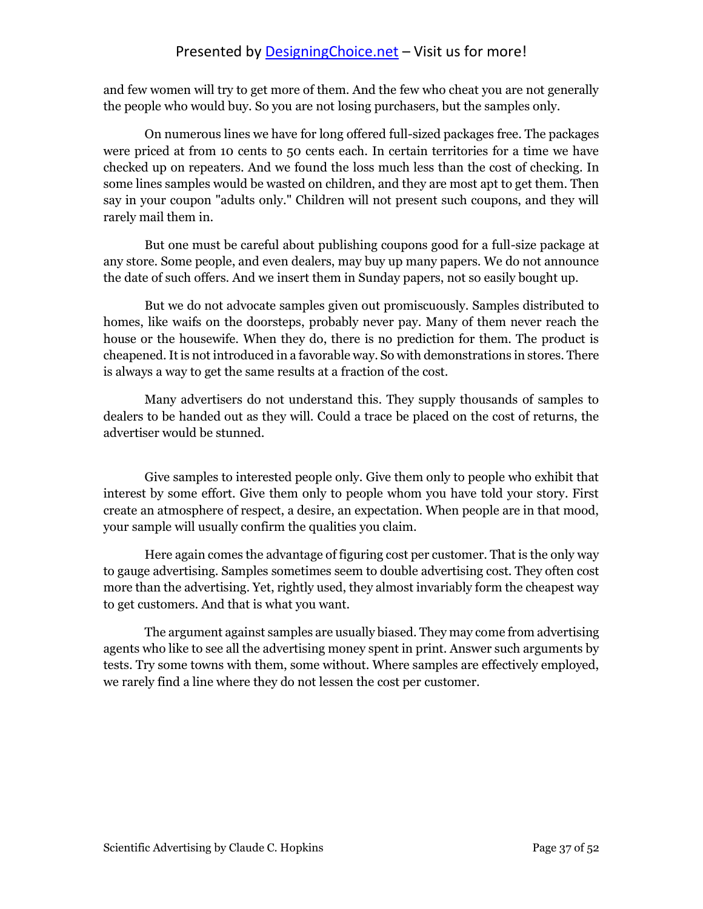and few women will try to get more of them. And the few who cheat you are not generally the people who would buy. So you are not losing purchasers, but the samples only.

On numerous lines we have for long offered full-sized packages free. The packages were priced at from 10 cents to 50 cents each. In certain territories for a time we have checked up on repeaters. And we found the loss much less than the cost of checking. In some lines samples would be wasted on children, and they are most apt to get them. Then say in your coupon "adults only." Children will not present such coupons, and they will rarely mail them in.

But one must be careful about publishing coupons good for a full-size package at any store. Some people, and even dealers, may buy up many papers. We do not announce the date of such offers. And we insert them in Sunday papers, not so easily bought up.

But we do not advocate samples given out promiscuously. Samples distributed to homes, like waifs on the doorsteps, probably never pay. Many of them never reach the house or the housewife. When they do, there is no prediction for them. The product is cheapened. It is not introduced in a favorable way. So with demonstrations in stores. There is always a way to get the same results at a fraction of the cost.

Many advertisers do not understand this. They supply thousands of samples to dealers to be handed out as they will. Could a trace be placed on the cost of returns, the advertiser would be stunned.

Give samples to interested people only. Give them only to people who exhibit that interest by some effort. Give them only to people whom you have told your story. First create an atmosphere of respect, a desire, an expectation. When people are in that mood, your sample will usually confirm the qualities you claim.

Here again comes the advantage of figuring cost per customer. That is the only way to gauge advertising. Samples sometimes seem to double advertising cost. They often cost more than the advertising. Yet, rightly used, they almost invariably form the cheapest way to get customers. And that is what you want.

The argument against samples are usually biased. They may come from advertising agents who like to see all the advertising money spent in print. Answer such arguments by tests. Try some towns with them, some without. Where samples are effectively employed, we rarely find a line where they do not lessen the cost per customer.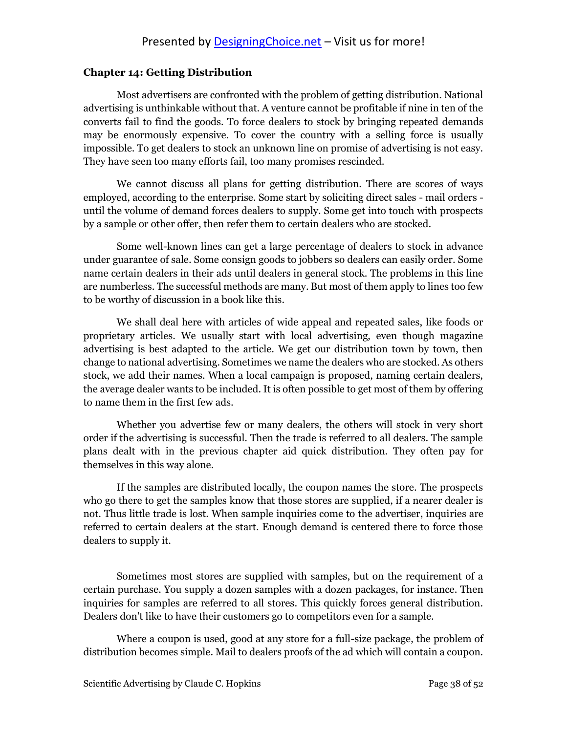**Chapter 14: Getting Distribution**

Most advertisers are confronted with the problem of getting distribution. National advertising is unthinkable without that. A venture cannot be profitable if nine in ten of the converts fail to find the goods. To force dealers to stock by bringing repeated demands may be enormously expensive. To cover the country with a selling force is usually impossible. To get dealers to stock an unknown line on promise of advertising is not easy. They have seen too many efforts fail, too many promises rescinded.

We cannot discuss all plans for getting distribution. There are scores of ways employed, according to the enterprise. Some start by soliciting direct sales - mail orders - until the volume of demand forces dealers to supply. Some get into touch with prospects by a sample or other offer, then refer them to certain dealers who are stocked.

Some well-known lines can get a large percentage of dealers to stock in advance under guarantee of sale. Some consign goods to jobbers so dealers can easily order. Some name certain dealers in their ads until dealers in general stock. The problems in this line are numberless. The successful methods are many. But most of them apply to lines too few to be worthy of discussion in a book like this.

We shall deal here with articles of wide appeal and repeated sales, like foods or proprietary articles. We usually start with local advertising, even though magazine advertising is best adapted to the article. We get our distribution town by town, then change to national advertising. Sometimes we name the dealers who are stocked. As others stock, we add their names. When a local campaign is proposed, naming certain dealers, the average dealer wants to be included. It is often possible to get most of them by offering to name them in the first few ads.

Whether you advertise few or many dealers, the others will stock in very short order if the advertising is successful. Then the trade is referred to all dealers. The sample plans dealt with in the previous chapter aid quick distribution. They often pay for themselves in this way alone.

If the samples are distributed locally, the coupon names the store. The prospects who go there to get the samples know that those stores are supplied, if a nearer dealer is not. Thus little trade is lost. When sample inquiries come to the advertiser, inquiries are referred to certain dealers at the start. Enough demand is centered there to force those dealers to supply it.

Sometimes most stores are supplied with samples, but on the requirement of a certain purchase. You supply a dozen samples with a dozen packages, for instance. Then inquiries for samples are referred to all stores. This quickly forces general distribution. Dealers don't like to have their customers go to competitors even for a sample.

Where a coupon is used, good at any store for a full-size package, the problem of distribution becomes simple. Mail to dealers proofs of the ad which will contain a coupon.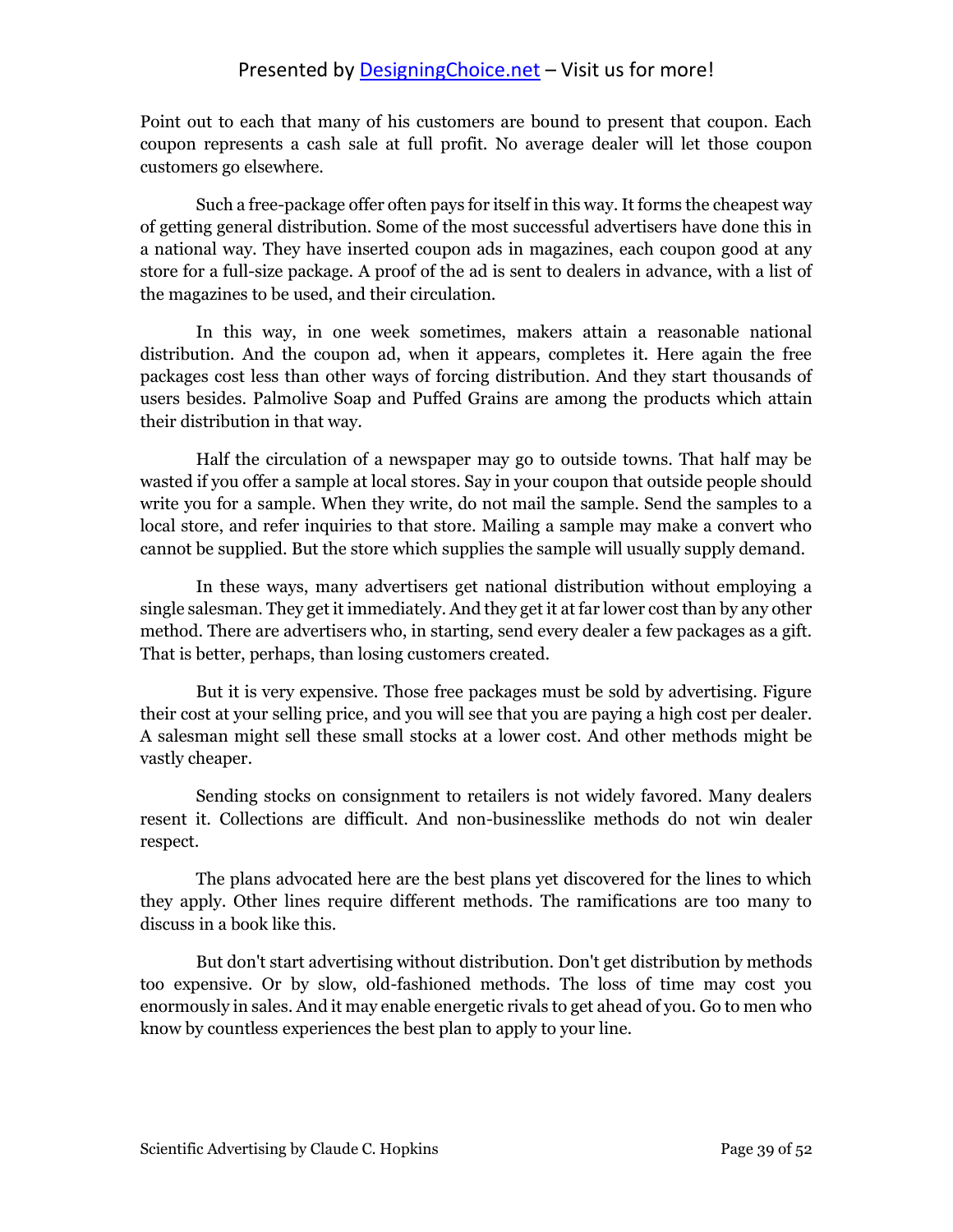Point out to each that many of his customers are bound to present that coupon. Each coupon represents a cash sale at full profit. No average dealer will let those coupon customers go elsewhere.

Such a free-package offer often pays for itself in this way. It forms the cheapest way of getting general distribution. Some of the most successful advertisers have done this in a national way. They have inserted coupon ads in magazines, each coupon good at any store for a full-size package. A proof of the ad is sent to dealers in advance, with a list of the magazines to be used, and their circulation.

In this way, in one week sometimes, makers attain a reasonable national distribution. And the coupon ad, when it appears, completes it. Here again the free packages cost less than other ways of forcing distribution. And they start thousands of users besides. Palmolive Soap and Puffed Grains are among the products which attain their distribution in that way.

Half the circulation of a newspaper may go to outside towns. That half may be wasted if you offer a sample at local stores. Say in your coupon that outside people should write you for a sample. When they write, do not mail the sample. Send the samples to a local store, and refer inquiries to that store. Mailing a sample may make a convert who cannot be supplied. But the store which supplies the sample will usually supply demand.

In these ways, many advertisers get national distribution without employing a single salesman. They get it immediately. And they get it at far lower cost than by any other method. There are advertisers who, in starting, send every dealer a few packages as a gift. That is better, perhaps, than losing customers created.

But it is very expensive. Those free packages must be sold by advertising. Figure their cost at your selling price, and you will see that you are paying a high cost per dealer. A salesman might sell these small stocks at a lower cost. And other methods might be vastly cheaper.

Sending stocks on consignment to retailers is not widely favored. Many dealers resent it. Collections are difficult. And non-businesslike methods do not win dealer respect.

The plans advocated here are the best plans yet discovered for the lines to which they apply. Other lines require different methods. The ramifications are too many to discuss in a book like this.

But don't start advertising without distribution. Don't get distribution by methods too expensive. Or by slow, old-fashioned methods. The loss of time may cost you enormously in sales. And it may enable energetic rivals to get ahead of you. Go to men who know by countless experiences the best plan to apply to your line.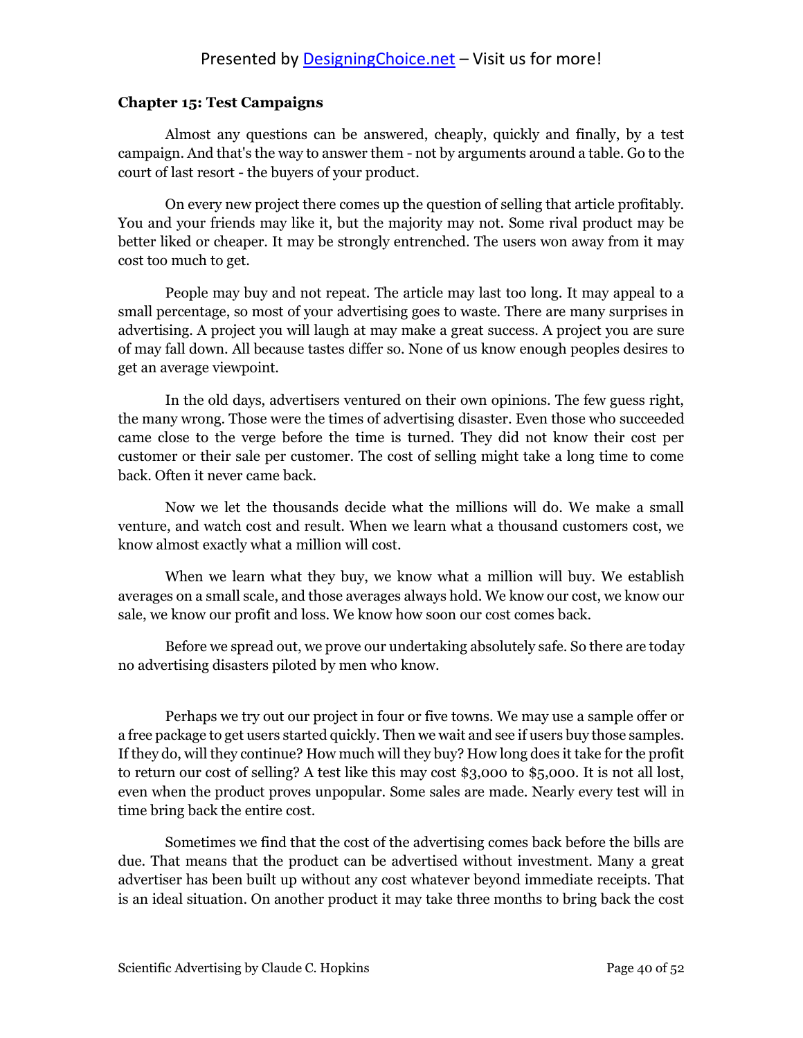**Chapter 15: Test Campaigns**

Almost any questions can be answered, cheaply, quickly and finally, by a test campaign. And that's the way to answer them - not by arguments around a table. Go to the court of last resort - the buyers of your product.

On every new project there comes up the question of selling that article profitably. You and your friends may like it, but the majority may not. Some rival product may be better liked or cheaper. It may be strongly entrenched. The users won away from it may cost too much to get.

People may buy and not repeat. The article may last too long. It may appeal to a small percentage, so most of your advertising goes to waste. There are many surprises in advertising. A project you will laugh at may make a great success. A project you are sure of may fall down. All because tastes differ so. None of us know enough peoples desires to get an average viewpoint.

In the old days, advertisers ventured on their own opinions. The few guess right, the many wrong. Those were the times of advertising disaster. Even those who succeeded came close to the verge before the time is turned. They did not know their cost per customer or their sale per customer. The cost of selling might take a long time to come back. Often it never came back.

Now we let the thousands decide what the millions will do. We make a small venture, and watch cost and result. When we learn what a thousand customers cost, we know almost exactly what a million will cost.

When we learn what they buy, we know what a million will buy. We establish averages on a small scale, and those averages always hold. We know our cost, we know our sale, we know our profit and loss. We know how soon our cost comes back.

Before we spread out, we prove our undertaking absolutely safe. So there are today no advertising disasters piloted by men who know.

Perhaps we try out our project in four or five towns. We may use a sample offer or a free package to get users started quickly. Then we wait and see if users buy those samples. If they do, will they continue? How much will they buy? How long does it take for the profit to return our cost of selling? A test like this may cost $3,000 to $5,000. It is not all lost, even when the product proves unpopular. Some sales are made. Nearly every test will in time bring back the entire cost.

Sometimes we find that the cost of the advertising comes back before the bills are due. That means that the product can be advertised without investment. Many a great advertiser has been built up without any cost whatever beyond immediate receipts. That is an ideal situation. On another product it may take three months to bring back the cost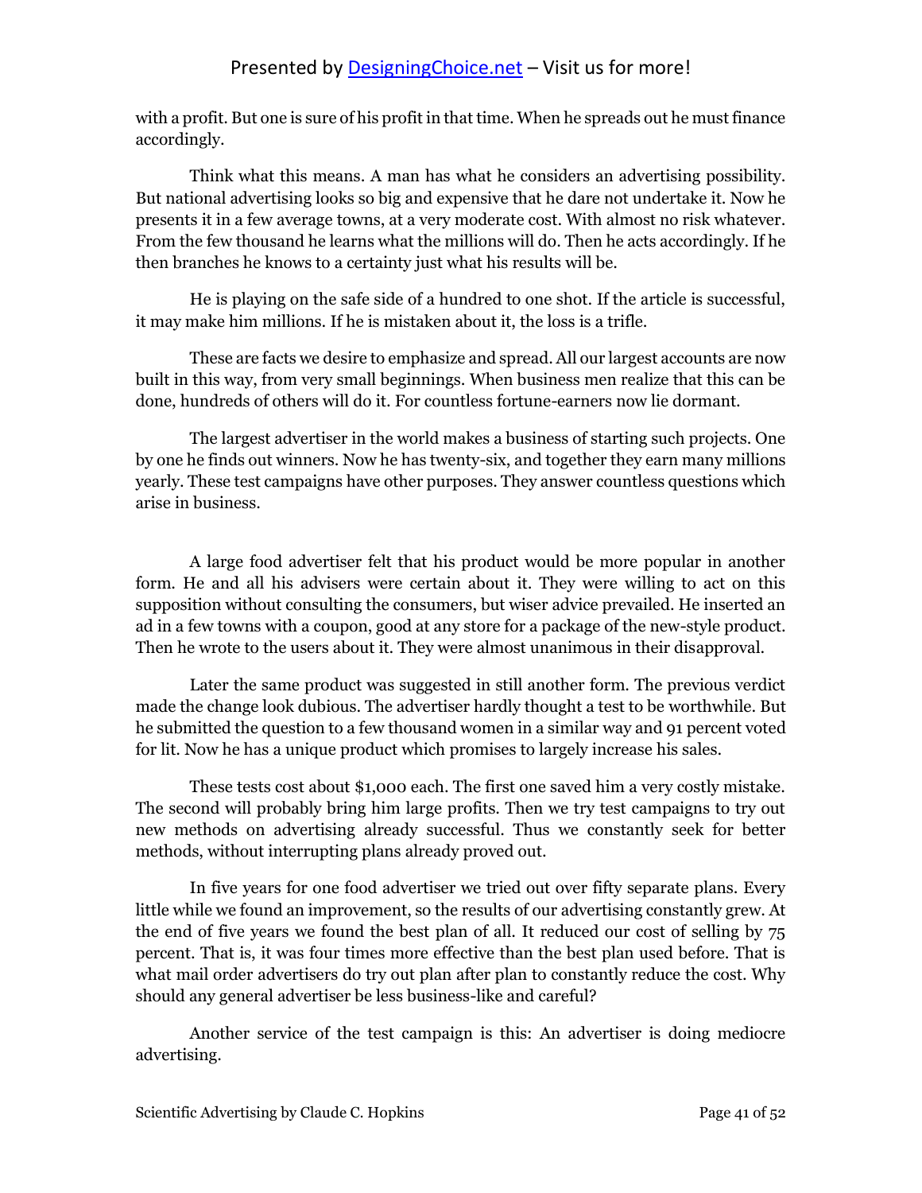with a profit. But one is sure of his profit in that time. When he spreads out he must finance accordingly.

Think what this means. A man has what he considers an advertising possibility. But national advertising looks so big and expensive that he dare not undertake it. Now he presents it in a few average towns, at a very moderate cost. With almost no risk whatever. From the few thousand he learns what the millions will do. Then he acts accordingly. If he then branches he knows to a certainty just what his results will be.

He is playing on the safe side of a hundred to one shot. If the article is successful, it may make him millions. If he is mistaken about it, the loss is a trifle.

These are facts we desire to emphasize and spread. All our largest accounts are now built in this way, from very small beginnings. When business men realize that this can be done, hundreds of others will do it. For countless fortune-earners now lie dormant.

The largest advertiser in the world makes a business of starting such projects. One by one he finds out winners. Now he has twenty-six, and together they earn many millions yearly. These test campaigns have other purposes. They answer countless questions which arise in business.

A large food advertiser felt that his product would be more popular in another form. He and all his advisers were certain about it. They were willing to act on this supposition without consulting the consumers, but wiser advice prevailed. He inserted an ad in a few towns with a coupon, good at any store for a package of the new-style product. Then he wrote to the users about it. They were almost unanimous in their disapproval.

Later the same product was suggested in still another form. The previous verdict made the change look dubious. The advertiser hardly thought a test to be worthwhile. But he submitted the question to a few thousand women in a similar way and 91 percent voted for lit. Now he has a unique product which promises to largely increase his sales.

These tests cost about $1,000 each. The first one saved him a very costly mistake. The second will probably bring him large profits. Then we try test campaigns to try out new methods on advertising already successful. Thus we constantly seek for better methods, without interrupting plans already proved out.

In five years for one food advertiser we tried out over fifty separate plans. Every little while we found an improvement, so the results of our advertising constantly grew. At the end of five years we found the best plan of all. It reduced our cost of selling by 75 percent. That is, it was four times more effective than the best plan used before. That is what mail order advertisers do try out plan after plan to constantly reduce the cost. Why should any general advertiser be less business-like and careful?

Another service of the test campaign is this: An advertiser is doing mediocre advertising.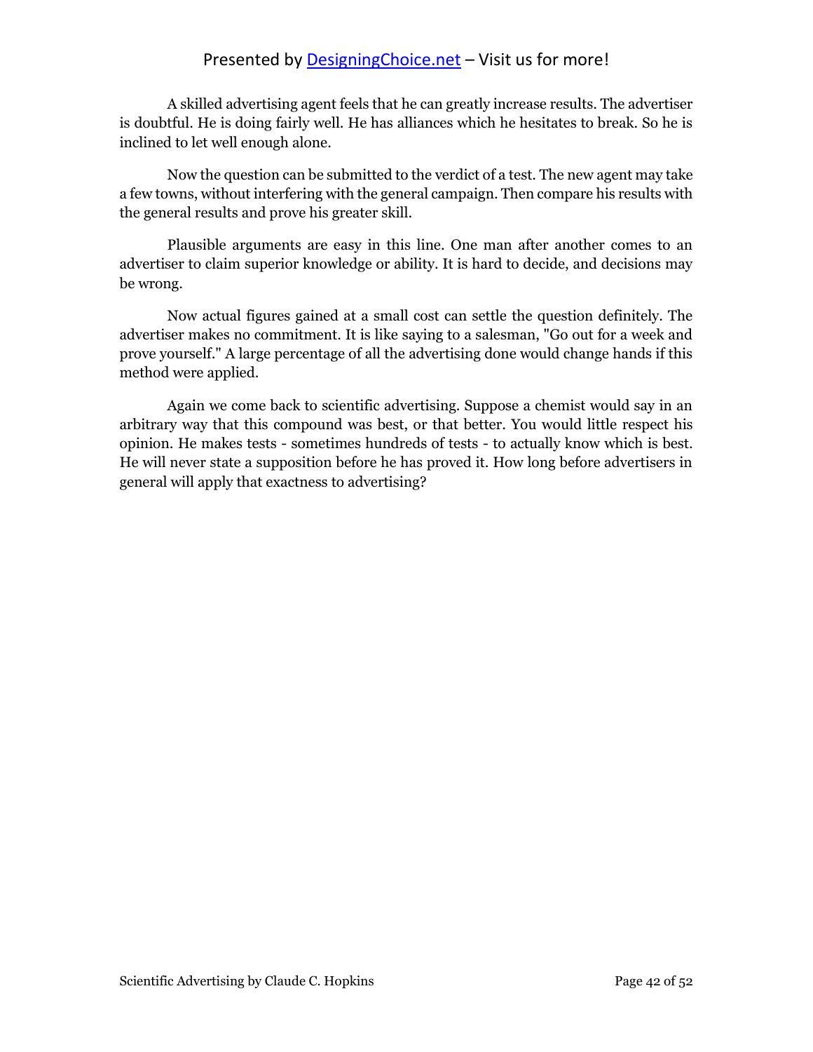A skilled advertising agent feels that he can greatly increase results. The advertiser is doubtful. He is doing fairly well. He has alliances which he hesitates to break. So he is inclined to let well enough alone.

Now the question can be submitted to the verdict of a test. The new agent may take a few towns, without interfering with the general campaign. Then compare his results with the general results and prove his greater skill.

Plausible arguments are easy in this line. One man after another comes to an advertiser to claim superior knowledge or ability. It is hard to decide, and decisions may be wrong.

Now actual figures gained at a small cost can settle the question definitely. The advertiser makes no commitment. It is like saying to a salesman, "Go out for a week and prove yourself." A large percentage of all the advertising done would change hands if this method were applied.

Again we come back to scientific advertising. Suppose a chemist would say in an arbitrary way that this compound was best, or that better. You would little respect his opinion. He makes tests - sometimes hundreds of tests - to actually know which is best. He will never state a supposition before he has proved it. How long before advertisers in general will apply that exactness to advertising?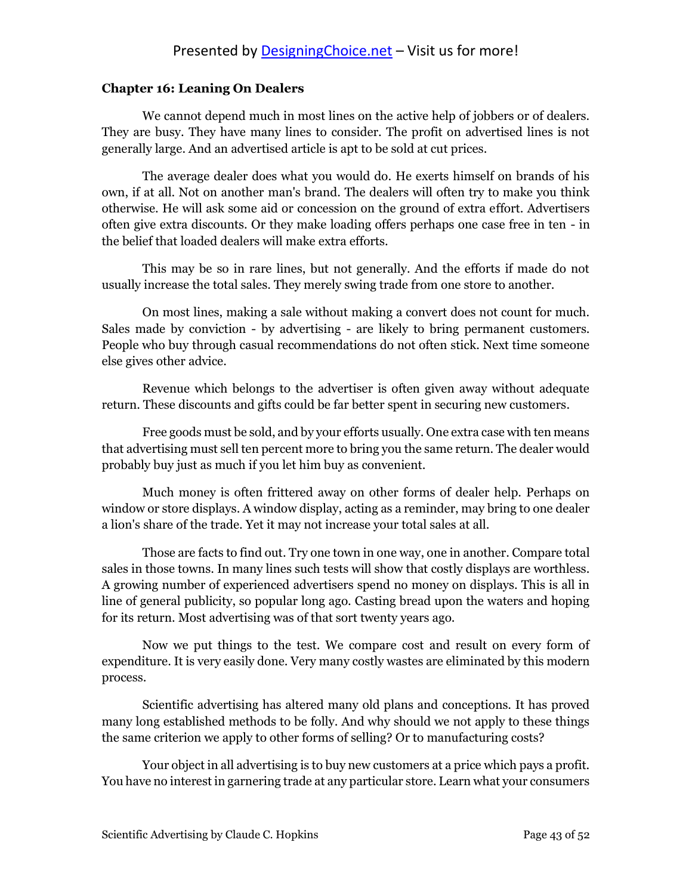## Chapter 16: Leaning On Dealers

We cannot depend much in most lines on the active help of jobbers or of dealers. They are busy. They have many lines to consider. The profit on advertised lines is not generally large. And an advertised article is apt to be sold at cut prices.

The average dealer does what you would do. He exerts himself on brands of his own, if at all. Not on another man's brand. The dealers will often try to make you think otherwise. He will ask some aid or concession on the ground of extra effort. Advertisers often give extra discounts. Or they make loading offers perhaps one case free in ten - in the belief that loaded dealers will make extra efforts.

This may be so in rare lines, but not generally. And the efforts if made do not usually increase the total sales. They merely swing trade from one store to another.

On most lines, making a sale without making a convert does not count for much. Sales made by conviction - by advertising - are likely to bring permanent customers. People who buy through casual recommendations do not often stick. Next time someone else gives other advice.

Revenue which belongs to the advertiser is often given away without adequate return. These discounts and gifts could be far better spent in securing new customers.

Free goods must be sold, and by your efforts usually. One extra case with ten means that advertising must sell ten percent more to bring you the same return. The dealer would probably buy just as much if you let him buy as convenient.

Much money is often frittered away on other forms of dealer help. Perhaps on window or store displays. A window display, acting as a reminder, may bring to one dealer a lion's share of the trade. Yet it may not increase your total sales at all.

Those are facts to find out. Try one town in one way, one in another. Compare total sales in those towns. In many lines such tests will show that costly displays are worthless. A growing number of experienced advertisers spend no money on displays. This is all in line of general publicity, so popular long ago. Casting bread upon the waters and hoping for its return. Most advertising was of that sort twenty years ago.

Now we put things to the test. We compare cost and result on every form of expenditure. It is very easily done. Very many costly wastes are eliminated by this modern process.

Scientific advertising has altered many old plans and conceptions. It has proved many long established methods to be folly. And why should we not apply to these things the same criterion we apply to other forms of selling? Or to manufacturing costs?

Your object in all advertising is to buy new customers at a price which pays a profit. You have no interest in garnering trade at any particular store. Learn what your consumers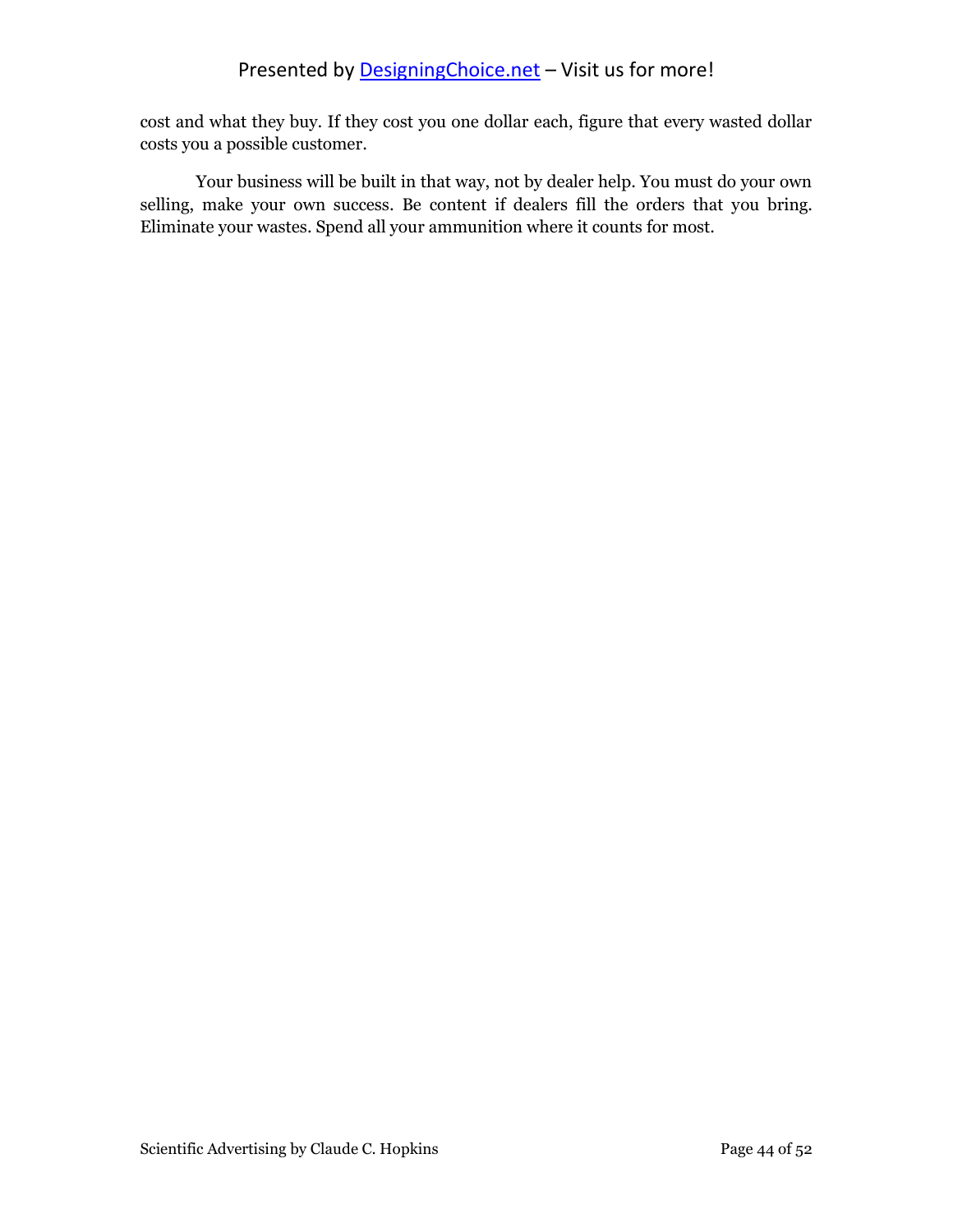cost and what they buy. If they cost you one dollar each, figure that every wasted dollar costs you a possible customer.

Your business will be built in that way, not by dealer help. You must do your own selling, make your own success. Be content if dealers fill the orders that you bring. Eliminate your wastes. Spend all your ammunition where it counts for most.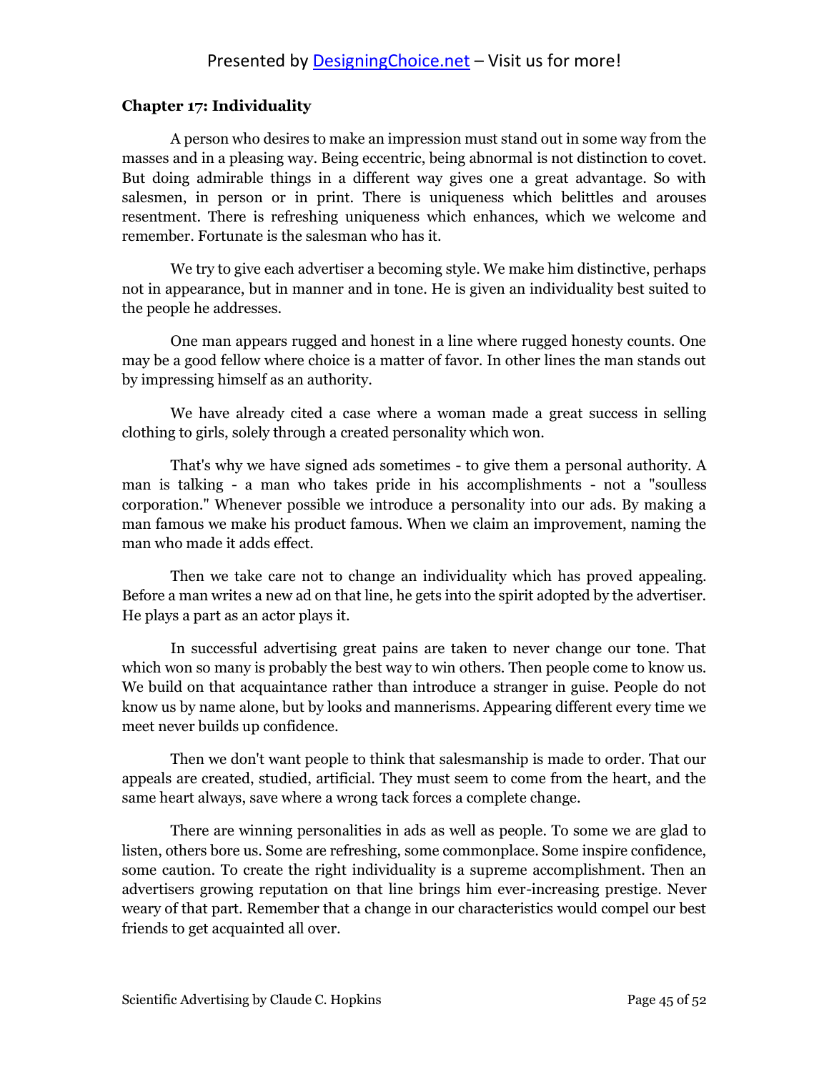**Chapter 17: Individuality**

A person who desires to make an impression must stand out in some way from the masses and in a pleasing way. Being eccentric, being abnormal is not distinction to covet. But doing admirable things in a different way gives one a great advantage. So with salesmen, in person or in print. There is uniqueness which belittles and arouses resentment. There is refreshing uniqueness which enhances, which we welcome and remember. Fortunate is the salesman who has it.

We try to give each advertiser a becoming style. We make him distinctive, perhaps not in appearance, but in manner and in tone. He is given an individuality best suited to the people he addresses.

One man appears rugged and honest in a line where rugged honesty counts. One may be a good fellow where choice is a matter of favor. In other lines the man stands out by impressing himself as an authority.

We have already cited a case where a woman made a great success in selling clothing to girls, solely through a created personality which won.

That's why we have signed ads sometimes - to give them a personal authority. A man is talking - a man who takes pride in his accomplishments - not a "soulless corporation." Whenever possible we introduce a personality into our ads. By making a man famous we make his product famous. When we claim an improvement, naming the man who made it adds effect.

Then we take care not to change an individuality which has proved appealing. Before a man writes a new ad on that line, he gets into the spirit adopted by the advertiser. He plays a part as an actor plays it.

In successful advertising great pains are taken to never change our tone. That which won so many is probably the best way to win others. Then people come to know us. We build on that acquaintance rather than introduce a stranger in guise. People do not know us by name alone, but by looks and mannerisms. Appearing different every time we meet never builds up confidence.

Then we don't want people to think that salesmanship is made to order. That our appeals are created, studied, artificial. They must seem to come from the heart, and the same heart always, save where a wrong tack forces a complete change.

There are winning personalities in ads as well as people. To some we are glad to listen, others bore us. Some are refreshing, some commonplace. Some inspire confidence, some caution. To create the right individuality is a supreme accomplishment. Then an advertisers growing reputation on that line brings him ever-increasing prestige. Never weary of that part. Remember that a change in our characteristics would compel our best friends to get acquainted all over.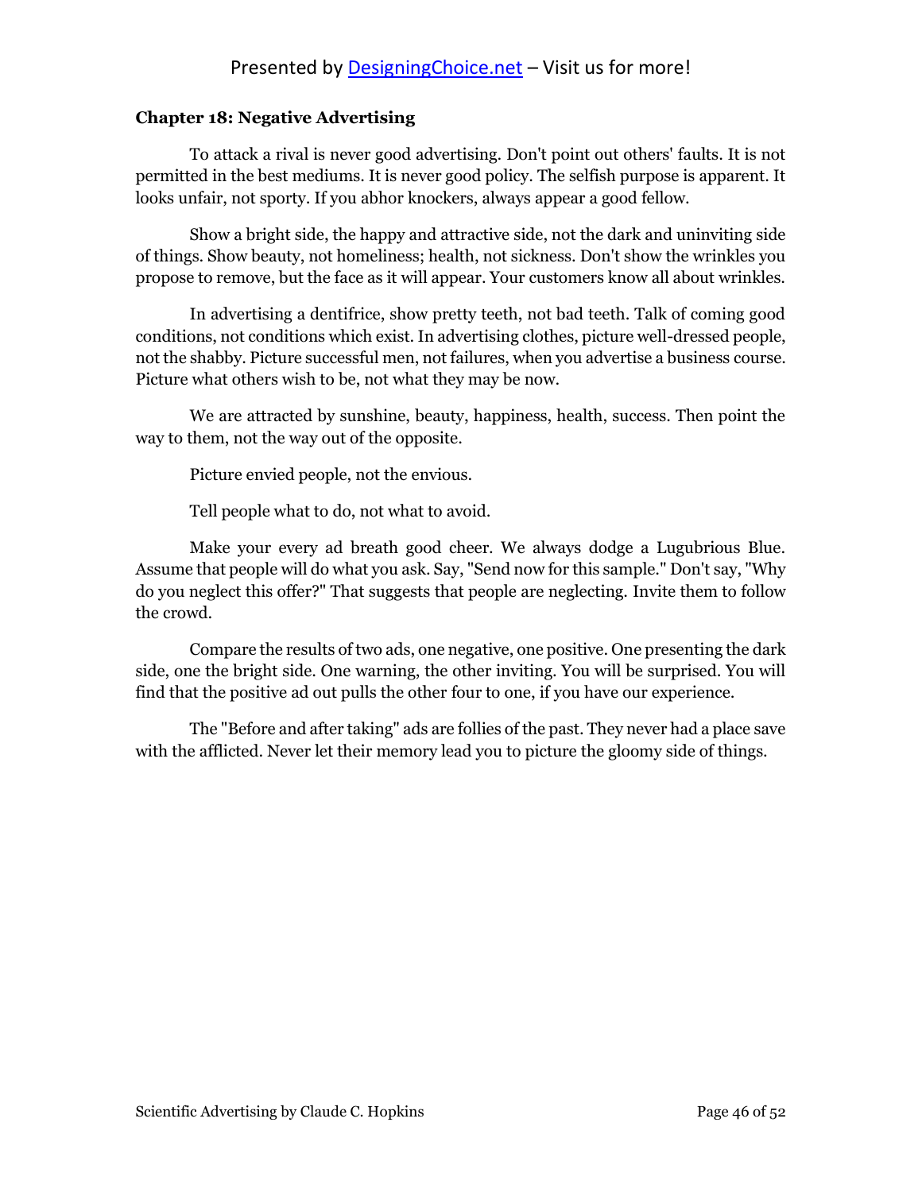## Chapter 18: Negative Advertising

To attack a rival is never good advertising. Don't point out others' faults. It is not permitted in the best mediums. It is never good policy. The selfish purpose is apparent. It looks unfair, not sporty. If you abhor knockers, always appear a good fellow.

Show a bright side, the happy and attractive side, not the dark and uninviting side of things. Show beauty, not homeliness; health, not sickness. Don't show the wrinkles you propose to remove, but the face as it will appear. Your customers know all about wrinkles.

In advertising a dentifrice, show pretty teeth, not bad teeth. Talk of coming good conditions, not conditions which exist. In advertising clothes, picture well-dressed people, not the shabby. Picture successful men, not failures, when you advertise a business course. Picture what others wish to be, not what they may be now.

We are attracted by sunshine, beauty, happiness, health, success. Then point the way to them, not the way out of the opposite.

Picture envied people, not the envious.

Tell people what to do, not what to avoid.

Make your every ad breath good cheer. We always dodge a Lugubrious Blue. Assume that people will do what you ask. Say, "Send now for this sample." Don't say, "Why do you neglect this offer?" That suggests that people are neglecting. Invite them to follow the crowd.

Compare the results of two ads, one negative, one positive. One presenting the dark side, one the bright side. One warning, the other inviting. You will be surprised. You will find that the positive ad out pulls the other four to one, if you have our experience.

The "Before and after taking" ads are follies of the past. They never had a place save with the afflicted. Never let their memory lead you to picture the gloomy side of things.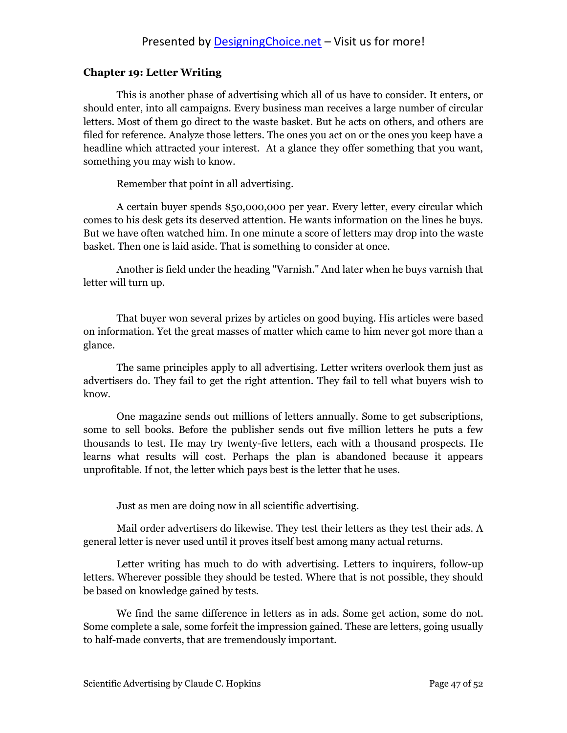**Chapter 19: Letter Writing**

This is another phase of advertising which all of us have to consider. It enters, or should enter, into all campaigns. Every business man receives a large number of circular letters. Most of them go direct to the waste basket. But he acts on others, and others are filed for reference. Analyze those letters. The ones you act on or the ones you keep have a headline which attracted your interest. At a glance they offer something that you want, something you may wish to know.

Remember that point in all advertising.

A certain buyer spends $50,000,000 per year. Every letter, every circular which comes to his desk gets its deserved attention. He wants information on the lines he buys. But we have often watched him. In one minute a score of letters may drop into the waste basket. Then one is laid aside. That is something to consider at once.

Another is field under the heading "Varnish." And later when he buys varnish that letter will turn up.

That buyer won several prizes by articles on good buying. His articles were based on information. Yet the great masses of matter which came to him never got more than a glance.

The same principles apply to all advertising. Letter writers overlook them just as advertisers do. They fail to get the right attention. They fail to tell what buyers wish to know.

One magazine sends out millions of letters annually. Some to get subscriptions, some to sell books. Before the publisher sends out five million letters he puts a few thousands to test. He may try twenty-five letters, each with a thousand prospects. He learns what results will cost. Perhaps the plan is abandoned because it appears unprofitable. If not, the letter which pays best is the letter that he uses.

Just as men are doing now in all scientific advertising.

Mail order advertisers do likewise. They test their letters as they test their ads. A general letter is never used until it proves itself best among many actual returns.

Letter writing has much to do with advertising. Letters to inquirers, follow-up letters. Wherever possible they should be tested. Where that is not possible, they should be based on knowledge gained by tests.

We find the same difference in letters as in ads. Some get action, some do not. Some complete a sale, some forfeit the impression gained. These are letters, going usually to half-made converts, that are tremendously important.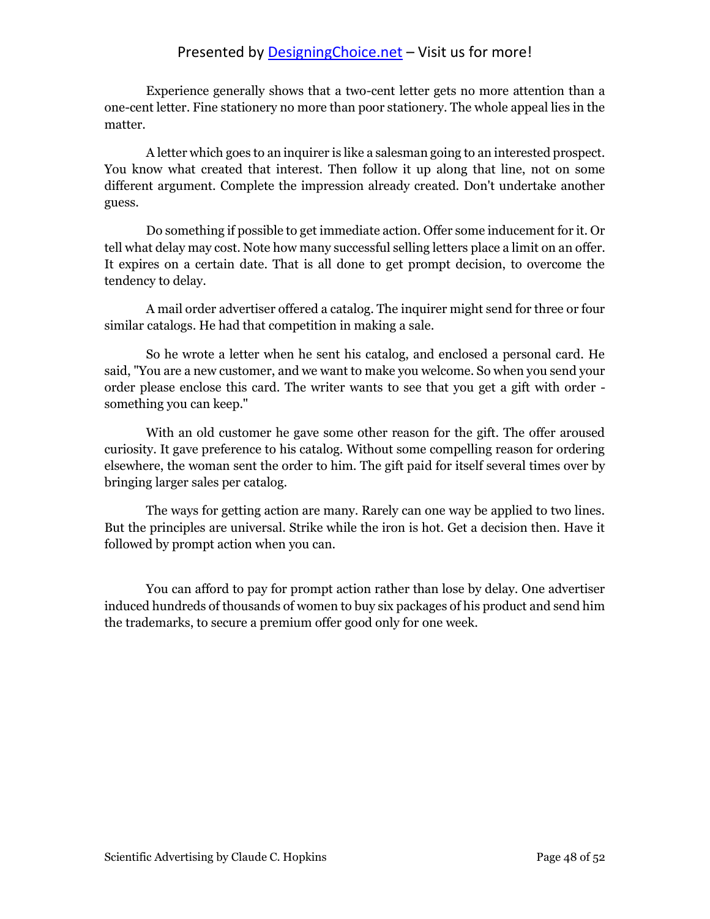Experience generally shows that a two-cent letter gets no more attention than a one-cent letter. Fine stationery no more than poor stationery. The whole appeal lies in the matter.

A letter which goes to an inquirer is like a salesman going to an interested prospect. You know what created that interest. Then follow it up along that line, not on some different argument. Complete the impression already created. Don't undertake another guess.

Do something if possible to get immediate action. Offer some inducement for it. Or tell what delay may cost. Note how many successful selling letters place a limit on an offer. It expires on a certain date. That is all done to get prompt decision, to overcome the tendency to delay.

A mail order advertiser offered a catalog. The inquirer might send for three or four similar catalogs. He had that competition in making a sale.

So he wrote a letter when he sent his catalog, and enclosed a personal card. He said, "You are a new customer, and we want to make you welcome. So when you send your order please enclose this card. The writer wants to see that you get a gift with order - something you can keep."

With an old customer he gave some other reason for the gift. The offer aroused curiosity. It gave preference to his catalog. Without some compelling reason for ordering elsewhere, the woman sent the order to him. The gift paid for itself several times over by bringing larger sales per catalog.

The ways for getting action are many. Rarely can one way be applied to two lines. But the principles are universal. Strike while the iron is hot. Get a decision then. Have it followed by prompt action when you can.

You can afford to pay for prompt action rather than lose by delay. One advertiser induced hundreds of thousands of women to buy six packages of his product and send him the trademarks, to secure a premium offer good only for one week.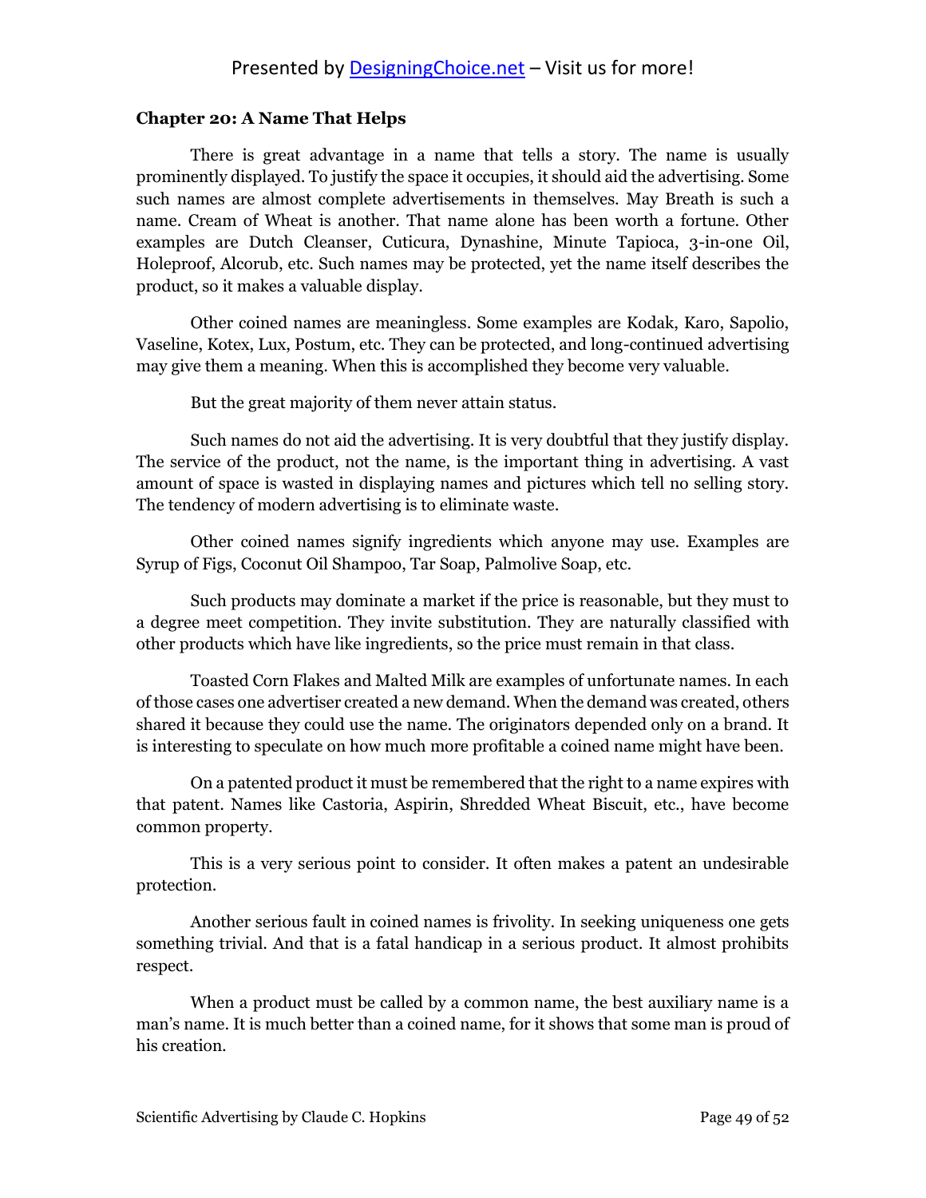## Chapter 20: A Name That Helps

There is great advantage in a name that tells a story. The name is usually prominently displayed. To justify the space it occupies, it should aid the advertising. Some such names are almost complete advertisements in themselves. May Breath is such a name. Cream of Wheat is another. That name alone has been worth a fortune. Other examples are Dutch Cleanser, Cuticura, Dynashine, Minute Tapioca, 3-in-one Oil, Holeproof, Alcorub, etc. Such names may be protected, yet the name itself describes the product, so it makes a valuable display.

Other coined names are meaningless. Some examples are Kodak, Karo, Sapolio, Vaseline, Kotex, Lux, Postum, etc. They can be protected, and long-continued advertising may give them a meaning. When this is accomplished they become very valuable.

But the great majority of them never attain status.

Such names do not aid the advertising. It is very doubtful that they justify display. The service of the product, not the name, is the important thing in advertising. A vast amount of space is wasted in displaying names and pictures which tell no selling story. The tendency of modern advertising is to eliminate waste.

Other coined names signify ingredients which anyone may use. Examples are Syrup of Figs, Coconut Oil Shampoo, Tar Soap, Palmolive Soap, etc.

Such products may dominate a market if the price is reasonable, but they must to a degree meet competition. They invite substitution. They are naturally classified with other products which have like ingredients, so the price must remain in that class.

Toasted Corn Flakes and Malted Milk are examples of unfortunate names. In each of those cases one advertiser created a new demand. When the demand was created, others shared it because they could use the name. The originators depended only on a brand. It is interesting to speculate on how much more profitable a coined name might have been.

On a patented product it must be remembered that the right to a name expires with that patent. Names like Castoria, Aspirin, Shredded Wheat Biscuit, etc., have become common property.

This is a very serious point to consider. It often makes a patent an undesirable protection.

Another serious fault in coined names is frivolity. In seeking uniqueness one gets something trivial. And that is a fatal handicap in a serious product. It almost prohibits respect.

When a product must be called by a common name, the best auxiliary name is a man's name. It is much better than a coined name, for it shows that some man is proud of his creation.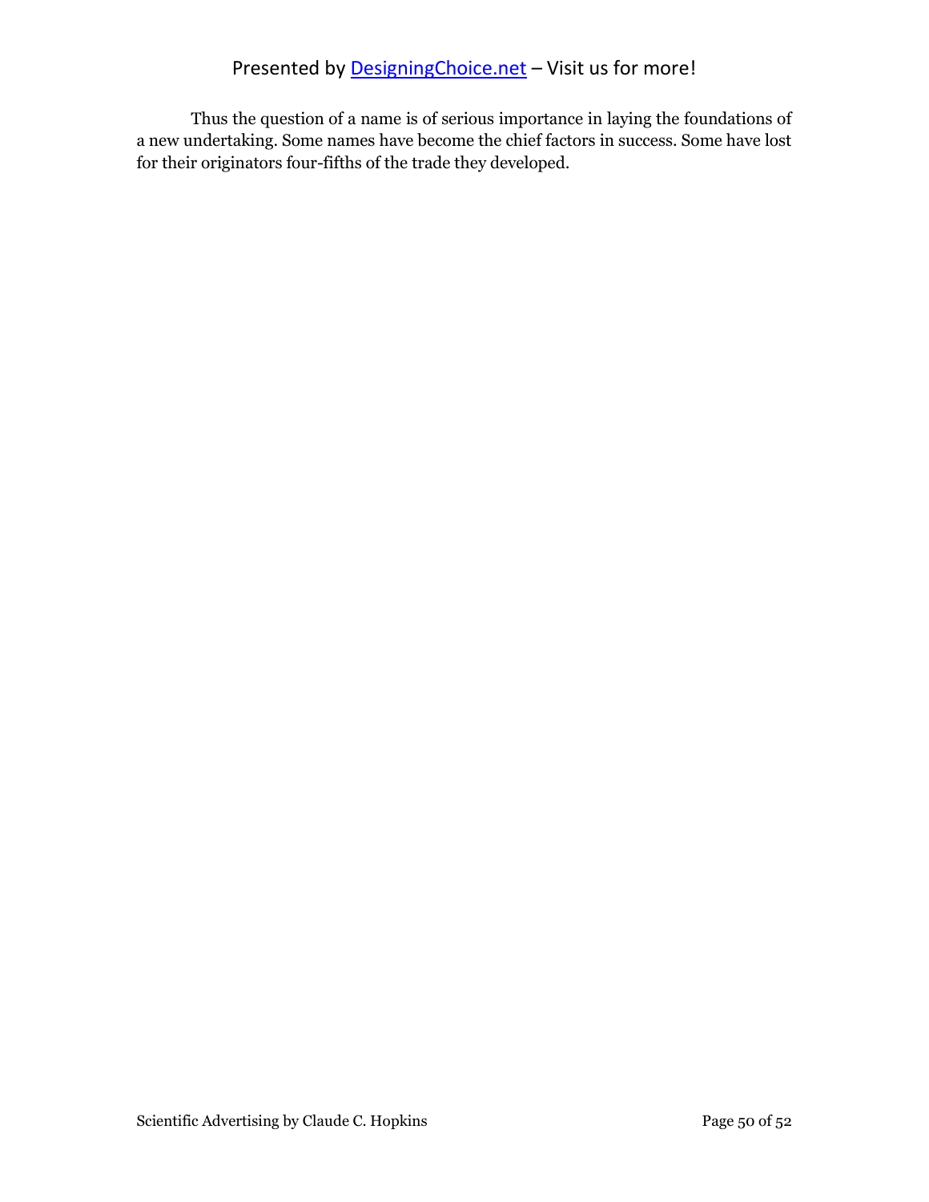Thus the question of a name is of serious importance in laying the foundations of a new undertaking. Some names have become the chief factors in success. Some have lost for their originators four-fifths of the trade they developed.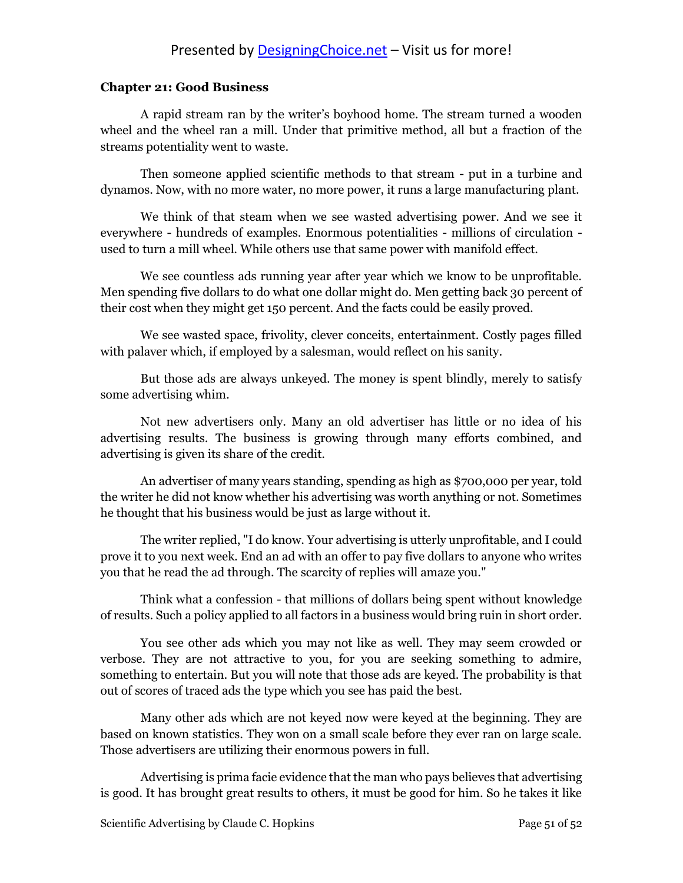### Chapter 21: Good Business

A rapid stream ran by the writer's boyhood home. The stream turned a wooden wheel and the wheel ran a mill. Under that primitive method, all but a fraction of the streams potentiality went to waste.

Then someone applied scientific methods to that stream - put in a turbine and dynamos. Now, with no more water, no more power, it runs a large manufacturing plant.

We think of that steam when we see wasted advertising power. And we see it everywhere - hundreds of examples. Enormous potentialities - millions of circulation - used to turn a mill wheel. While others use that same power with manifold effect.

We see countless ads running year after year which we know to be unprofitable. Men spending five dollars to do what one dollar might do. Men getting back 30 percent of their cost when they might get 150 percent. And the facts could be easily proved.

We see wasted space, frivolity, clever conceits, entertainment. Costly pages filled with palaver which, if employed by a salesman, would reflect on his sanity.

But those ads are always unkeyed. The money is spent blindly, merely to satisfy some advertising whim.

Not new advertisers only. Many an old advertiser has little or no idea of his advertising results. The business is growing through many efforts combined, and advertising is given its share of the credit.

An advertiser of many years standing, spending as high as $700,000 per year, told the writer he did not know whether his advertising was worth anything or not. Sometimes he thought that his business would be just as large without it.

The writer replied, "I do know. Your advertising is utterly unprofitable, and I could prove it to you next week. End an ad with an offer to pay five dollars to anyone who writes you that he read the ad through. The scarcity of replies will amaze you."

Think what a confession - that millions of dollars being spent without knowledge of results. Such a policy applied to all factors in a business would bring ruin in short order.

You see other ads which you may not like as well. They may seem crowded or verbose. They are not attractive to you, for you are seeking something to admire, something to entertain. But you will note that those ads are keyed. The probability is that out of scores of traced ads the type which you see has paid the best.

Many other ads which are not keyed now were keyed at the beginning. They are based on known statistics. They won on a small scale before they ever ran on large scale. Those advertisers are utilizing their enormous powers in full.

Advertising is prima facie evidence that the man who pays believes that advertising is good. It has brought great results to others, it must be good for him. So he takes it like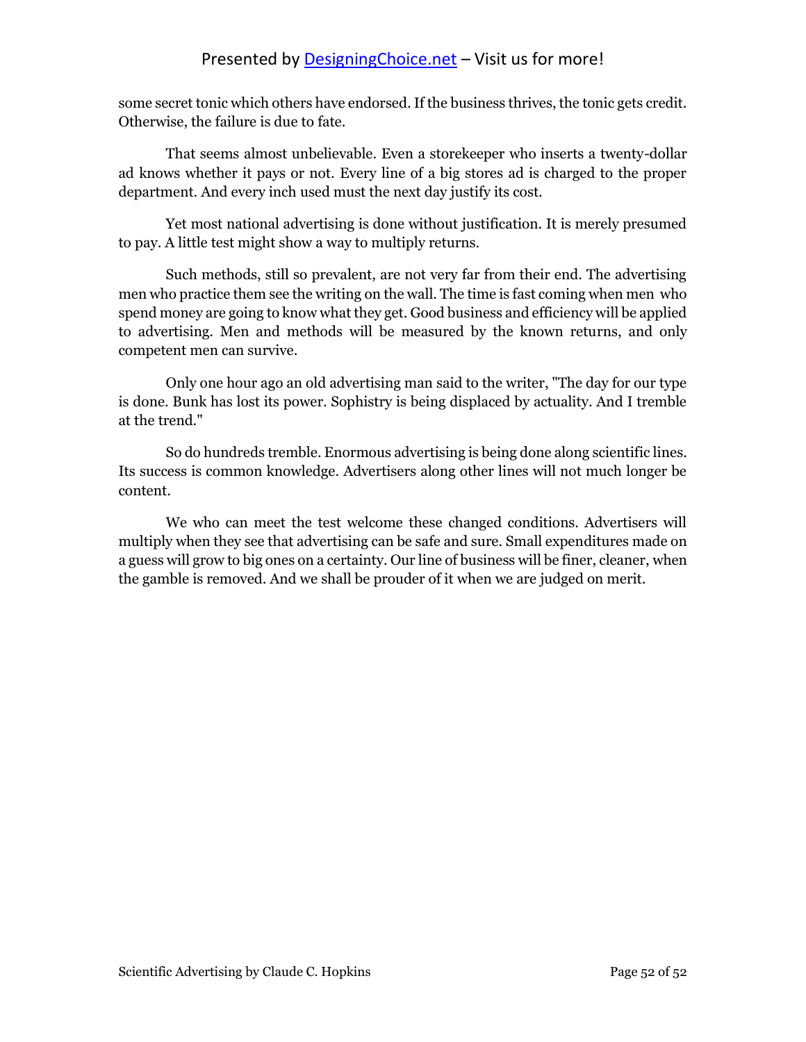some secret tonic which others have endorsed. If the business thrives, the tonic gets credit. Otherwise, the failure is due to fate.

That seems almost unbelievable. Even a storekeeper who inserts a twenty-dollar ad knows whether it pays or not. Every line of a big stores ad is charged to the proper department. And every inch used must the next day justify its cost.

Yet most national advertising is done without justification. It is merely presumed to pay. A little test might show a way to multiply returns.

Such methods, still so prevalent, are not very far from their end. The advertising men who practice them see the writing on the wall. The time is fast coming when men who spend money are going to know what they get. Good business and efficiency will be applied to advertising. Men and methods will be measured by the known returns, and only competent men can survive.

Only one hour ago an old advertising man said to the writer, "The day for our type is done. Bunk has lost its power. Sophistry is being displaced by actuality. And I tremble at the trend."

So do hundreds tremble. Enormous advertising is being done along scientific lines. Its success is common knowledge. Advertisers along other lines will not much longer be content.

We who can meet the test welcome these changed conditions. Advertisers will multiply when they see that advertising can be safe and sure. Small expenditures made on a guess will grow to big ones on a certainty. Our line of business will be finer, cleaner, when the gamble is removed. And we shall be prouder of it when we are judged on merit.